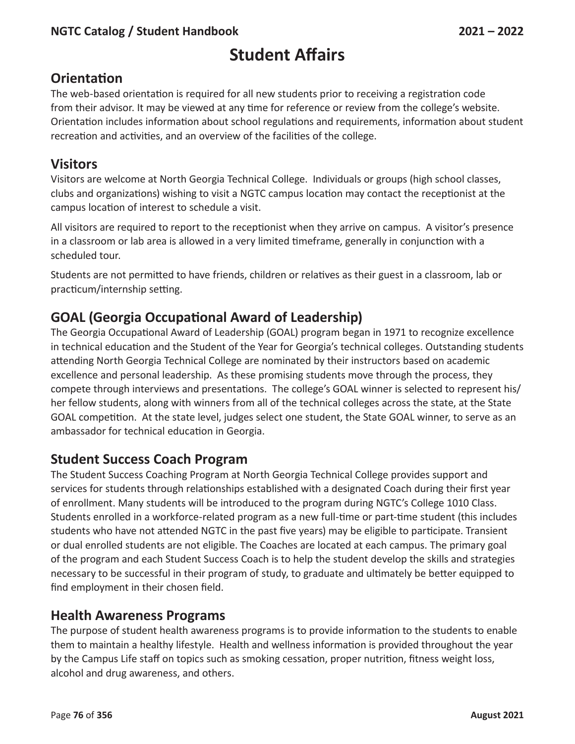# Student Affairs

## Orientation

The web-based orientation is required for all new students prior to receiving a registration code from their advisor. It may be viewed at any time for reference or review from the college's website. Orientation includes information about school regulations and requirements, information about student recreation and activities, and an overview of the facilities of the college.

## Visitors

Visitors are welcome at North Georgia Technical College. Individuals or groups (high school classes, clubs and organizations) wishing to visit a NGTC campus location may contact the receptionist at the campus location of interest to schedule a visit.

All visitors are required to report to the receptionist when they arrive on campus. A visitor's presence in a classroom or lab area is allowed in a very limited timeframe, generally in conjunction with a scheduled tour.

Students are not permitted to have friends, children or relatives as their guest in a classroom, lab or practicum/internship setting.

## GOAL (Georgia Occupational Award of Leadership)

The Georgia Occupational Award of Leadership (GOAL) program began in 1971 to recognize excellence in technical education and the Student of the Year for Georgia's technical colleges. Outstanding students attending North Georgia Technical College are nominated by their instructors based on academic excellence and personal leadership. As these promising students move through the process, they compete through interviews and presentations. The college's GOAL winner is selected to represent his/her fellow students, along with winners from all of the technical colleges across the state, at the State GOAL competition. At the state level, judges select one student, the State GOAL winner, to serve as an ambassador for technical education in Georgia.

## Student Success Coach Program

The Student Success Coaching Program at North Georgia Technical College provides support and services for students through relationships established with a designated Coach during their first year of enrollment. Many students will be introduced to the program during NGTC's College 1010 Class. Students enrolled in a workforce-related program as a new full-time or part-time student (this includes students who have not attended NGTC in the past five years) may be eligible to participate. Transient or dual enrolled students are not eligible. The Coaches are located at each campus. The primary goal of the program and each Student Success Coach is to help the student develop the skills and strategies necessary to be successful in their program of study, to graduate and ultimately be better equipped to find employment in their chosen field.

## Health Awareness Programs

The purpose of student health awareness programs is to provide information to the students to enable them to maintain a healthy lifestyle. Health and wellness information is provided throughout the year by the Campus Life staff on topics such as smoking cessation, proper nutrition, fitness weight loss, alcohol and drug awareness, and others.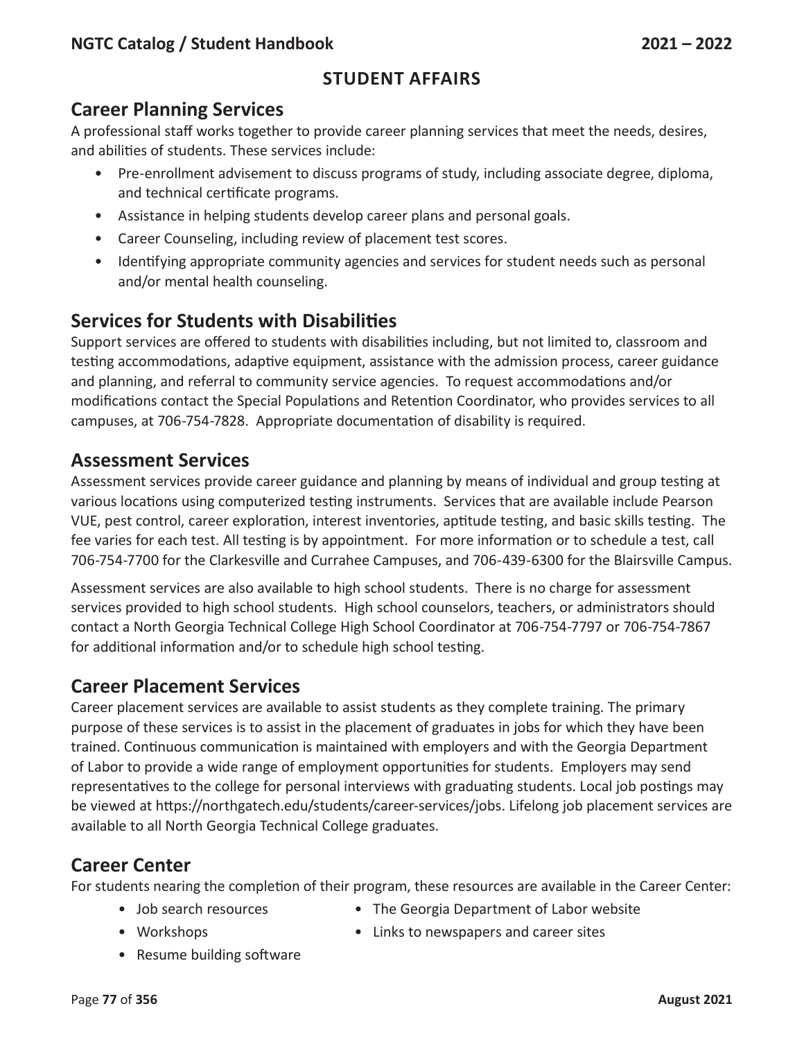# STUDENT AFFAIRS

## Career Planning Services

A professional staff works together to provide career planning services that meet the needs, desires, and abilities of students. These services include:

- Pre-enrollment advisement to discuss programs of study, including associate degree, diploma, and technical certificate programs.
- Assistance in helping students develop career plans and personal goals.
- Career Counseling, including review of placement test scores.
- Identifying appropriate community agencies and services for student needs such as personal and/or mental health counseling.

## Services for Students with Disabilities

Support services are offered to students with disabilities including, but not limited to, classroom and testing accommodations, adaptive equipment, assistance with the admission process, career guidance and planning, and referral to community service agencies. To request accommodations and/or modifications contact the Special Populations and Retention Coordinator, who provides services to all campuses, at 706-754-7828. Appropriate documentation of disability is required.

## Assessment Services

Assessment services provide career guidance and planning by means of individual and group testing at various locations using computerized testing instruments. Services that are available include Pearson VUE, pest control, career exploration, interest inventories, aptitude testing, and basic skills testing. The fee varies for each test. All testing is by appointment. For more information or to schedule a test, call 706-754-7700 for the Clarkesville and Currahee Campuses, and 706-439-6300 for the Blairsville Campus.

Assessment services are also available to high school students. There is no charge for assessment services provided to high school students. High school counselors, teachers, or administrators should contact a North Georgia Technical College High School Coordinator at 706-754-7797 or 706-754-7867 for additional information and/or to schedule high school testing.

## Career Placement Services

Career placement services are available to assist students as they complete training. The primary purpose of these services is to assist in the placement of graduates in jobs for which they have been trained. Continuous communication is maintained with employers and with the Georgia Department of Labor to provide a wide range of employment opportunities for students. Employers may send representatives to the college for personal interviews with graduating students. Local job postings may be viewed at https://northgatech.edu/students/career-services/jobs. Lifelong job placement services are available to all North Georgia Technical College graduates.

## Career Center

For students nearing the completion of their program, these resources are available in the Career Center:

- Job search resources
- Workshops
- Resume building software
- The Georgia Department of Labor website
- Links to newspapers and career sites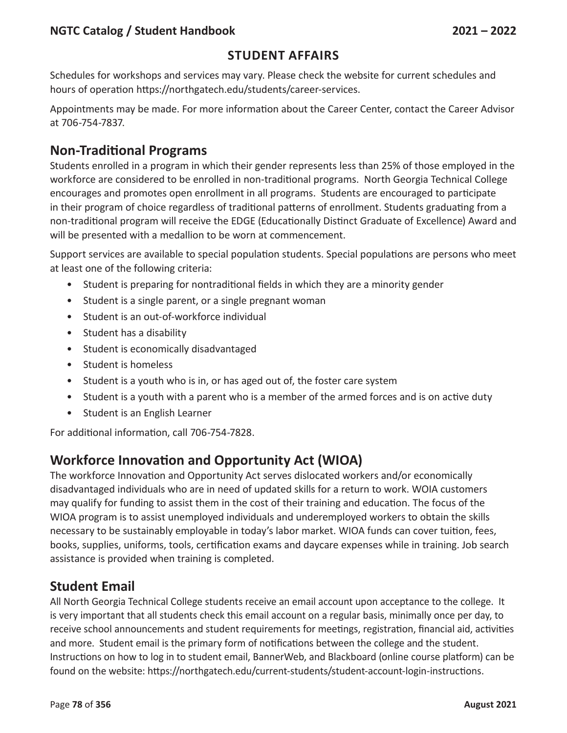## STUDENT AFFAIRS

Schedules for workshops and services may vary. Please check the website for current schedules and hours of operation https://northgatech.edu/students/career-services.

Appointments may be made. For more information about the Career Center, contact the Career Advisor at 706-754-7837.

## Non-Traditional Programs

Students enrolled in a program in which their gender represents less than 25% of those employed in the workforce are considered to be enrolled in non-traditional programs. North Georgia Technical College encourages and promotes open enrollment in all programs. Students are encouraged to participate in their program of choice regardless of traditional patterns of enrollment. Students graduating from a non-traditional program will receive the EDGE (Educationally Distinct Graduate of Excellence) Award and will be presented with a medallion to be worn at commencement.

Support services are available to special population students. Special populations are persons who meet at least one of the following criteria:

- Student is preparing for nontraditional fields in which they are a minority gender
- Student is a single parent, or a single pregnant woman
- Student is an out-of-workforce individual
- Student has a disability
- Student is economically disadvantaged
- Student is homeless
- Student is a youth who is in, or has aged out of, the foster care system
- Student is a youth with a parent who is a member of the armed forces and is on active duty
- Student is an English Learner

For additional information, call 706-754-7828.

## Workforce Innovation and Opportunity Act (WIOA)

The workforce Innovation and Opportunity Act serves dislocated workers and/or economically disadvantaged individuals who are in need of updated skills for a return to work. WOIA customers may qualify for funding to assist them in the cost of their training and education. The focus of the WIOA program is to assist unemployed individuals and underemployed workers to obtain the skills necessary to be sustainably employable in today's labor market. WIOA funds can cover tuition, fees, books, supplies, uniforms, tools, certification exams and daycare expenses while in training. Job search assistance is provided when training is completed.

## Student Email

All North Georgia Technical College students receive an email account upon acceptance to the college. It is very important that all students check this email account on a regular basis, minimally once per day, to receive school announcements and student requirements for meetings, registration, financial aid, activities and more. Student email is the primary form of notifications between the college and the student. Instructions on how to log in to student email, BannerWeb, and Blackboard (online course platform) can be found on the website: https://northgatech.edu/current-students/student-account-login-instructions.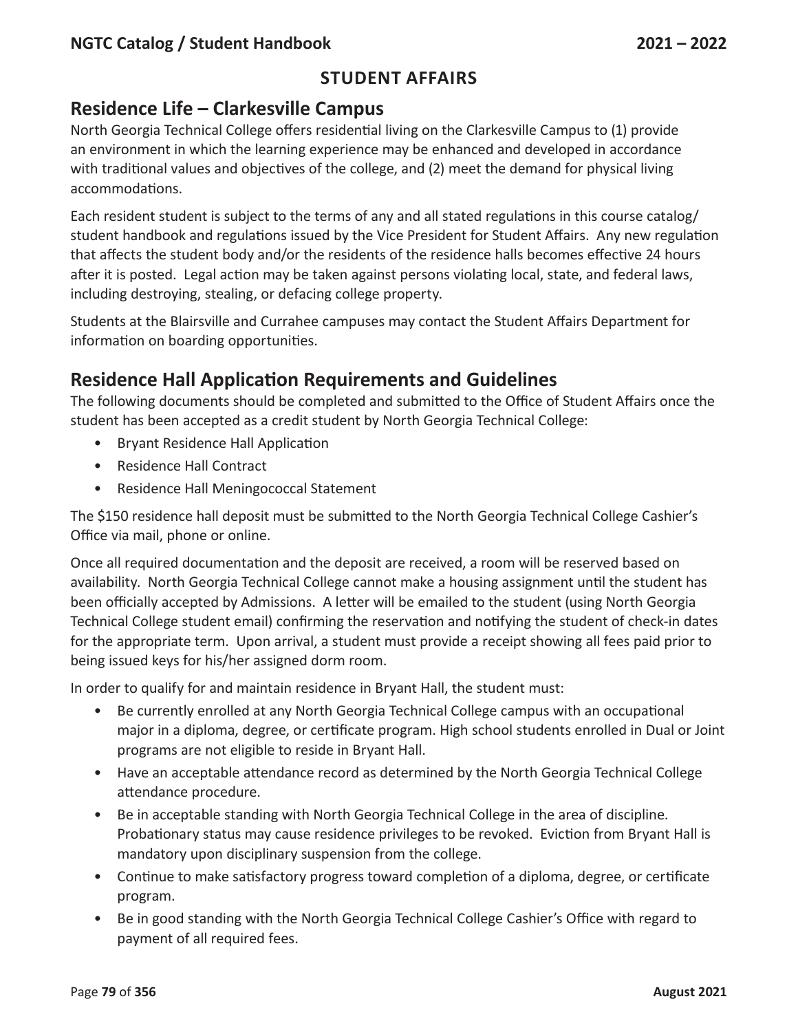## STUDENT AFFAIRS

## Residence Life – Clarkesville Campus

North Georgia Technical College offers residential living on the Clarkesville Campus to (1) provide an environment in which the learning experience may be enhanced and developed in accordance with traditional values and objectives of the college, and (2) meet the demand for physical living accommodations.

Each resident student is subject to the terms of any and all stated regulations in this course catalog/ student handbook and regulations issued by the Vice President for Student Affairs. Any new regulation that affects the student body and/or the residents of the residence halls becomes effective 24 hours after it is posted. Legal action may be taken against persons violating local, state, and federal laws, including destroying, stealing, or defacing college property.

Students at the Blairsville and Currahee campuses may contact the Student Affairs Department for information on boarding opportunities.

## Residence Hall Application Requirements and Guidelines

The following documents should be completed and submitted to the Office of Student Affairs once the student has been accepted as a credit student by North Georgia Technical College:

- Bryant Residence Hall Application
- Residence Hall Contract
- Residence Hall Meningococcal Statement

The $150 residence hall deposit must be submitted to the North Georgia Technical College Cashier's Office via mail, phone or online.

Once all required documentation and the deposit are received, a room will be reserved based on availability. North Georgia Technical College cannot make a housing assignment until the student has been officially accepted by Admissions. A letter will be emailed to the student (using North Georgia Technical College student email) confirming the reservation and notifying the student of check-in dates for the appropriate term. Upon arrival, a student must provide a receipt showing all fees paid prior to being issued keys for his/her assigned dorm room.

In order to qualify for and maintain residence in Bryant Hall, the student must:

- Be currently enrolled at any North Georgia Technical College campus with an occupational major in a diploma, degree, or certificate program. High school students enrolled in Dual or Joint programs are not eligible to reside in Bryant Hall.
- Have an acceptable attendance record as determined by the North Georgia Technical College attendance procedure.
- Be in acceptable standing with North Georgia Technical College in the area of discipline. Probationary status may cause residence privileges to be revoked. Eviction from Bryant Hall is mandatory upon disciplinary suspension from the college.
- Continue to make satisfactory progress toward completion of a diploma, degree, or certificate program.
- Be in good standing with the North Georgia Technical College Cashier's Office with regard to payment of all required fees.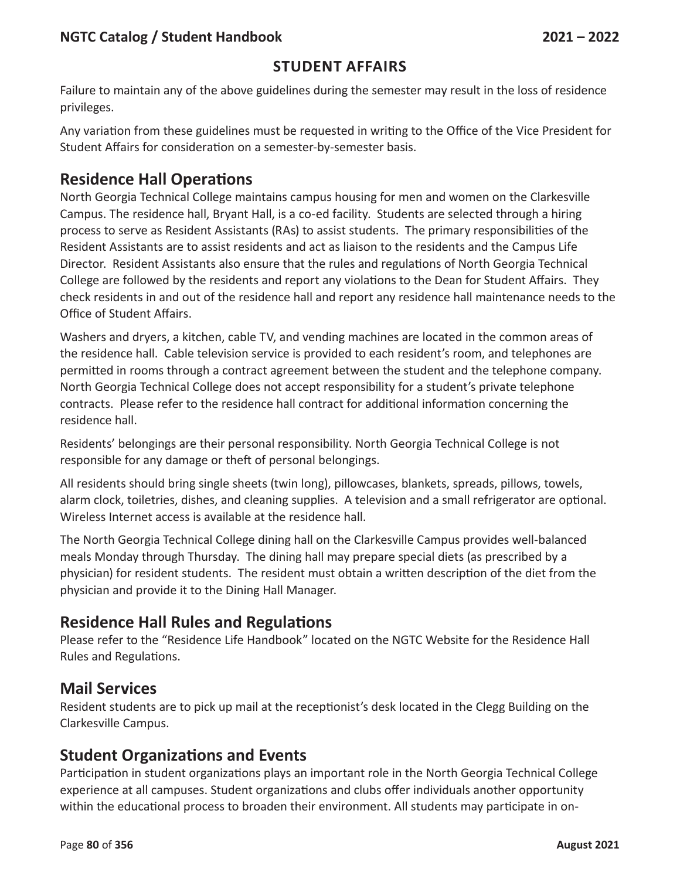## STUDENT AFFAIRS

Failure to maintain any of the above guidelines during the semester may result in the loss of residence privileges.

Any variation from these guidelines must be requested in writing to the Office of the Vice President for Student Affairs for consideration on a semester-by-semester basis.

## Residence Hall Operations

North Georgia Technical College maintains campus housing for men and women on the Clarkesville Campus. The residence hall, Bryant Hall, is a co-ed facility. Students are selected through a hiring process to serve as Resident Assistants (RAs) to assist students. The primary responsibilities of the Resident Assistants are to assist residents and act as liaison to the residents and the Campus Life Director. Resident Assistants also ensure that the rules and regulations of North Georgia Technical College are followed by the residents and report any violations to the Dean for Student Affairs. They check residents in and out of the residence hall and report any residence hall maintenance needs to the Office of Student Affairs.

Washers and dryers, a kitchen, cable TV, and vending machines are located in the common areas of the residence hall. Cable television service is provided to each resident's room, and telephones are permitted in rooms through a contract agreement between the student and the telephone company. North Georgia Technical College does not accept responsibility for a student's private telephone contracts. Please refer to the residence hall contract for additional information concerning the residence hall.

Residents' belongings are their personal responsibility. North Georgia Technical College is not responsible for any damage or theft of personal belongings.

All residents should bring single sheets (twin long), pillowcases, blankets, spreads, pillows, towels, alarm clock, toiletries, dishes, and cleaning supplies. A television and a small refrigerator are optional. Wireless Internet access is available at the residence hall.

The North Georgia Technical College dining hall on the Clarkesville Campus provides well-balanced meals Monday through Thursday. The dining hall may prepare special diets (as prescribed by a physician) for resident students. The resident must obtain a written description of the diet from the physician and provide it to the Dining Hall Manager.

## Residence Hall Rules and Regulations

Please refer to the "Residence Life Handbook" located on the NGTC Website for the Residence Hall Rules and Regulations.

## Mail Services

Resident students are to pick up mail at the receptionist's desk located in the Clegg Building on the Clarkesville Campus.

## Student Organizations and Events

Participation in student organizations plays an important role in the North Georgia Technical College experience at all campuses. Student organizations and clubs offer individuals another opportunity within the educational process to broaden their environment. All students may participate in on-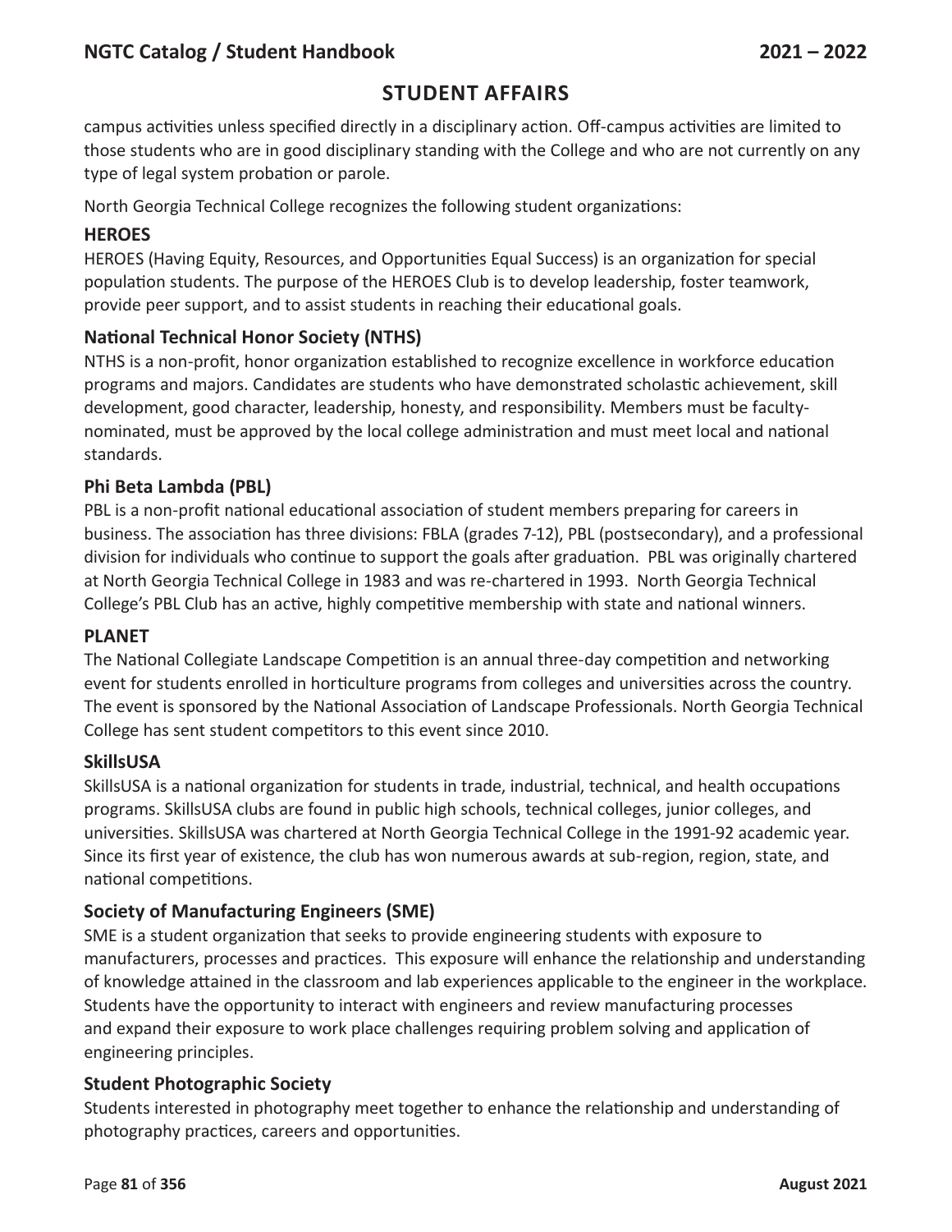## STUDENT AFFAIRS

campus activities unless specified directly in a disciplinary action. Off-campus activities are limited to those students who are in good disciplinary standing with the College and who are not currently on any type of legal system probation or parole.

North Georgia Technical College recognizes the following student organizations:

### HEROES

HEROES (Having Equity, Resources, and Opportunities Equal Success) is an organization for special population students. The purpose of the HEROES Club is to develop leadership, foster teamwork, provide peer support, and to assist students in reaching their educational goals.

### National Technical Honor Society (NTHS)

NTHS is a non-profit, honor organization established to recognize excellence in workforce education programs and majors. Candidates are students who have demonstrated scholastic achievement, skill development, good character, leadership, honesty, and responsibility. Members must be faculty-nominated, must be approved by the local college administration and must meet local and national standards.

### Phi Beta Lambda (PBL)

PBL is a non-profit national educational association of student members preparing for careers in business. The association has three divisions: FBLA (grades 7-12), PBL (postsecondary), and a professional division for individuals who continue to support the goals after graduation. PBL was originally chartered at North Georgia Technical College in 1983 and was re-chartered in 1993. North Georgia Technical College's PBL Club has an active, highly competitive membership with state and national winners.

### PLANET

The National Collegiate Landscape Competition is an annual three-day competition and networking event for students enrolled in horticulture programs from colleges and universities across the country. The event is sponsored by the National Association of Landscape Professionals. North Georgia Technical College has sent student competitors to this event since 2010.

### SkillsUSA

SkillsUSA is a national organization for students in trade, industrial, technical, and health occupations programs. SkillsUSA clubs are found in public high schools, technical colleges, junior colleges, and universities. SkillsUSA was chartered at North Georgia Technical College in the 1991-92 academic year. Since its first year of existence, the club has won numerous awards at sub-region, region, state, and national competitions.

### Society of Manufacturing Engineers (SME)

SME is a student organization that seeks to provide engineering students with exposure to manufacturers, processes and practices. This exposure will enhance the relationship and understanding of knowledge attained in the classroom and lab experiences applicable to the engineer in the workplace. Students have the opportunity to interact with engineers and review manufacturing processes and expand their exposure to work place challenges requiring problem solving and application of engineering principles.

### Student Photographic Society

Students interested in photography meet together to enhance the relationship and understanding of photography practices, careers and opportunities.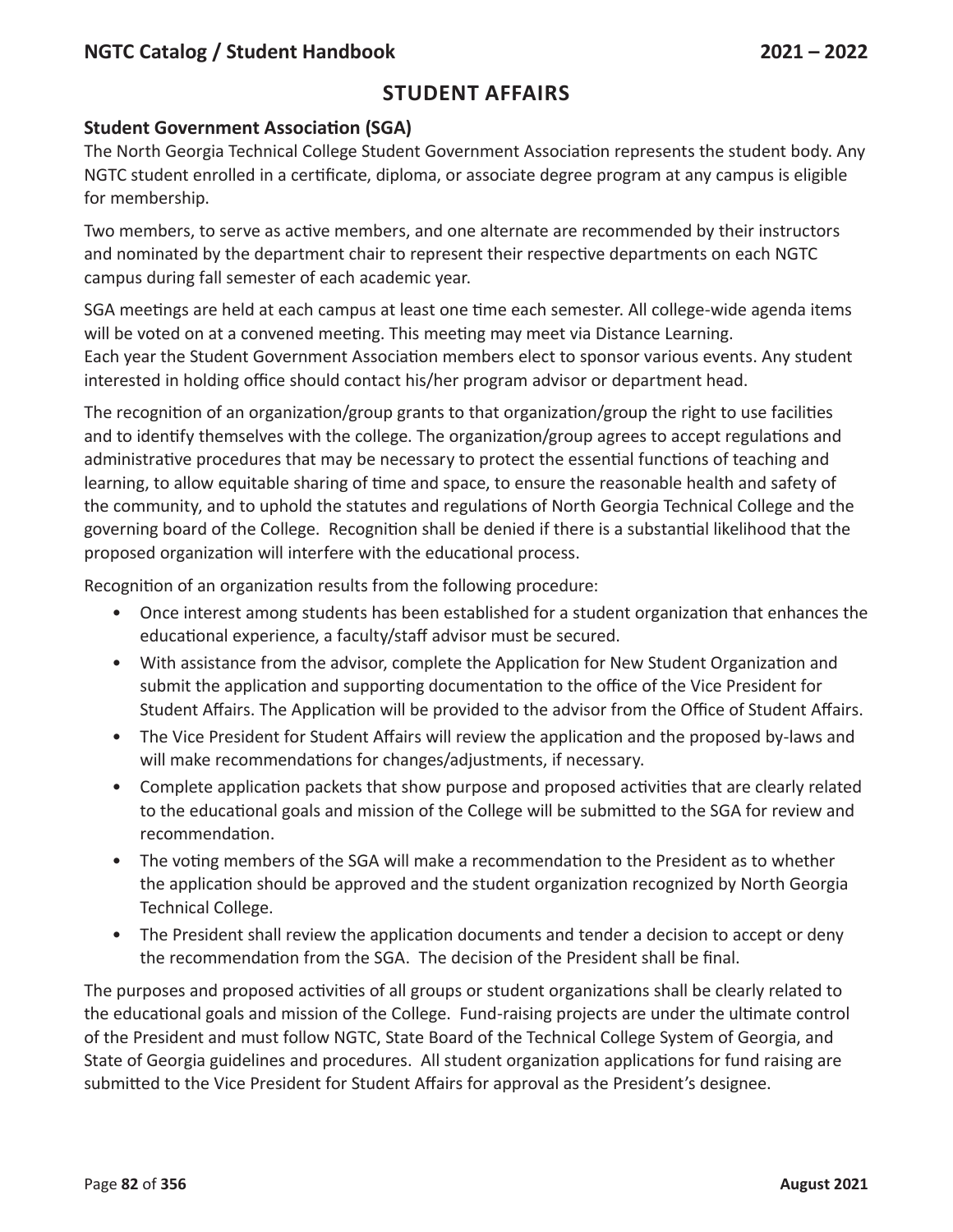# STUDENT AFFAIRS

## Student Government Association (SGA)

The North Georgia Technical College Student Government Association represents the student body. Any NGTC student enrolled in a certificate, diploma, or associate degree program at any campus is eligible for membership.

Two members, to serve as active members, and one alternate are recommended by their instructors and nominated by the department chair to represent their respective departments on each NGTC campus during fall semester of each academic year.

SGA meetings are held at each campus at least one time each semester. All college-wide agenda items will be voted on at a convened meeting. This meeting may meet via Distance Learning.
Each year the Student Government Association members elect to sponsor various events. Any student interested in holding office should contact his/her program advisor or department head.

The recognition of an organization/group grants to that organization/group the right to use facilities and to identify themselves with the college. The organization/group agrees to accept regulations and administrative procedures that may be necessary to protect the essential functions of teaching and learning, to allow equitable sharing of time and space, to ensure the reasonable health and safety of the community, and to uphold the statutes and regulations of North Georgia Technical College and the governing board of the College. Recognition shall be denied if there is a substantial likelihood that the proposed organization will interfere with the educational process.

Recognition of an organization results from the following procedure:

- Once interest among students has been established for a student organization that enhances the educational experience, a faculty/staff advisor must be secured.
- With assistance from the advisor, complete the Application for New Student Organization and submit the application and supporting documentation to the office of the Vice President for Student Affairs. The Application will be provided to the advisor from the Office of Student Affairs.
- The Vice President for Student Affairs will review the application and the proposed by-laws and will make recommendations for changes/adjustments, if necessary.
- Complete application packets that show purpose and proposed activities that are clearly related to the educational goals and mission of the College will be submitted to the SGA for review and recommendation.
- The voting members of the SGA will make a recommendation to the President as to whether the application should be approved and the student organization recognized by North Georgia Technical College.
- The President shall review the application documents and tender a decision to accept or deny the recommendation from the SGA. The decision of the President shall be final.

The purposes and proposed activities of all groups or student organizations shall be clearly related to the educational goals and mission of the College. Fund-raising projects are under the ultimate control of the President and must follow NGTC, State Board of the Technical College System of Georgia, and State of Georgia guidelines and procedures. All student organization applications for fund raising are submitted to the Vice President for Student Affairs for approval as the President's designee.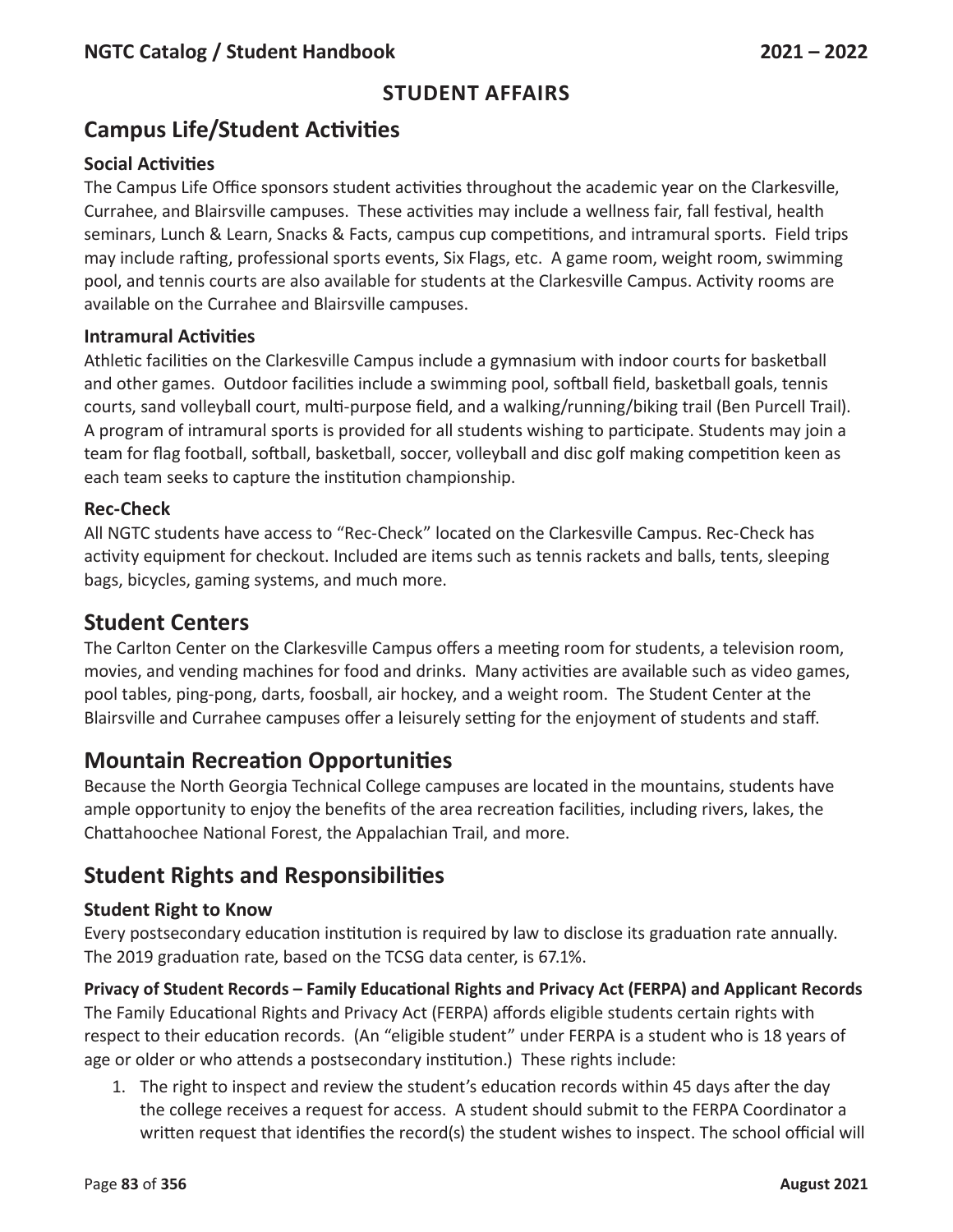## STUDENT AFFAIRS

# Campus Life/Student Activities

### Social Activities

The Campus Life Office sponsors student activities throughout the academic year on the Clarkesville, Currahee, and Blairsville campuses. These activities may include a wellness fair, fall festival, health seminars, Lunch & Learn, Snacks & Facts, campus cup competitions, and intramural sports. Field trips may include rafting, professional sports events, Six Flags, etc. A game room, weight room, swimming pool, and tennis courts are also available for students at the Clarkesville Campus. Activity rooms are available on the Currahee and Blairsville campuses.

### Intramural Activities

Athletic facilities on the Clarkesville Campus include a gymnasium with indoor courts for basketball and other games. Outdoor facilities include a swimming pool, softball field, basketball goals, tennis courts, sand volleyball court, multi-purpose field, and a walking/running/biking trail (Ben Purcell Trail). A program of intramural sports is provided for all students wishing to participate. Students may join a team for flag football, softball, basketball, soccer, volleyball and disc golf making competition keen as each team seeks to capture the institution championship.

### Rec-Check

All NGTC students have access to "Rec-Check" located on the Clarkesville Campus. Rec-Check has activity equipment for checkout. Included are items such as tennis rackets and balls, tents, sleeping bags, bicycles, gaming systems, and much more.

# Student Centers

The Carlton Center on the Clarkesville Campus offers a meeting room for students, a television room, movies, and vending machines for food and drinks. Many activities are available such as video games, pool tables, ping-pong, darts, foosball, air hockey, and a weight room. The Student Center at the Blairsville and Currahee campuses offer a leisurely setting for the enjoyment of students and staff.

# Mountain Recreation Opportunities

Because the North Georgia Technical College campuses are located in the mountains, students have ample opportunity to enjoy the benefits of the area recreation facilities, including rivers, lakes, the Chattahoochee National Forest, the Appalachian Trail, and more.

# Student Rights and Responsibilities

### Student Right to Know

Every postsecondary education institution is required by law to disclose its graduation rate annually. The 2019 graduation rate, based on the TCSG data center, is 67.1%.

### Privacy of Student Records – Family Educational Rights and Privacy Act (FERPA) and Applicant Records

The Family Educational Rights and Privacy Act (FERPA) affords eligible students certain rights with respect to their education records. (An "eligible student" under FERPA is a student who is 18 years of age or older or who attends a postsecondary institution.) These rights include:

1. The right to inspect and review the student's education records within 45 days after the day the college receives a request for access. A student should submit to the FERPA Coordinator a written request that identifies the record(s) the student wishes to inspect. The school official will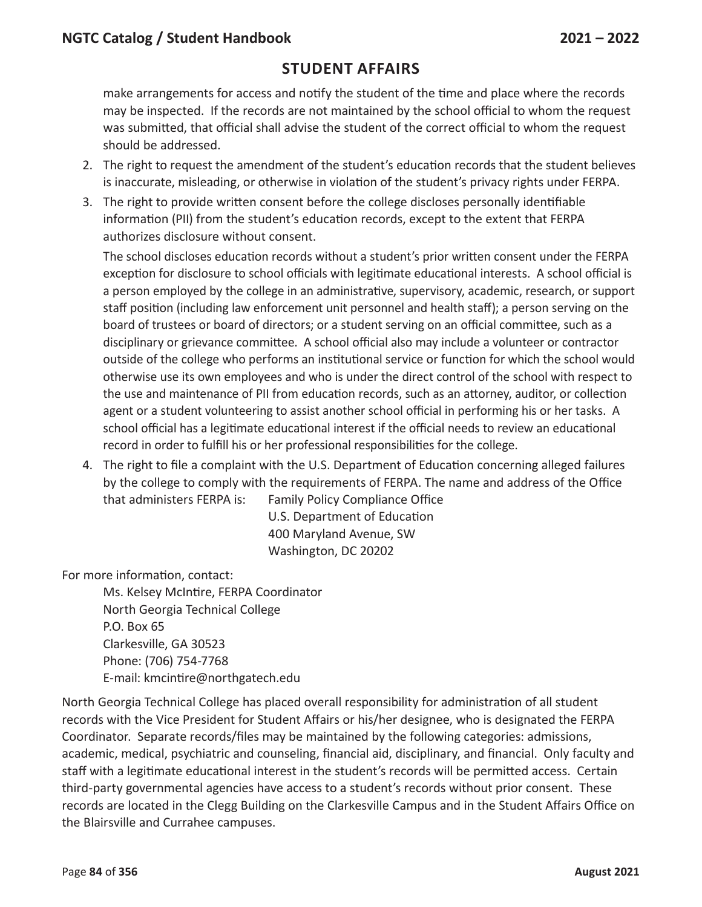## STUDENT AFFAIRS

make arrangements for access and notify the student of the time and place where the records may be inspected. If the records are not maintained by the school official to whom the request was submitted, that official shall advise the student of the correct official to whom the request should be addressed.

2. The right to request the amendment of the student's education records that the student believes is inaccurate, misleading, or otherwise in violation of the student's privacy rights under FERPA.
3. The right to provide written consent before the college discloses personally identifiable information (PII) from the student's education records, except to the extent that FERPA authorizes disclosure without consent.

   The school discloses education records without a student's prior written consent under the FERPA exception for disclosure to school officials with legitimate educational interests. A school official is a person employed by the college in an administrative, supervisory, academic, research, or support staff position (including law enforcement unit personnel and health staff); a person serving on the board of trustees or board of directors; or a student serving on an official committee, such as a disciplinary or grievance committee. A school official also may include a volunteer or contractor outside of the college who performs an institutional service or function for which the school would otherwise use its own employees and who is under the direct control of the school with respect to the use and maintenance of PII from education records, such as an attorney, auditor, or collection agent or a student volunteering to assist another school official in performing his or her tasks. A school official has a legitimate educational interest if the official needs to review an educational record in order to fulfill his or her professional responsibilities for the college.
4. The right to file a complaint with the U.S. Department of Education concerning alleged failures by the college to comply with the requirements of FERPA. The name and address of the Office that administers FERPA is:

   Family Policy Compliance Office
   U.S. Department of Education
   400 Maryland Avenue, SW
   Washington, DC 20202

For more information, contact:

Ms. Kelsey McIntire, FERPA Coordinator
North Georgia Technical College
P.O. Box 65
Clarkesville, GA 30523
Phone: (706) 754-7768
E-mail: kmcintire@northgatech.edu

North Georgia Technical College has placed overall responsibility for administration of all student records with the Vice President for Student Affairs or his/her designee, who is designated the FERPA Coordinator. Separate records/files may be maintained by the following categories: admissions, academic, medical, psychiatric and counseling, financial aid, disciplinary, and financial. Only faculty and staff with a legitimate educational interest in the student's records will be permitted access. Certain third-party governmental agencies have access to a student's records without prior consent. These records are located in the Clegg Building on the Clarkesville Campus and in the Student Affairs Office on the Blairsville and Currahee campuses.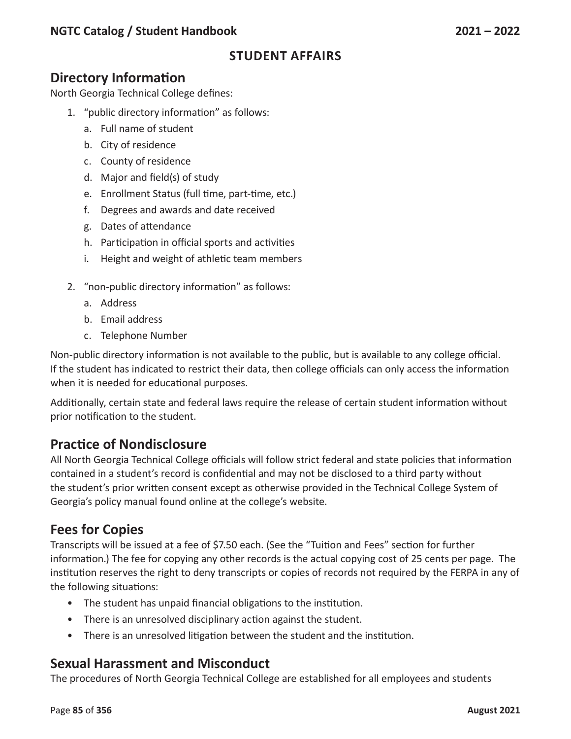## STUDENT AFFAIRS

### Directory Information

North Georgia Technical College defines:

1. "public directory information" as follows:
   a. Full name of student
   b. City of residence
   c. County of residence
   d. Major and field(s) of study
   e. Enrollment Status (full time, part-time, etc.)
   f. Degrees and awards and date received
   g. Dates of attendance
   h. Participation in official sports and activities
   i. Height and weight of athletic team members

2. "non-public directory information" as follows:
   a. Address
   b. Email address
   c. Telephone Number

Non-public directory information is not available to the public, but is available to any college official. If the student has indicated to restrict their data, then college officials can only access the information when it is needed for educational purposes.

Additionally, certain state and federal laws require the release of certain student information without prior notification to the student.

### Practice of Nondisclosure

All North Georgia Technical College officials will follow strict federal and state policies that information contained in a student's record is confidential and may not be disclosed to a third party without the student's prior written consent except as otherwise provided in the Technical College System of Georgia's policy manual found online at the college's website.

### Fees for Copies

Transcripts will be issued at a fee of $7.50 each. (See the "Tuition and Fees" section for further information.) The fee for copying any other records is the actual copying cost of 25 cents per page. The institution reserves the right to deny transcripts or copies of records not required by the FERPA in any of the following situations:

- The student has unpaid financial obligations to the institution.
- There is an unresolved disciplinary action against the student.
- There is an unresolved litigation between the student and the institution.

### Sexual Harassment and Misconduct

The procedures of North Georgia Technical College are established for all employees and students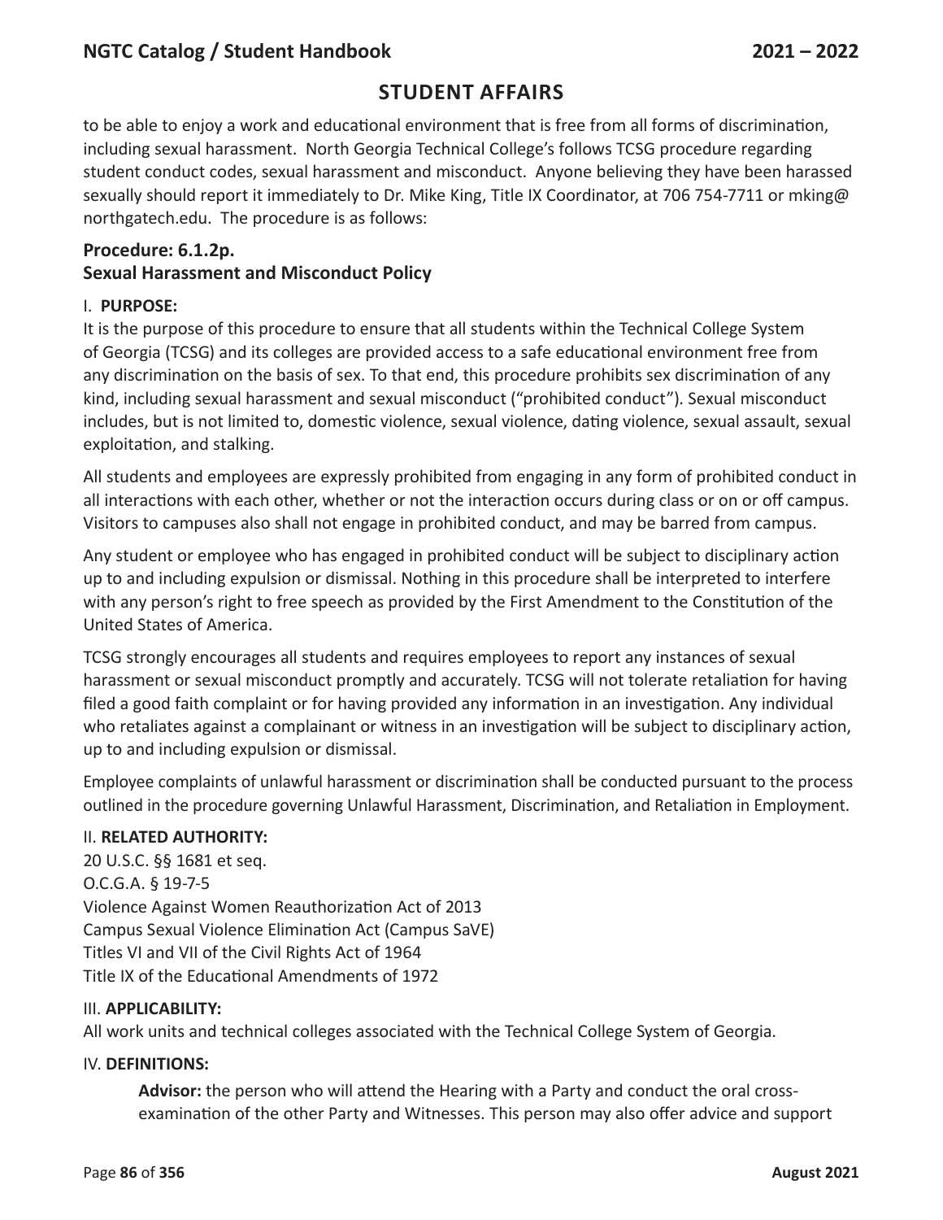## STUDENT AFFAIRS

to be able to enjoy a work and educational environment that is free from all forms of discrimination, including sexual harassment. North Georgia Technical College's follows TCSG procedure regarding student conduct codes, sexual harassment and misconduct. Anyone believing they have been harassed sexually should report it immediately to Dr. Mike King, Title IX Coordinator, at 706 754-7711 or mking@northgatech.edu. The procedure is as follows:

### Procedure: 6.1.2p.
### Sexual Harassment and Misconduct Policy

I. **PURPOSE:**

It is the purpose of this procedure to ensure that all students within the Technical College System of Georgia (TCSG) and its colleges are provided access to a safe educational environment free from any discrimination on the basis of sex. To that end, this procedure prohibits sex discrimination of any kind, including sexual harassment and sexual misconduct ("prohibited conduct"). Sexual misconduct includes, but is not limited to, domestic violence, sexual violence, dating violence, sexual assault, sexual exploitation, and stalking.

All students and employees are expressly prohibited from engaging in any form of prohibited conduct in all interactions with each other, whether or not the interaction occurs during class or on or off campus. Visitors to campuses also shall not engage in prohibited conduct, and may be barred from campus.

Any student or employee who has engaged in prohibited conduct will be subject to disciplinary action up to and including expulsion or dismissal. Nothing in this procedure shall be interpreted to interfere with any person's right to free speech as provided by the First Amendment to the Constitution of the United States of America.

TCSG strongly encourages all students and requires employees to report any instances of sexual harassment or sexual misconduct promptly and accurately. TCSG will not tolerate retaliation for having filed a good faith complaint or for having provided any information in an investigation. Any individual who retaliates against a complainant or witness in an investigation will be subject to disciplinary action, up to and including expulsion or dismissal.

Employee complaints of unlawful harassment or discrimination shall be conducted pursuant to the process outlined in the procedure governing Unlawful Harassment, Discrimination, and Retaliation in Employment.

II. **RELATED AUTHORITY:**

20 U.S.C. §§ 1681 et seq.
O.C.G.A. § 19-7-5
Violence Against Women Reauthorization Act of 2013
Campus Sexual Violence Elimination Act (Campus SaVE)
Titles VI and VII of the Civil Rights Act of 1964
Title IX of the Educational Amendments of 1972

III. **APPLICABILITY:**

All work units and technical colleges associated with the Technical College System of Georgia.

IV. **DEFINITIONS:**

**Advisor:** the person who will attend the Hearing with a Party and conduct the oral cross-examination of the other Party and Witnesses. This person may also offer advice and support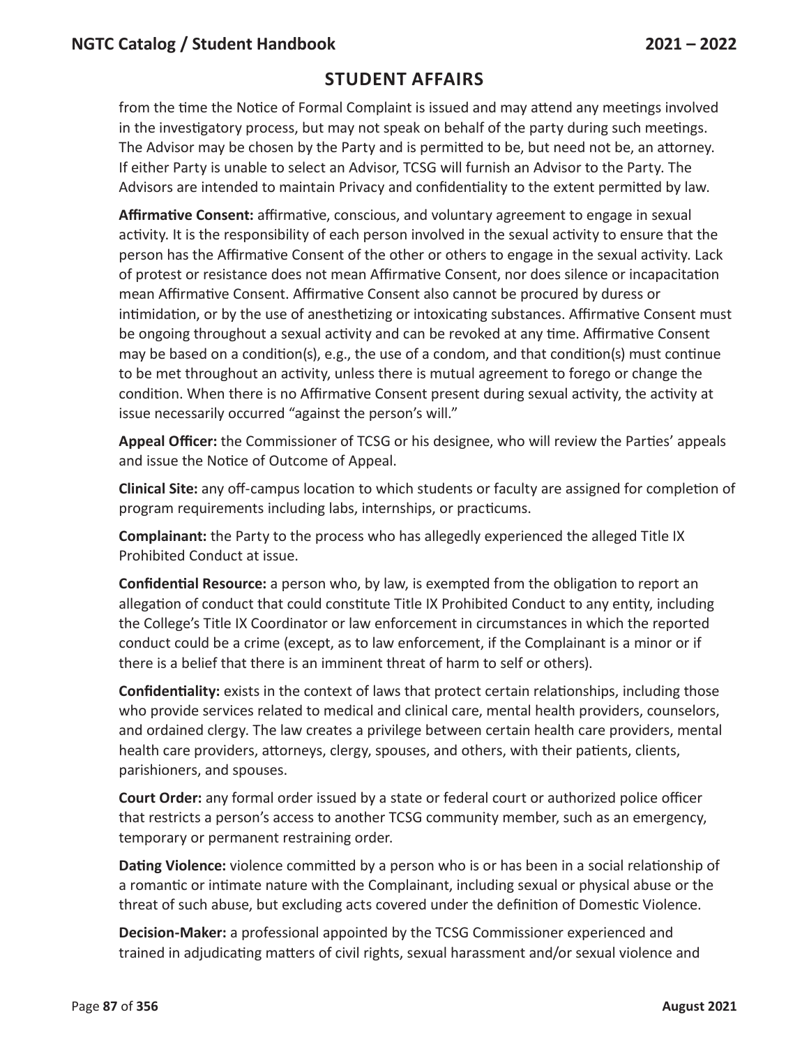## STUDENT AFFAIRS

from the time the Notice of Formal Complaint is issued and may attend any meetings involved in the investigatory process, but may not speak on behalf of the party during such meetings. The Advisor may be chosen by the Party and is permitted to be, but need not be, an attorney. If either Party is unable to select an Advisor, TCSG will furnish an Advisor to the Party. The Advisors are intended to maintain Privacy and confidentiality to the extent permitted by law.

**Affirmative Consent:** affirmative, conscious, and voluntary agreement to engage in sexual activity. It is the responsibility of each person involved in the sexual activity to ensure that the person has the Affirmative Consent of the other or others to engage in the sexual activity. Lack of protest or resistance does not mean Affirmative Consent, nor does silence or incapacitation mean Affirmative Consent. Affirmative Consent also cannot be procured by duress or intimidation, or by the use of anesthetizing or intoxicating substances. Affirmative Consent must be ongoing throughout a sexual activity and can be revoked at any time. Affirmative Consent may be based on a condition(s), e.g., the use of a condom, and that condition(s) must continue to be met throughout an activity, unless there is mutual agreement to forego or change the condition. When there is no Affirmative Consent present during sexual activity, the activity at issue necessarily occurred "against the person's will."

**Appeal Officer:** the Commissioner of TCSG or his designee, who will review the Parties' appeals and issue the Notice of Outcome of Appeal.

**Clinical Site:** any off-campus location to which students or faculty are assigned for completion of program requirements including labs, internships, or practicums.

**Complainant:** the Party to the process who has allegedly experienced the alleged Title IX Prohibited Conduct at issue.

**Confidential Resource:** a person who, by law, is exempted from the obligation to report an allegation of conduct that could constitute Title IX Prohibited Conduct to any entity, including the College's Title IX Coordinator or law enforcement in circumstances in which the reported conduct could be a crime (except, as to law enforcement, if the Complainant is a minor or if there is a belief that there is an imminent threat of harm to self or others).

**Confidentiality:** exists in the context of laws that protect certain relationships, including those who provide services related to medical and clinical care, mental health providers, counselors, and ordained clergy. The law creates a privilege between certain health care providers, mental health care providers, attorneys, clergy, spouses, and others, with their patients, clients, parishioners, and spouses.

**Court Order:** any formal order issued by a state or federal court or authorized police officer that restricts a person's access to another TCSG community member, such as an emergency, temporary or permanent restraining order.

**Dating Violence:** violence committed by a person who is or has been in a social relationship of a romantic or intimate nature with the Complainant, including sexual or physical abuse or the threat of such abuse, but excluding acts covered under the definition of Domestic Violence.

**Decision-Maker:** a professional appointed by the TCSG Commissioner experienced and trained in adjudicating matters of civil rights, sexual harassment and/or sexual violence and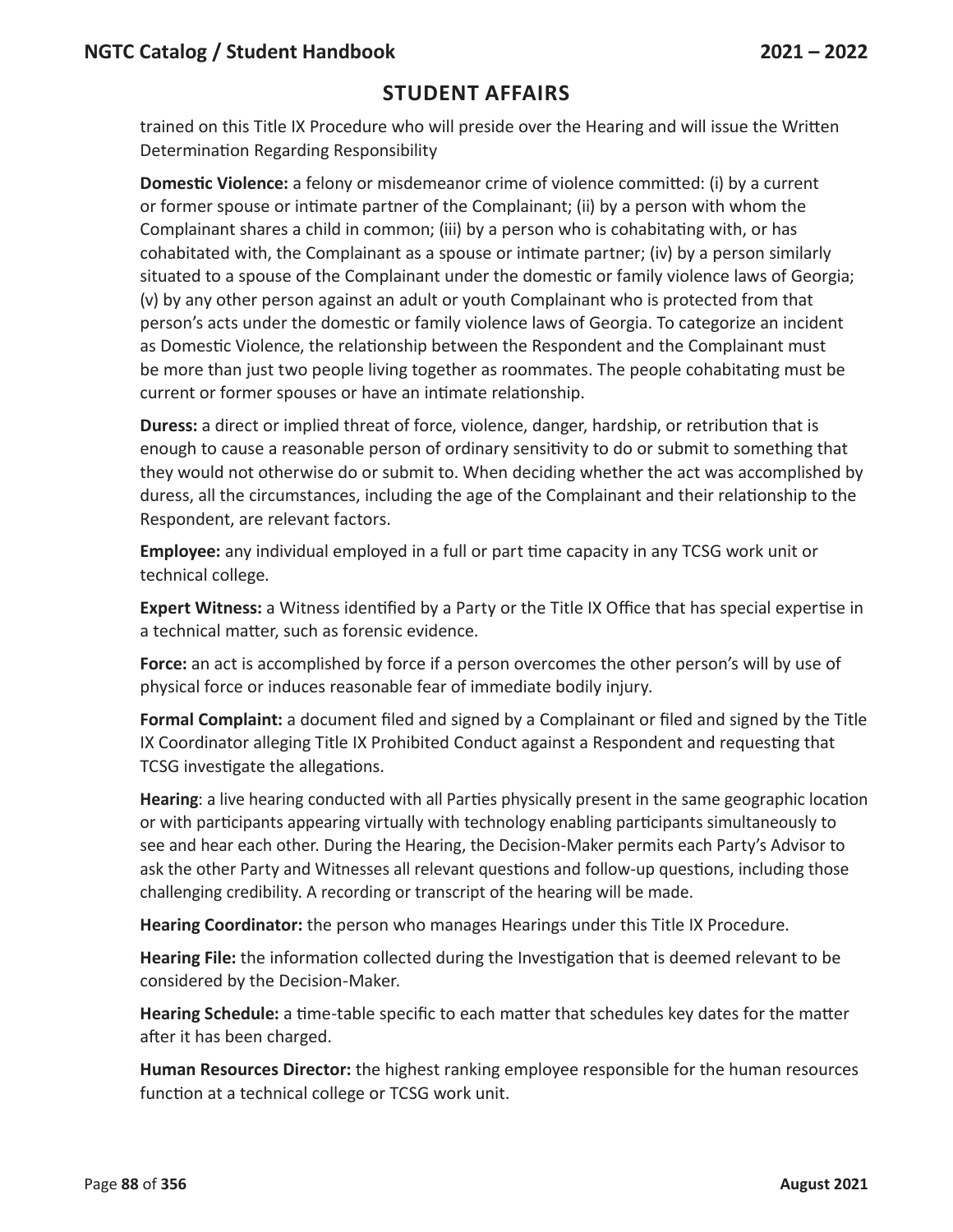## STUDENT AFFAIRS

trained on this Title IX Procedure who will preside over the Hearing and will issue the Written Determination Regarding Responsibility

**Domestic Violence:** a felony or misdemeanor crime of violence committed: (i) by a current or former spouse or intimate partner of the Complainant; (ii) by a person with whom the Complainant shares a child in common; (iii) by a person who is cohabitating with, or has cohabitated with, the Complainant as a spouse or intimate partner; (iv) by a person similarly situated to a spouse of the Complainant under the domestic or family violence laws of Georgia; (v) by any other person against an adult or youth Complainant who is protected from that person's acts under the domestic or family violence laws of Georgia. To categorize an incident as Domestic Violence, the relationship between the Respondent and the Complainant must be more than just two people living together as roommates. The people cohabitating must be current or former spouses or have an intimate relationship.

**Duress:** a direct or implied threat of force, violence, danger, hardship, or retribution that is enough to cause a reasonable person of ordinary sensitivity to do or submit to something that they would not otherwise do or submit to. When deciding whether the act was accomplished by duress, all the circumstances, including the age of the Complainant and their relationship to the Respondent, are relevant factors.

**Employee:** any individual employed in a full or part time capacity in any TCSG work unit or technical college.

**Expert Witness:** a Witness identified by a Party or the Title IX Office that has special expertise in a technical matter, such as forensic evidence.

**Force:** an act is accomplished by force if a person overcomes the other person's will by use of physical force or induces reasonable fear of immediate bodily injury.

**Formal Complaint:** a document filed and signed by a Complainant or filed and signed by the Title IX Coordinator alleging Title IX Prohibited Conduct against a Respondent and requesting that TCSG investigate the allegations.

**Hearing**: a live hearing conducted with all Parties physically present in the same geographic location or with participants appearing virtually with technology enabling participants simultaneously to see and hear each other. During the Hearing, the Decision-Maker permits each Party's Advisor to ask the other Party and Witnesses all relevant questions and follow-up questions, including those challenging credibility. A recording or transcript of the hearing will be made.

**Hearing Coordinator:** the person who manages Hearings under this Title IX Procedure.

**Hearing File:** the information collected during the Investigation that is deemed relevant to be considered by the Decision-Maker.

**Hearing Schedule:** a time-table specific to each matter that schedules key dates for the matter after it has been charged.

**Human Resources Director:** the highest ranking employee responsible for the human resources function at a technical college or TCSG work unit.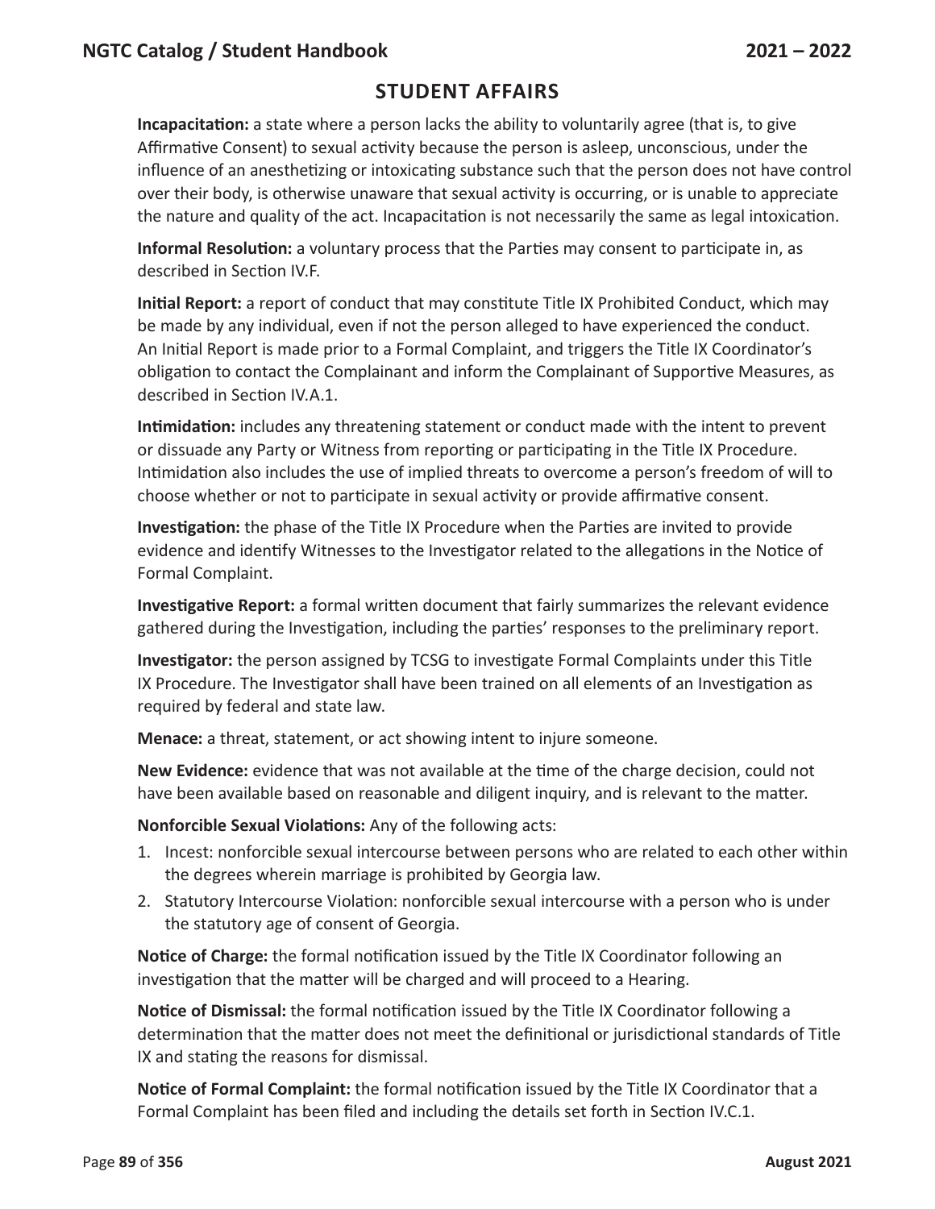## STUDENT AFFAIRS

**Incapacitation:** a state where a person lacks the ability to voluntarily agree (that is, to give Affirmative Consent) to sexual activity because the person is asleep, unconscious, under the influence of an anesthetizing or intoxicating substance such that the person does not have control over their body, is otherwise unaware that sexual activity is occurring, or is unable to appreciate the nature and quality of the act. Incapacitation is not necessarily the same as legal intoxication.

**Informal Resolution:** a voluntary process that the Parties may consent to participate in, as described in Section IV.F.

**Initial Report:** a report of conduct that may constitute Title IX Prohibited Conduct, which may be made by any individual, even if not the person alleged to have experienced the conduct. An Initial Report is made prior to a Formal Complaint, and triggers the Title IX Coordinator's obligation to contact the Complainant and inform the Complainant of Supportive Measures, as described in Section IV.A.1.

**Intimidation:** includes any threatening statement or conduct made with the intent to prevent or dissuade any Party or Witness from reporting or participating in the Title IX Procedure. Intimidation also includes the use of implied threats to overcome a person's freedom of will to choose whether or not to participate in sexual activity or provide affirmative consent.

**Investigation:** the phase of the Title IX Procedure when the Parties are invited to provide evidence and identify Witnesses to the Investigator related to the allegations in the Notice of Formal Complaint.

**Investigative Report:** a formal written document that fairly summarizes the relevant evidence gathered during the Investigation, including the parties' responses to the preliminary report.

**Investigator:** the person assigned by TCSG to investigate Formal Complaints under this Title IX Procedure. The Investigator shall have been trained on all elements of an Investigation as required by federal and state law.

**Menace:** a threat, statement, or act showing intent to injure someone.

**New Evidence:** evidence that was not available at the time of the charge decision, could not have been available based on reasonable and diligent inquiry, and is relevant to the matter.

**Nonforcible Sexual Violations:** Any of the following acts:

1. Incest: nonforcible sexual intercourse between persons who are related to each other within the degrees wherein marriage is prohibited by Georgia law.
2. Statutory Intercourse Violation: nonforcible sexual intercourse with a person who is under the statutory age of consent of Georgia.

**Notice of Charge:** the formal notification issued by the Title IX Coordinator following an investigation that the matter will be charged and will proceed to a Hearing.

**Notice of Dismissal:** the formal notification issued by the Title IX Coordinator following a determination that the matter does not meet the definitional or jurisdictional standards of Title IX and stating the reasons for dismissal.

**Notice of Formal Complaint:** the formal notification issued by the Title IX Coordinator that a Formal Complaint has been filed and including the details set forth in Section IV.C.1.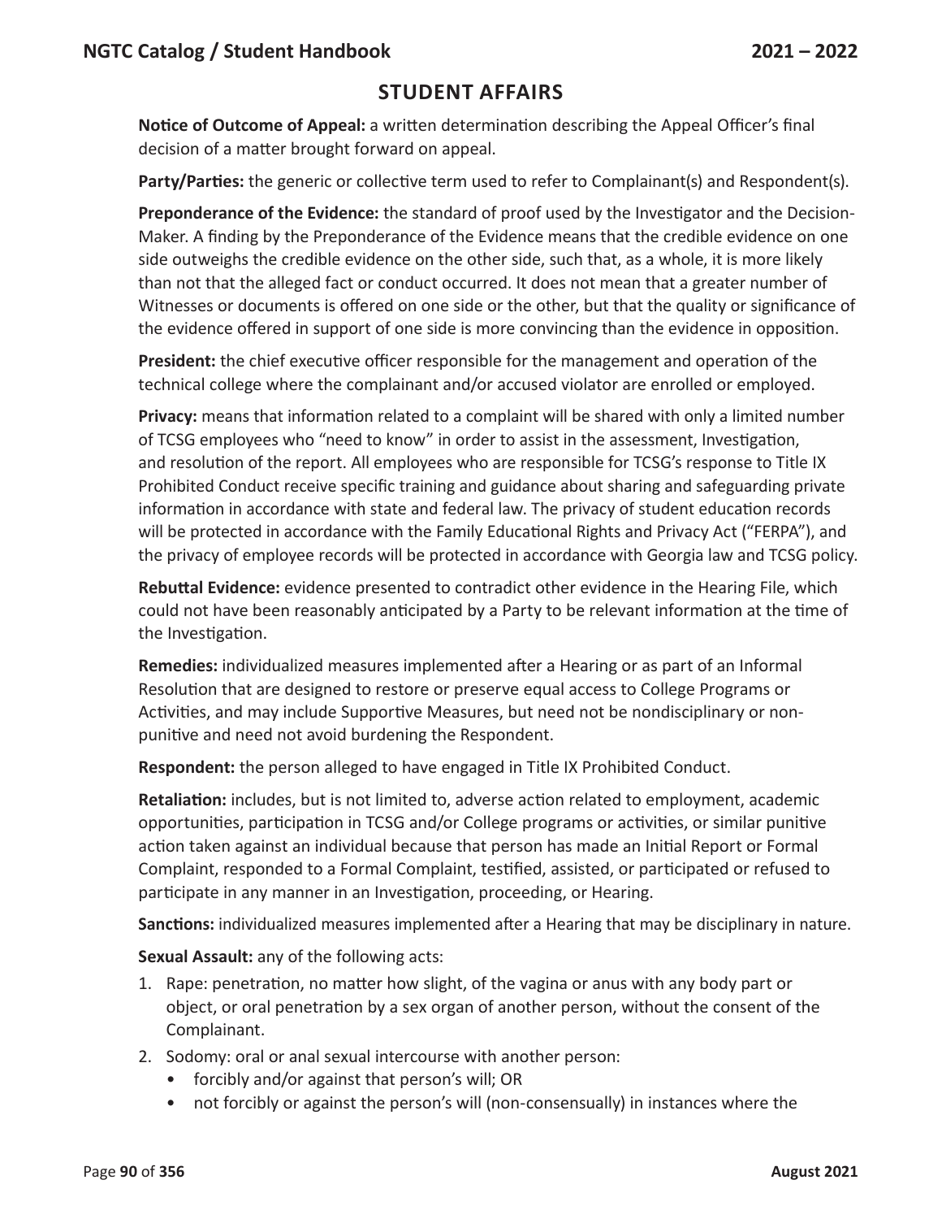## STUDENT AFFAIRS

**Notice of Outcome of Appeal:** a written determination describing the Appeal Officer's final decision of a matter brought forward on appeal.

**Party/Parties:** the generic or collective term used to refer to Complainant(s) and Respondent(s).

**Preponderance of the Evidence:** the standard of proof used by the Investigator and the Decision-Maker. A finding by the Preponderance of the Evidence means that the credible evidence on one side outweighs the credible evidence on the other side, such that, as a whole, it is more likely than not that the alleged fact or conduct occurred. It does not mean that a greater number of Witnesses or documents is offered on one side or the other, but that the quality or significance of the evidence offered in support of one side is more convincing than the evidence in opposition.

**President:** the chief executive officer responsible for the management and operation of the technical college where the complainant and/or accused violator are enrolled or employed.

**Privacy:** means that information related to a complaint will be shared with only a limited number of TCSG employees who "need to know" in order to assist in the assessment, Investigation, and resolution of the report. All employees who are responsible for TCSG's response to Title IX Prohibited Conduct receive specific training and guidance about sharing and safeguarding private information in accordance with state and federal law. The privacy of student education records will be protected in accordance with the Family Educational Rights and Privacy Act ("FERPA"), and the privacy of employee records will be protected in accordance with Georgia law and TCSG policy.

**Rebuttal Evidence:** evidence presented to contradict other evidence in the Hearing File, which could not have been reasonably anticipated by a Party to be relevant information at the time of the Investigation.

**Remedies:** individualized measures implemented after a Hearing or as part of an Informal Resolution that are designed to restore or preserve equal access to College Programs or Activities, and may include Supportive Measures, but need not be nondisciplinary or non-punitive and need not avoid burdening the Respondent.

**Respondent:** the person alleged to have engaged in Title IX Prohibited Conduct.

**Retaliation:** includes, but is not limited to, adverse action related to employment, academic opportunities, participation in TCSG and/or College programs or activities, or similar punitive action taken against an individual because that person has made an Initial Report or Formal Complaint, responded to a Formal Complaint, testified, assisted, or participated or refused to participate in any manner in an Investigation, proceeding, or Hearing.

**Sanctions:** individualized measures implemented after a Hearing that may be disciplinary in nature.

**Sexual Assault:** any of the following acts:

1. Rape: penetration, no matter how slight, of the vagina or anus with any body part or object, or oral penetration by a sex organ of another person, without the consent of the Complainant.
2. Sodomy: oral or anal sexual intercourse with another person:
   - forcibly and/or against that person's will; OR
   - not forcibly or against the person's will (non-consensually) in instances where the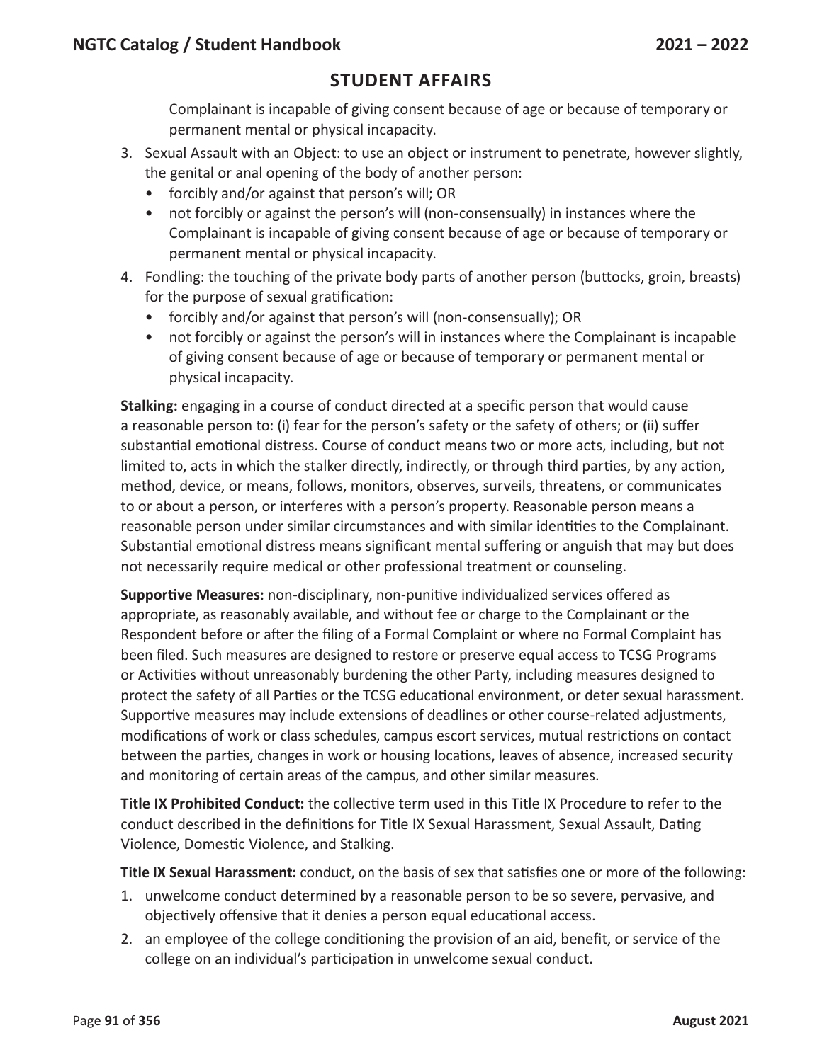Complainant is incapable of giving consent because of age or because of temporary or permanent mental or physical incapacity.

3. Sexual Assault with an Object: to use an object or instrument to penetrate, however slightly, the genital or anal opening of the body of another person:
   - forcibly and/or against that person's will; OR
   - not forcibly or against the person's will (non-consensually) in instances where the Complainant is incapable of giving consent because of age or because of temporary or permanent mental or physical incapacity.
4. Fondling: the touching of the private body parts of another person (buttocks, groin, breasts) for the purpose of sexual gratification:
   - forcibly and/or against that person's will (non-consensually); OR
   - not forcibly or against the person's will in instances where the Complainant is incapable of giving consent because of age or because of temporary or permanent mental or physical incapacity.

**Stalking:** engaging in a course of conduct directed at a specific person that would cause a reasonable person to: (i) fear for the person's safety or the safety of others; or (ii) suffer substantial emotional distress. Course of conduct means two or more acts, including, but not limited to, acts in which the stalker directly, indirectly, or through third parties, by any action, method, device, or means, follows, monitors, observes, surveils, threatens, or communicates to or about a person, or interferes with a person's property. Reasonable person means a reasonable person under similar circumstances and with similar identities to the Complainant. Substantial emotional distress means significant mental suffering or anguish that may but does not necessarily require medical or other professional treatment or counseling.

**Supportive Measures:** non-disciplinary, non-punitive individualized services offered as appropriate, as reasonably available, and without fee or charge to the Complainant or the Respondent before or after the filing of a Formal Complaint or where no Formal Complaint has been filed. Such measures are designed to restore or preserve equal access to TCSG Programs or Activities without unreasonably burdening the other Party, including measures designed to protect the safety of all Parties or the TCSG educational environment, or deter sexual harassment. Supportive measures may include extensions of deadlines or other course-related adjustments, modifications of work or class schedules, campus escort services, mutual restrictions on contact between the parties, changes in work or housing locations, leaves of absence, increased security and monitoring of certain areas of the campus, and other similar measures.

**Title IX Prohibited Conduct:** the collective term used in this Title IX Procedure to refer to the conduct described in the definitions for Title IX Sexual Harassment, Sexual Assault, Dating Violence, Domestic Violence, and Stalking.

**Title IX Sexual Harassment:** conduct, on the basis of sex that satisfies one or more of the following:

1. unwelcome conduct determined by a reasonable person to be so severe, pervasive, and objectively offensive that it denies a person equal educational access.
2. an employee of the college conditioning the provision of an aid, benefit, or service of the college on an individual's participation in unwelcome sexual conduct.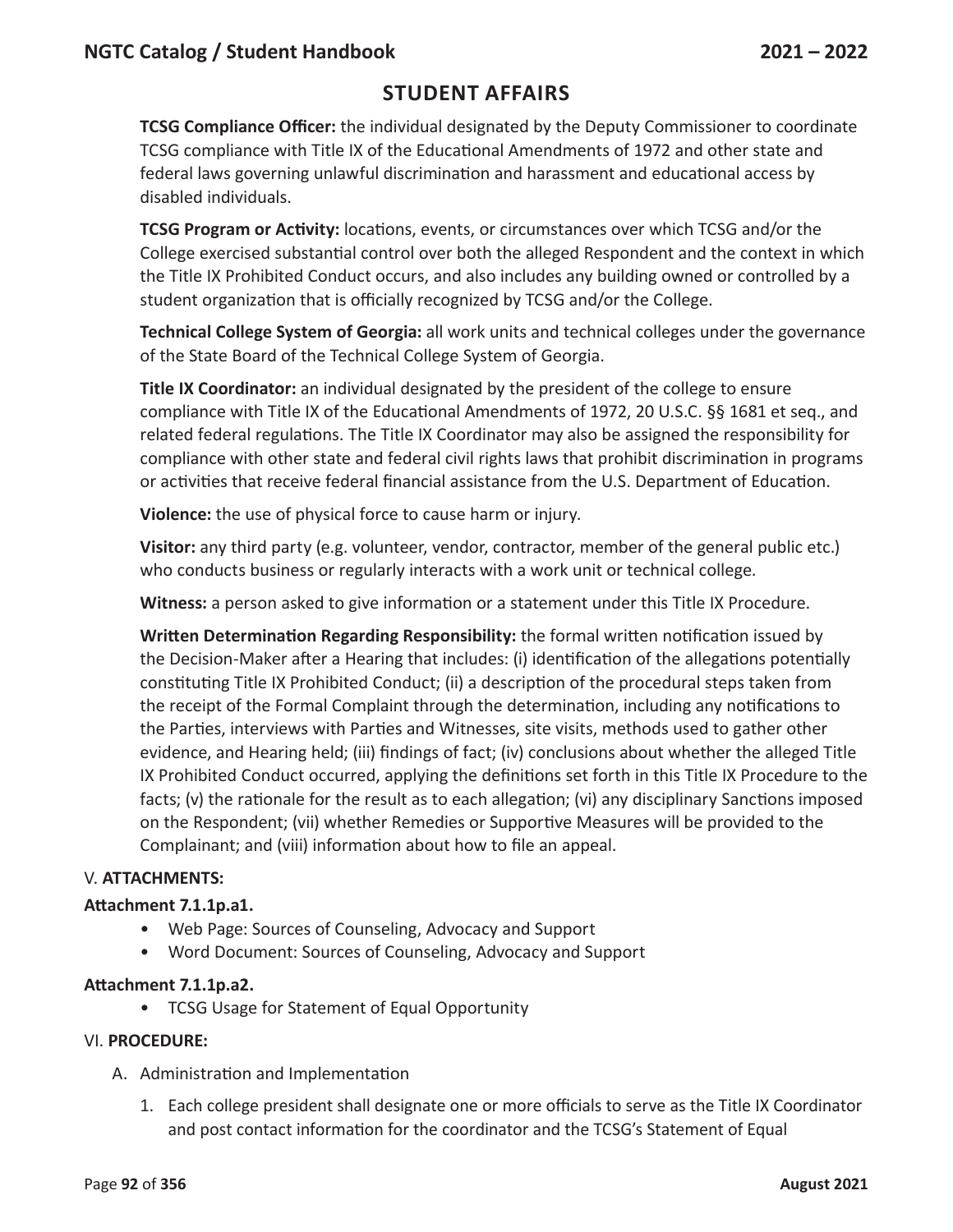## STUDENT AFFAIRS

**TCSG Compliance Officer:** the individual designated by the Deputy Commissioner to coordinate TCSG compliance with Title IX of the Educational Amendments of 1972 and other state and federal laws governing unlawful discrimination and harassment and educational access by disabled individuals.

**TCSG Program or Activity:** locations, events, or circumstances over which TCSG and/or the College exercised substantial control over both the alleged Respondent and the context in which the Title IX Prohibited Conduct occurs, and also includes any building owned or controlled by a student organization that is officially recognized by TCSG and/or the College.

**Technical College System of Georgia:** all work units and technical colleges under the governance of the State Board of the Technical College System of Georgia.

**Title IX Coordinator:** an individual designated by the president of the college to ensure compliance with Title IX of the Educational Amendments of 1972, 20 U.S.C. §§ 1681 et seq., and related federal regulations. The Title IX Coordinator may also be assigned the responsibility for compliance with other state and federal civil rights laws that prohibit discrimination in programs or activities that receive federal financial assistance from the U.S. Department of Education.

**Violence:** the use of physical force to cause harm or injury.

**Visitor:** any third party (e.g. volunteer, vendor, contractor, member of the general public etc.) who conducts business or regularly interacts with a work unit or technical college.

**Witness:** a person asked to give information or a statement under this Title IX Procedure.

**Written Determination Regarding Responsibility:** the formal written notification issued by the Decision-Maker after a Hearing that includes: (i) identification of the allegations potentially constituting Title IX Prohibited Conduct; (ii) a description of the procedural steps taken from the receipt of the Formal Complaint through the determination, including any notifications to the Parties, interviews with Parties and Witnesses, site visits, methods used to gather other evidence, and Hearing held; (iii) findings of fact; (iv) conclusions about whether the alleged Title IX Prohibited Conduct occurred, applying the definitions set forth in this Title IX Procedure to the facts; (v) the rationale for the result as to each allegation; (vi) any disciplinary Sanctions imposed on the Respondent; (vii) whether Remedies or Supportive Measures will be provided to the Complainant; and (viii) information about how to file an appeal.

V. **ATTACHMENTS:**

**Attachment 7.1.1p.a1.**

- Web Page: Sources of Counseling, Advocacy and Support
- Word Document: Sources of Counseling, Advocacy and Support

**Attachment 7.1.1p.a2.**

- TCSG Usage for Statement of Equal Opportunity

VI. **PROCEDURE:**

A. Administration and Implementation

1. Each college president shall designate one or more officials to serve as the Title IX Coordinator and post contact information for the coordinator and the TCSG's Statement of Equal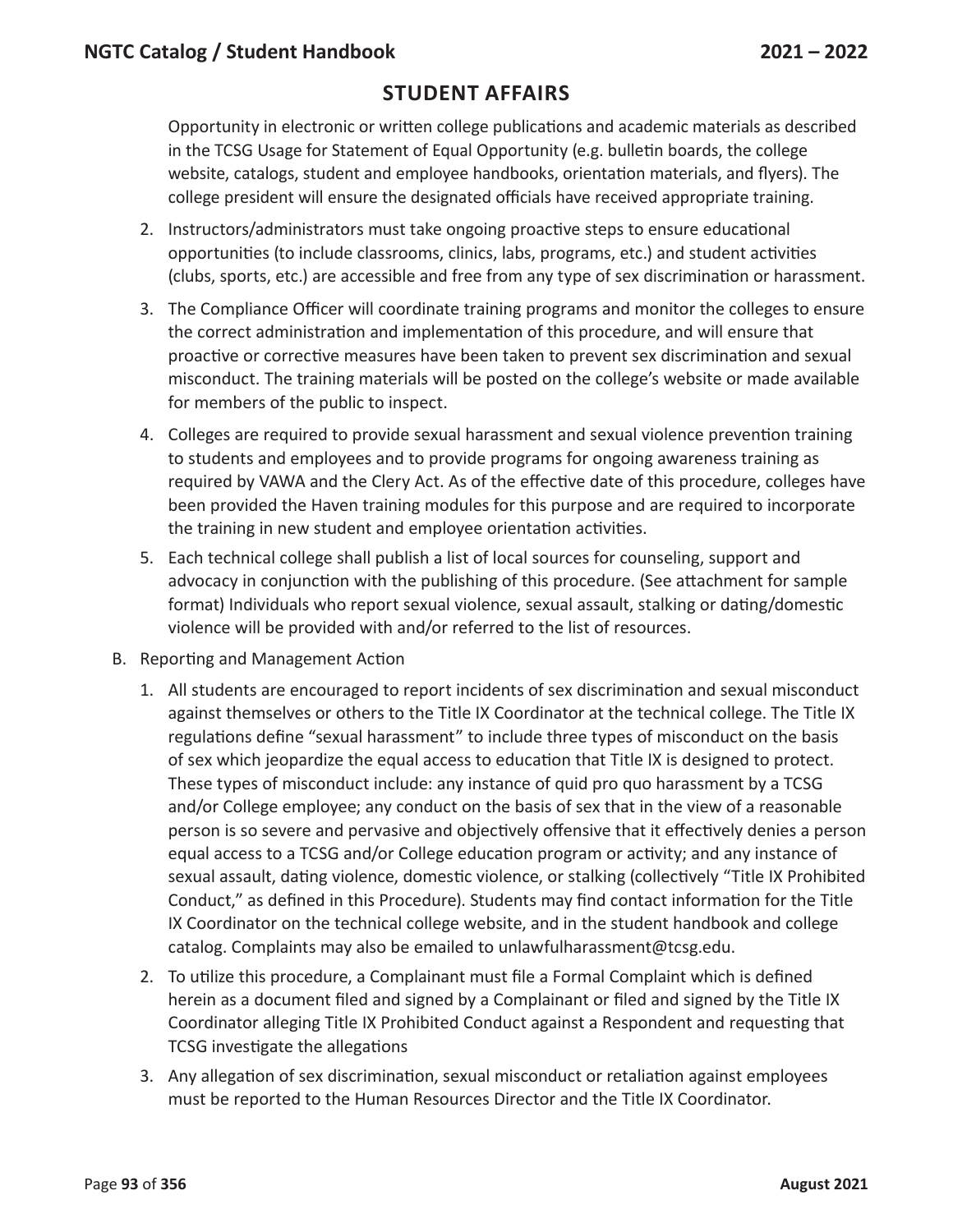## STUDENT AFFAIRS

Opportunity in electronic or written college publications and academic materials as described in the TCSG Usage for Statement of Equal Opportunity (e.g. bulletin boards, the college website, catalogs, student and employee handbooks, orientation materials, and flyers). The college president will ensure the designated officials have received appropriate training.

2. Instructors/administrators must take ongoing proactive steps to ensure educational opportunities (to include classrooms, clinics, labs, programs, etc.) and student activities (clubs, sports, etc.) are accessible and free from any type of sex discrimination or harassment.
3. The Compliance Officer will coordinate training programs and monitor the colleges to ensure the correct administration and implementation of this procedure, and will ensure that proactive or corrective measures have been taken to prevent sex discrimination and sexual misconduct. The training materials will be posted on the college's website or made available for members of the public to inspect.
4. Colleges are required to provide sexual harassment and sexual violence prevention training to students and employees and to provide programs for ongoing awareness training as required by VAWA and the Clery Act. As of the effective date of this procedure, colleges have been provided the Haven training modules for this purpose and are required to incorporate the training in new student and employee orientation activities.
5. Each technical college shall publish a list of local sources for counseling, support and advocacy in conjunction with the publishing of this procedure. (See attachment for sample format) Individuals who report sexual violence, sexual assault, stalking or dating/domestic violence will be provided with and/or referred to the list of resources.

B. Reporting and Management Action

1. All students are encouraged to report incidents of sex discrimination and sexual misconduct against themselves or others to the Title IX Coordinator at the technical college. The Title IX regulations define "sexual harassment" to include three types of misconduct on the basis of sex which jeopardize the equal access to education that Title IX is designed to protect. These types of misconduct include: any instance of quid pro quo harassment by a TCSG and/or College employee; any conduct on the basis of sex that in the view of a reasonable person is so severe and pervasive and objectively offensive that it effectively denies a person equal access to a TCSG and/or College education program or activity; and any instance of sexual assault, dating violence, domestic violence, or stalking (collectively "Title IX Prohibited Conduct," as defined in this Procedure). Students may find contact information for the Title IX Coordinator on the technical college website, and in the student handbook and college catalog. Complaints may also be emailed to unlawfulharassment@tcsg.edu.
2. To utilize this procedure, a Complainant must file a Formal Complaint which is defined herein as a document filed and signed by a Complainant or filed and signed by the Title IX Coordinator alleging Title IX Prohibited Conduct against a Respondent and requesting that TCSG investigate the allegations
3. Any allegation of sex discrimination, sexual misconduct or retaliation against employees must be reported to the Human Resources Director and the Title IX Coordinator.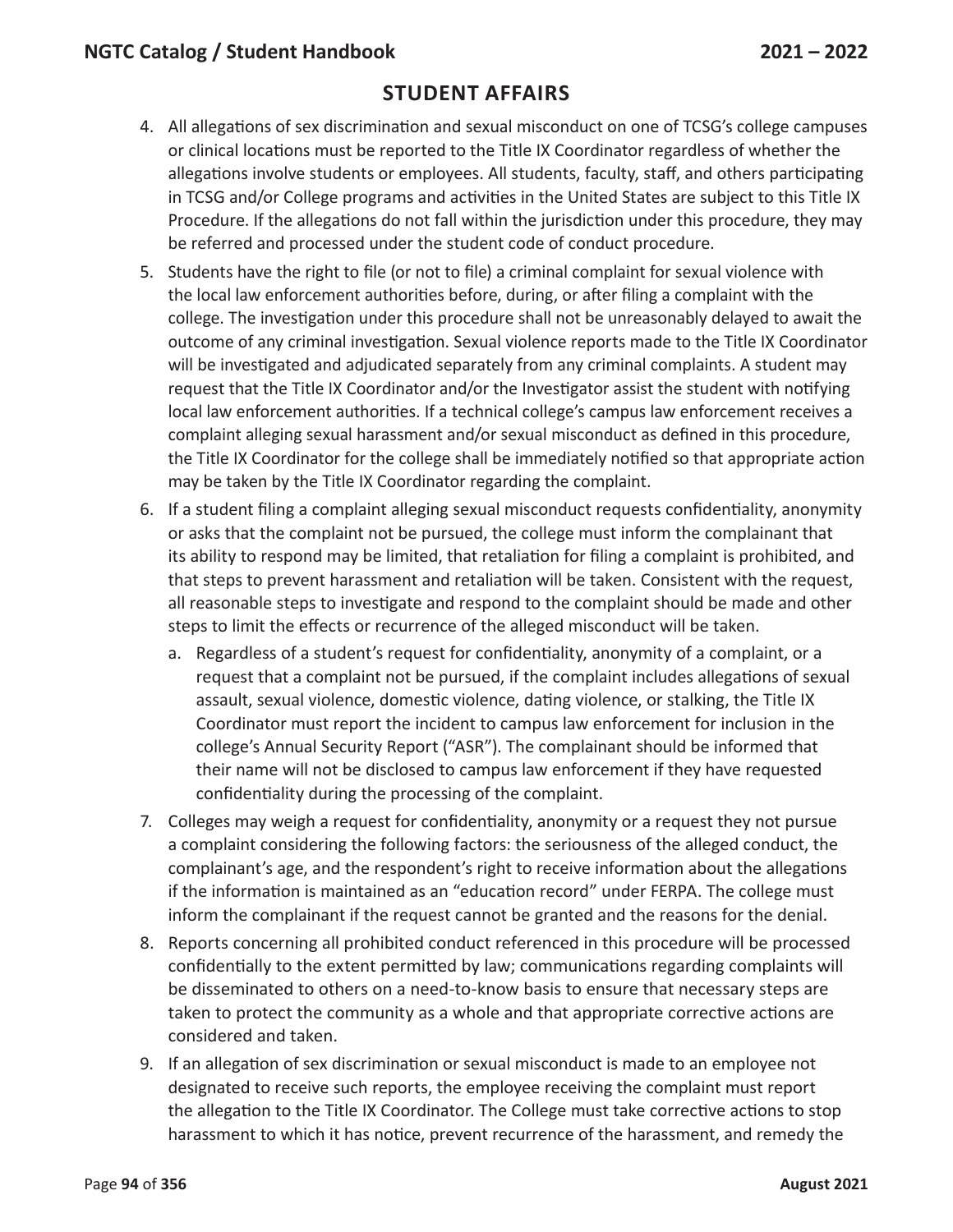## STUDENT AFFAIRS

4. All allegations of sex discrimination and sexual misconduct on one of TCSG's college campuses or clinical locations must be reported to the Title IX Coordinator regardless of whether the allegations involve students or employees. All students, faculty, staff, and others participating in TCSG and/or College programs and activities in the United States are subject to this Title IX Procedure. If the allegations do not fall within the jurisdiction under this procedure, they may be referred and processed under the student code of conduct procedure.
5. Students have the right to file (or not to file) a criminal complaint for sexual violence with the local law enforcement authorities before, during, or after filing a complaint with the college. The investigation under this procedure shall not be unreasonably delayed to await the outcome of any criminal investigation. Sexual violence reports made to the Title IX Coordinator will be investigated and adjudicated separately from any criminal complaints. A student may request that the Title IX Coordinator and/or the Investigator assist the student with notifying local law enforcement authorities. If a technical college's campus law enforcement receives a complaint alleging sexual harassment and/or sexual misconduct as defined in this procedure, the Title IX Coordinator for the college shall be immediately notified so that appropriate action may be taken by the Title IX Coordinator regarding the complaint.
6. If a student filing a complaint alleging sexual misconduct requests confidentiality, anonymity or asks that the complaint not be pursued, the college must inform the complainant that its ability to respond may be limited, that retaliation for filing a complaint is prohibited, and that steps to prevent harassment and retaliation will be taken. Consistent with the request, all reasonable steps to investigate and respond to the complaint should be made and other steps to limit the effects or recurrence of the alleged misconduct will be taken.
   a. Regardless of a student's request for confidentiality, anonymity of a complaint, or a request that a complaint not be pursued, if the complaint includes allegations of sexual assault, sexual violence, domestic violence, dating violence, or stalking, the Title IX Coordinator must report the incident to campus law enforcement for inclusion in the college's Annual Security Report ("ASR"). The complainant should be informed that their name will not be disclosed to campus law enforcement if they have requested confidentiality during the processing of the complaint.
7. Colleges may weigh a request for confidentiality, anonymity or a request they not pursue a complaint considering the following factors: the seriousness of the alleged conduct, the complainant's age, and the respondent's right to receive information about the allegations if the information is maintained as an "education record" under FERPA. The college must inform the complainant if the request cannot be granted and the reasons for the denial.
8. Reports concerning all prohibited conduct referenced in this procedure will be processed confidentially to the extent permitted by law; communications regarding complaints will be disseminated to others on a need-to-know basis to ensure that necessary steps are taken to protect the community as a whole and that appropriate corrective actions are considered and taken.
9. If an allegation of sex discrimination or sexual misconduct is made to an employee not designated to receive such reports, the employee receiving the complaint must report the allegation to the Title IX Coordinator. The College must take corrective actions to stop harassment to which it has notice, prevent recurrence of the harassment, and remedy the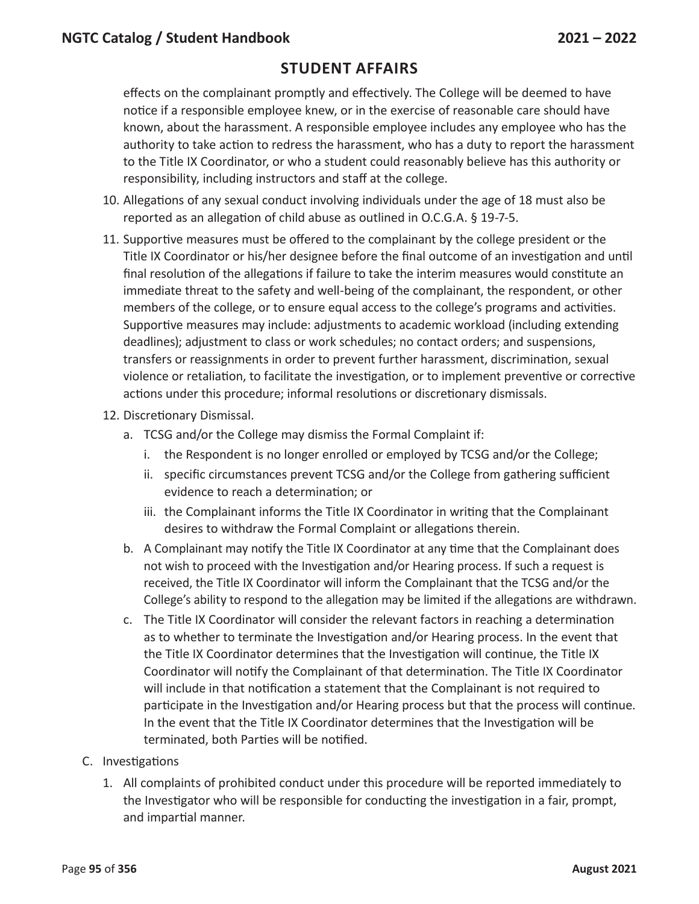effects on the complainant promptly and effectively. The College will be deemed to have notice if a responsible employee knew, or in the exercise of reasonable care should have known, about the harassment. A responsible employee includes any employee who has the authority to take action to redress the harassment, who has a duty to report the harassment to the Title IX Coordinator, or who a student could reasonably believe has this authority or responsibility, including instructors and staff at the college.

10. Allegations of any sexual conduct involving individuals under the age of 18 must also be reported as an allegation of child abuse as outlined in O.C.G.A. § 19-7-5.
11. Supportive measures must be offered to the complainant by the college president or the Title IX Coordinator or his/her designee before the final outcome of an investigation and until final resolution of the allegations if failure to take the interim measures would constitute an immediate threat to the safety and well-being of the complainant, the respondent, or other members of the college, or to ensure equal access to the college's programs and activities. Supportive measures may include: adjustments to academic workload (including extending deadlines); adjustment to class or work schedules; no contact orders; and suspensions, transfers or reassignments in order to prevent further harassment, discrimination, sexual violence or retaliation, to facilitate the investigation, or to implement preventive or corrective actions under this procedure; informal resolutions or discretionary dismissals.
12. Discretionary Dismissal.
    a. TCSG and/or the College may dismiss the Formal Complaint if:
        i. the Respondent is no longer enrolled or employed by TCSG and/or the College;
        ii. specific circumstances prevent TCSG and/or the College from gathering sufficient evidence to reach a determination; or
        iii. the Complainant informs the Title IX Coordinator in writing that the Complainant desires to withdraw the Formal Complaint or allegations therein.
    b. A Complainant may notify the Title IX Coordinator at any time that the Complainant does not wish to proceed with the Investigation and/or Hearing process. If such a request is received, the Title IX Coordinator will inform the Complainant that the TCSG and/or the College's ability to respond to the allegation may be limited if the allegations are withdrawn.
    c. The Title IX Coordinator will consider the relevant factors in reaching a determination as to whether to terminate the Investigation and/or Hearing process. In the event that the Title IX Coordinator determines that the Investigation will continue, the Title IX Coordinator will notify the Complainant of that determination. The Title IX Coordinator will include in that notification a statement that the Complainant is not required to participate in the Investigation and/or Hearing process but that the process will continue. In the event that the Title IX Coordinator determines that the Investigation will be terminated, both Parties will be notified.

C. Investigations

1. All complaints of prohibited conduct under this procedure will be reported immediately to the Investigator who will be responsible for conducting the investigation in a fair, prompt, and impartial manner.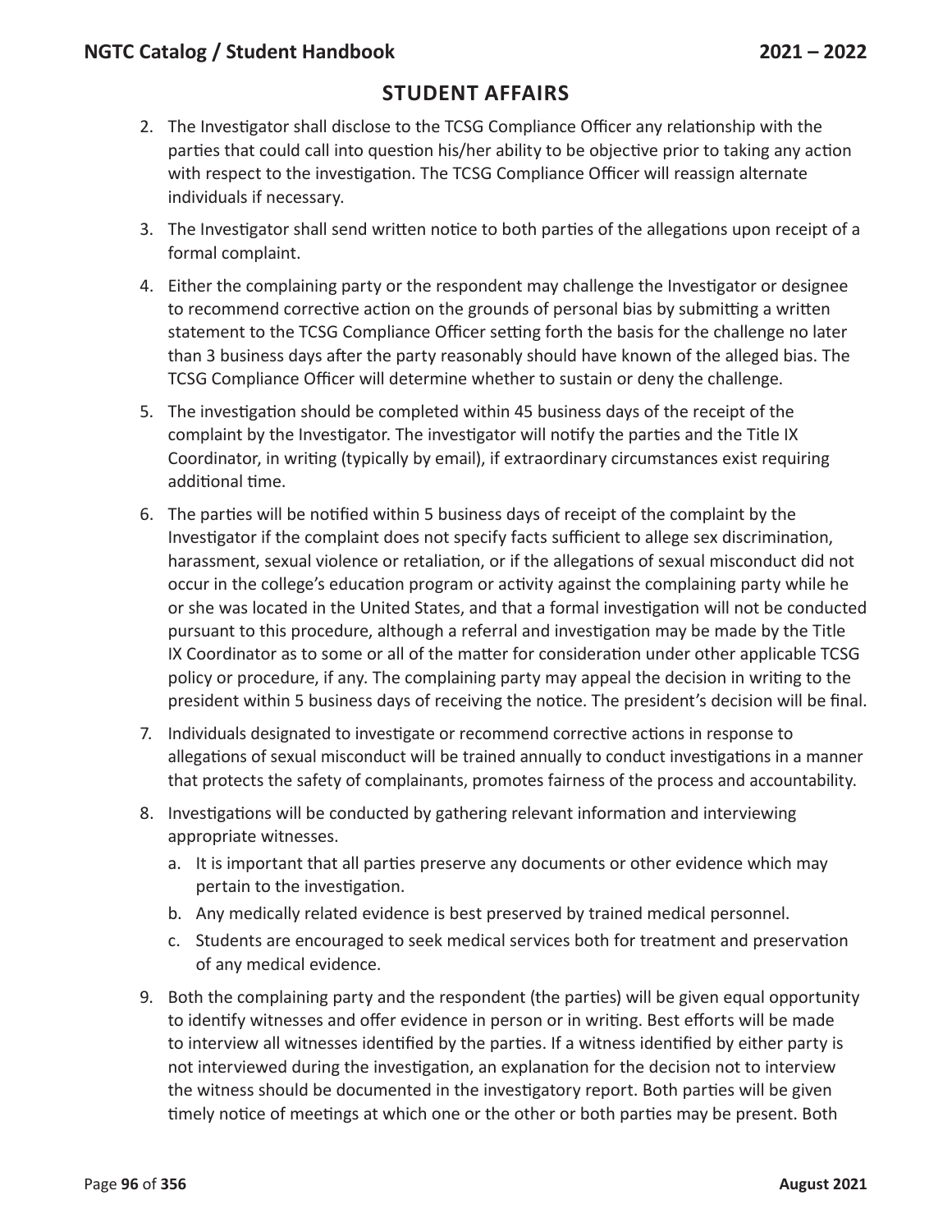## STUDENT AFFAIRS

2. The Investigator shall disclose to the TCSG Compliance Officer any relationship with the parties that could call into question his/her ability to be objective prior to taking any action with respect to the investigation. The TCSG Compliance Officer will reassign alternate individuals if necessary.
3. The Investigator shall send written notice to both parties of the allegations upon receipt of a formal complaint.
4. Either the complaining party or the respondent may challenge the Investigator or designee to recommend corrective action on the grounds of personal bias by submitting a written statement to the TCSG Compliance Officer setting forth the basis for the challenge no later than 3 business days after the party reasonably should have known of the alleged bias. The TCSG Compliance Officer will determine whether to sustain or deny the challenge.
5. The investigation should be completed within 45 business days of the receipt of the complaint by the Investigator. The investigator will notify the parties and the Title IX Coordinator, in writing (typically by email), if extraordinary circumstances exist requiring additional time.
6. The parties will be notified within 5 business days of receipt of the complaint by the Investigator if the complaint does not specify facts sufficient to allege sex discrimination, harassment, sexual violence or retaliation, or if the allegations of sexual misconduct did not occur in the college's education program or activity against the complaining party while he or she was located in the United States, and that a formal investigation will not be conducted pursuant to this procedure, although a referral and investigation may be made by the Title IX Coordinator as to some or all of the matter for consideration under other applicable TCSG policy or procedure, if any. The complaining party may appeal the decision in writing to the president within 5 business days of receiving the notice. The president's decision will be final.
7. Individuals designated to investigate or recommend corrective actions in response to allegations of sexual misconduct will be trained annually to conduct investigations in a manner that protects the safety of complainants, promotes fairness of the process and accountability.
8. Investigations will be conducted by gathering relevant information and interviewing appropriate witnesses.
   a. It is important that all parties preserve any documents or other evidence which may pertain to the investigation.
   b. Any medically related evidence is best preserved by trained medical personnel.
   c. Students are encouraged to seek medical services both for treatment and preservation of any medical evidence.
9. Both the complaining party and the respondent (the parties) will be given equal opportunity to identify witnesses and offer evidence in person or in writing. Best efforts will be made to interview all witnesses identified by the parties. If a witness identified by either party is not interviewed during the investigation, an explanation for the decision not to interview the witness should be documented in the investigatory report. Both parties will be given timely notice of meetings at which one or the other or both parties may be present. Both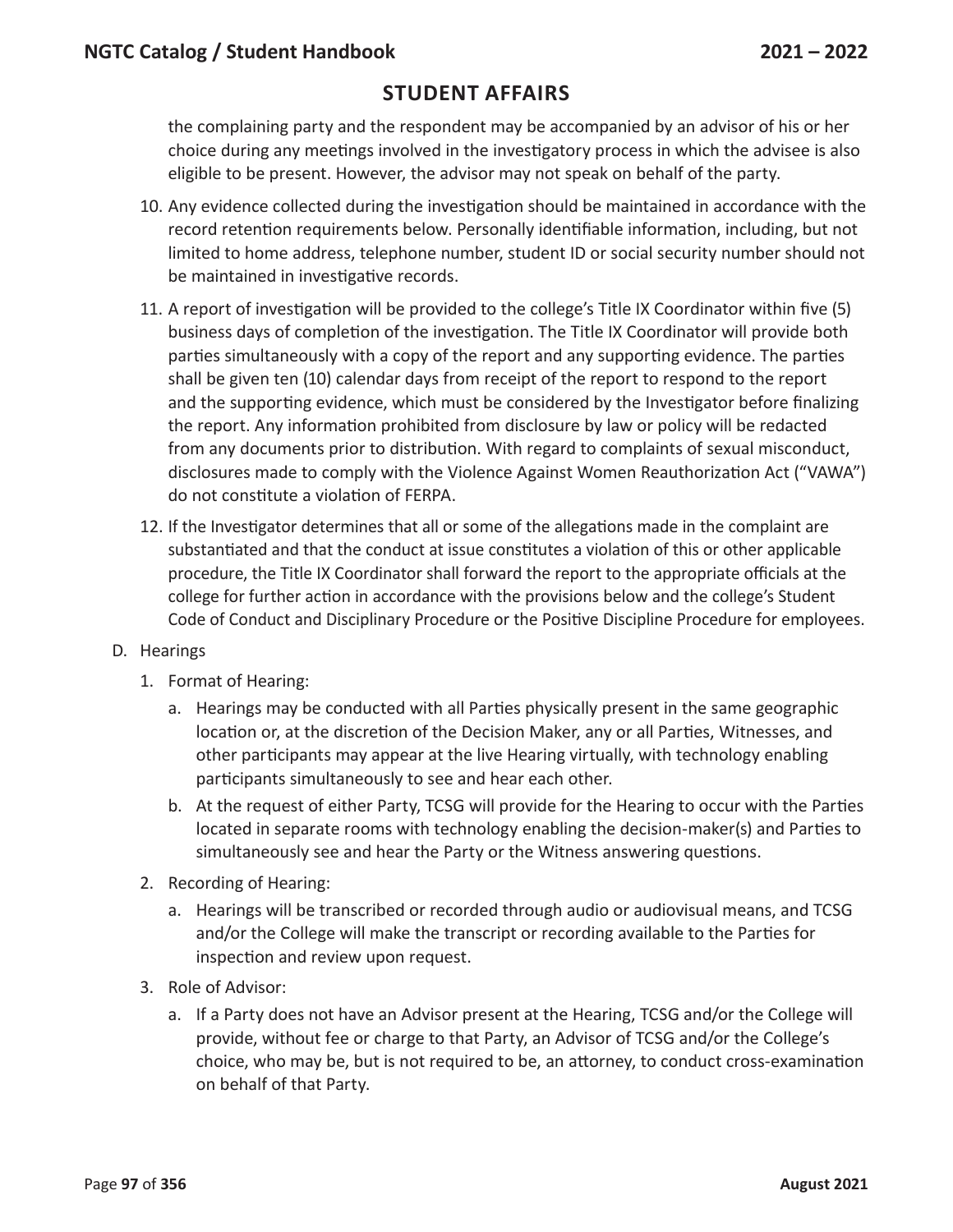## STUDENT AFFAIRS

the complaining party and the respondent may be accompanied by an advisor of his or her choice during any meetings involved in the investigatory process in which the advisee is also eligible to be present. However, the advisor may not speak on behalf of the party.

10. Any evidence collected during the investigation should be maintained in accordance with the record retention requirements below. Personally identifiable information, including, but not limited to home address, telephone number, student ID or social security number should not be maintained in investigative records.

11. A report of investigation will be provided to the college's Title IX Coordinator within five (5) business days of completion of the investigation. The Title IX Coordinator will provide both parties simultaneously with a copy of the report and any supporting evidence. The parties shall be given ten (10) calendar days from receipt of the report to respond to the report and the supporting evidence, which must be considered by the Investigator before finalizing the report. Any information prohibited from disclosure by law or policy will be redacted from any documents prior to distribution. With regard to complaints of sexual misconduct, disclosures made to comply with the Violence Against Women Reauthorization Act ("VAWA") do not constitute a violation of FERPA.

12. If the Investigator determines that all or some of the allegations made in the complaint are substantiated and that the conduct at issue constitutes a violation of this or other applicable procedure, the Title IX Coordinator shall forward the report to the appropriate officials at the college for further action in accordance with the provisions below and the college's Student Code of Conduct and Disciplinary Procedure or the Positive Discipline Procedure for employees.

D. Hearings

1. Format of Hearing:

   a. Hearings may be conducted with all Parties physically present in the same geographic location or, at the discretion of the Decision Maker, any or all Parties, Witnesses, and other participants may appear at the live Hearing virtually, with technology enabling participants simultaneously to see and hear each other.

   b. At the request of either Party, TCSG will provide for the Hearing to occur with the Parties located in separate rooms with technology enabling the decision-maker(s) and Parties to simultaneously see and hear the Party or the Witness answering questions.

2. Recording of Hearing:

   a. Hearings will be transcribed or recorded through audio or audiovisual means, and TCSG and/or the College will make the transcript or recording available to the Parties for inspection and review upon request.

3. Role of Advisor:

   a. If a Party does not have an Advisor present at the Hearing, TCSG and/or the College will provide, without fee or charge to that Party, an Advisor of TCSG and/or the College's choice, who may be, but is not required to be, an attorney, to conduct cross-examination on behalf of that Party.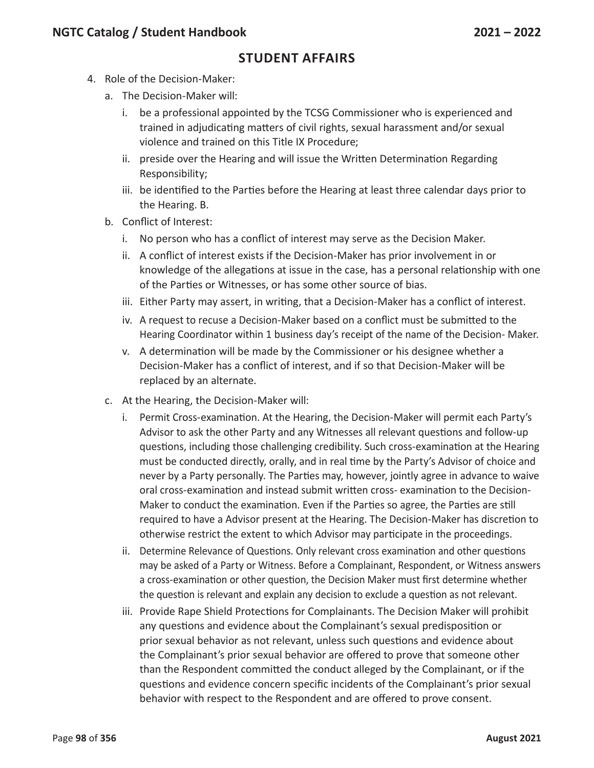## STUDENT AFFAIRS

4. Role of the Decision-Maker:
   a. The Decision-Maker will:
      i. be a professional appointed by the TCSG Commissioner who is experienced and trained in adjudicating matters of civil rights, sexual harassment and/or sexual violence and trained on this Title IX Procedure;
      ii. preside over the Hearing and will issue the Written Determination Regarding Responsibility;
      iii. be identified to the Parties before the Hearing at least three calendar days prior to the Hearing. B.
   b. Conflict of Interest:
      i. No person who has a conflict of interest may serve as the Decision Maker.
      ii. A conflict of interest exists if the Decision-Maker has prior involvement in or knowledge of the allegations at issue in the case, has a personal relationship with one of the Parties or Witnesses, or has some other source of bias.
      iii. Either Party may assert, in writing, that a Decision-Maker has a conflict of interest.
      iv. A request to recuse a Decision-Maker based on a conflict must be submitted to the Hearing Coordinator within 1 business day's receipt of the name of the Decision- Maker.
      v. A determination will be made by the Commissioner or his designee whether a Decision-Maker has a conflict of interest, and if so that Decision-Maker will be replaced by an alternate.
   c. At the Hearing, the Decision-Maker will:
      i. Permit Cross-examination. At the Hearing, the Decision-Maker will permit each Party's Advisor to ask the other Party and any Witnesses all relevant questions and follow-up questions, including those challenging credibility. Such cross-examination at the Hearing must be conducted directly, orally, and in real time by the Party's Advisor of choice and never by a Party personally. The Parties may, however, jointly agree in advance to waive oral cross-examination and instead submit written cross- examination to the Decision-Maker to conduct the examination. Even if the Parties so agree, the Parties are still required to have a Advisor present at the Hearing. The Decision-Maker has discretion to otherwise restrict the extent to which Advisor may participate in the proceedings.
      ii. Determine Relevance of Questions. Only relevant cross examination and other questions may be asked of a Party or Witness. Before a Complainant, Respondent, or Witness answers a cross-examination or other question, the Decision Maker must first determine whether the question is relevant and explain any decision to exclude a question as not relevant.
      iii. Provide Rape Shield Protections for Complainants. The Decision Maker will prohibit any questions and evidence about the Complainant's sexual predisposition or prior sexual behavior as not relevant, unless such questions and evidence about the Complainant's prior sexual behavior are offered to prove that someone other than the Respondent committed the conduct alleged by the Complainant, or if the questions and evidence concern specific incidents of the Complainant's prior sexual behavior with respect to the Respondent and are offered to prove consent.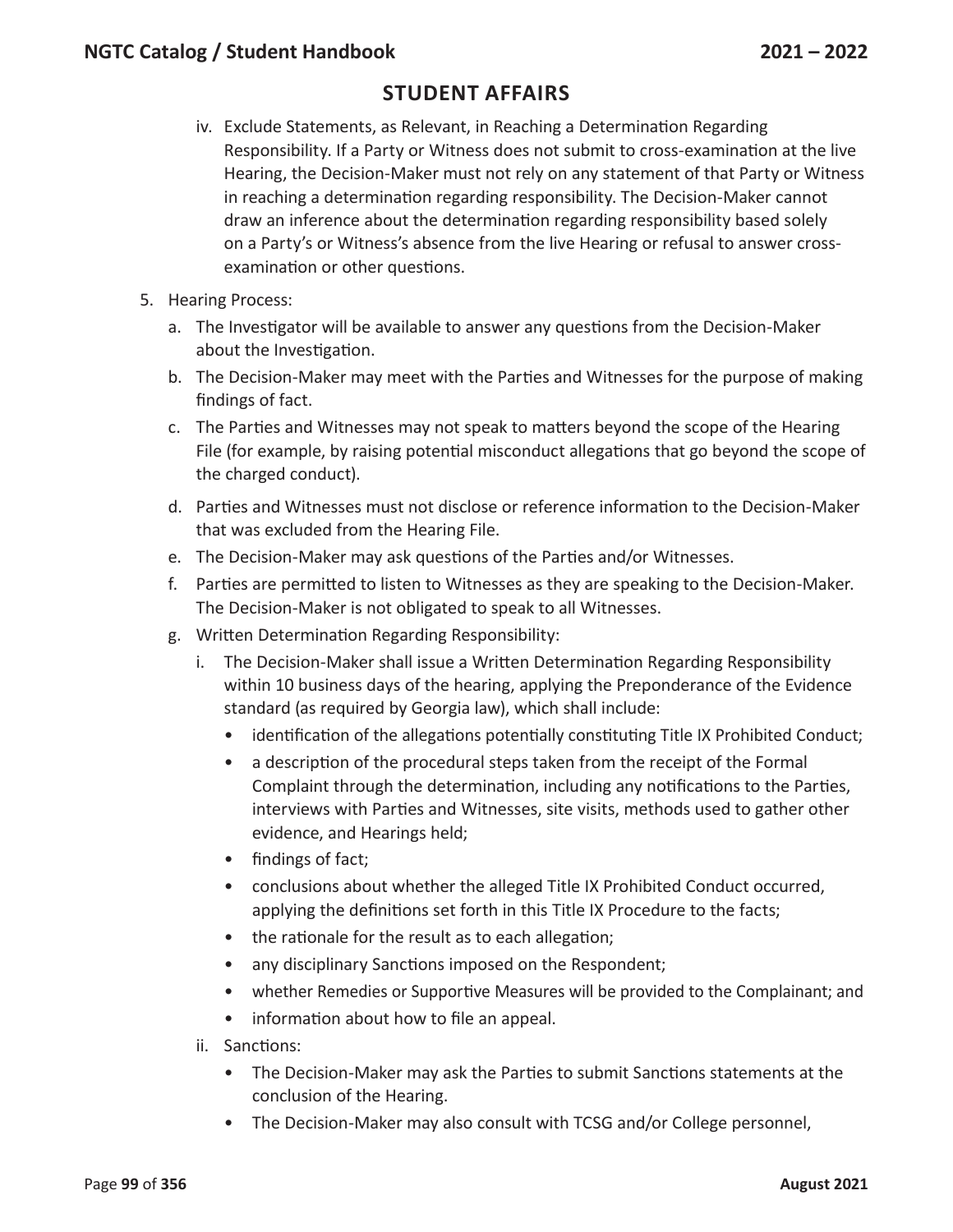## STUDENT AFFAIRS

iv. Exclude Statements, as Relevant, in Reaching a Determination Regarding Responsibility. If a Party or Witness does not submit to cross-examination at the live Hearing, the Decision-Maker must not rely on any statement of that Party or Witness in reaching a determination regarding responsibility. The Decision-Maker cannot draw an inference about the determination regarding responsibility based solely on a Party's or Witness's absence from the live Hearing or refusal to answer cross-examination or other questions.

5. Hearing Process:
   a. The Investigator will be available to answer any questions from the Decision-Maker about the Investigation.
   b. The Decision-Maker may meet with the Parties and Witnesses for the purpose of making findings of fact.
   c. The Parties and Witnesses may not speak to matters beyond the scope of the Hearing File (for example, by raising potential misconduct allegations that go beyond the scope of the charged conduct).
   d. Parties and Witnesses must not disclose or reference information to the Decision-Maker that was excluded from the Hearing File.
   e. The Decision-Maker may ask questions of the Parties and/or Witnesses.
   f. Parties are permitted to listen to Witnesses as they are speaking to the Decision-Maker. The Decision-Maker is not obligated to speak to all Witnesses.
   g. Written Determination Regarding Responsibility:
      i. The Decision-Maker shall issue a Written Determination Regarding Responsibility within 10 business days of the hearing, applying the Preponderance of the Evidence standard (as required by Georgia law), which shall include:
         - identification of the allegations potentially constituting Title IX Prohibited Conduct;
         - a description of the procedural steps taken from the receipt of the Formal Complaint through the determination, including any notifications to the Parties, interviews with Parties and Witnesses, site visits, methods used to gather other evidence, and Hearings held;
         - findings of fact;
         - conclusions about whether the alleged Title IX Prohibited Conduct occurred, applying the definitions set forth in this Title IX Procedure to the facts;
         - the rationale for the result as to each allegation;
         - any disciplinary Sanctions imposed on the Respondent;
         - whether Remedies or Supportive Measures will be provided to the Complainant; and
         - information about how to file an appeal.
      ii. Sanctions:
         - The Decision-Maker may ask the Parties to submit Sanctions statements at the conclusion of the Hearing.
         - The Decision-Maker may also consult with TCSG and/or College personnel,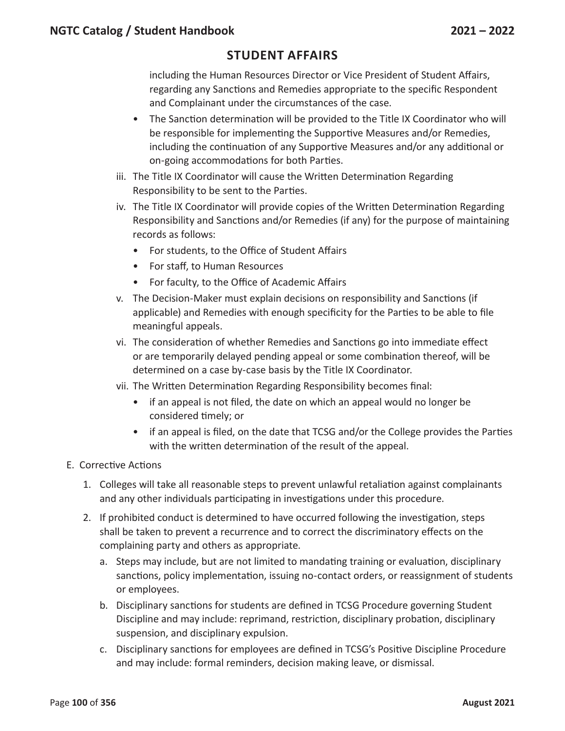## STUDENT AFFAIRS

including the Human Resources Director or Vice President of Student Affairs, regarding any Sanctions and Remedies appropriate to the specific Respondent and Complainant under the circumstances of the case.

- The Sanction determination will be provided to the Title IX Coordinator who will be responsible for implementing the Supportive Measures and/or Remedies, including the continuation of any Supportive Measures and/or any additional or on-going accommodations for both Parties.

iii. The Title IX Coordinator will cause the Written Determination Regarding Responsibility to be sent to the Parties.

iv. The Title IX Coordinator will provide copies of the Written Determination Regarding Responsibility and Sanctions and/or Remedies (if any) for the purpose of maintaining records as follows:

- For students, to the Office of Student Affairs
- For staff, to Human Resources
- For faculty, to the Office of Academic Affairs

v. The Decision-Maker must explain decisions on responsibility and Sanctions (if applicable) and Remedies with enough specificity for the Parties to be able to file meaningful appeals.

vi. The consideration of whether Remedies and Sanctions go into immediate effect or are temporarily delayed pending appeal or some combination thereof, will be determined on a case by-case basis by the Title IX Coordinator.

vii. The Written Determination Regarding Responsibility becomes final:

- if an appeal is not filed, the date on which an appeal would no longer be considered timely; or
- if an appeal is filed, on the date that TCSG and/or the College provides the Parties with the written determination of the result of the appeal.

E. Corrective Actions

1. Colleges will take all reasonable steps to prevent unlawful retaliation against complainants and any other individuals participating in investigations under this procedure.
2. If prohibited conduct is determined to have occurred following the investigation, steps shall be taken to prevent a recurrence and to correct the discriminatory effects on the complaining party and others as appropriate.
   a. Steps may include, but are not limited to mandating training or evaluation, disciplinary sanctions, policy implementation, issuing no-contact orders, or reassignment of students or employees.
   b. Disciplinary sanctions for students are defined in TCSG Procedure governing Student Discipline and may include: reprimand, restriction, disciplinary probation, disciplinary suspension, and disciplinary expulsion.
   c. Disciplinary sanctions for employees are defined in TCSG's Positive Discipline Procedure and may include: formal reminders, decision making leave, or dismissal.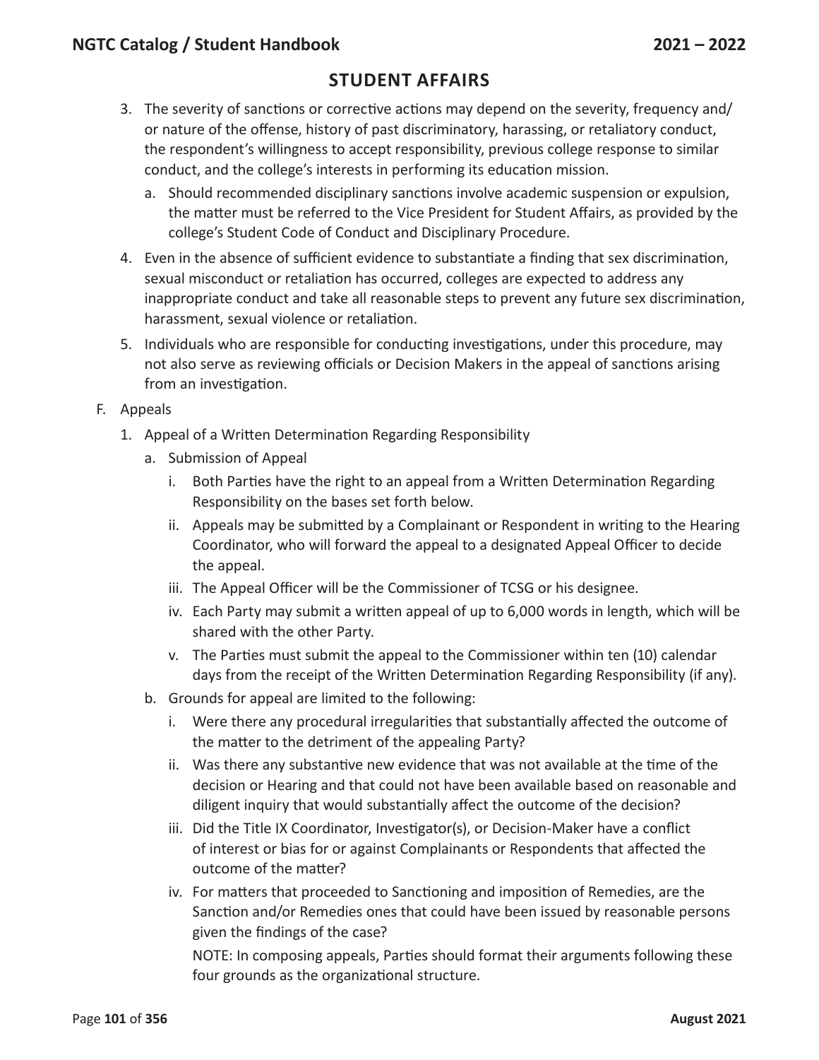## STUDENT AFFAIRS

3. The severity of sanctions or corrective actions may depend on the severity, frequency and/or nature of the offense, history of past discriminatory, harassing, or retaliatory conduct, the respondent's willingness to accept responsibility, previous college response to similar conduct, and the college's interests in performing its education mission.
   a. Should recommended disciplinary sanctions involve academic suspension or expulsion, the matter must be referred to the Vice President for Student Affairs, as provided by the college's Student Code of Conduct and Disciplinary Procedure.
4. Even in the absence of sufficient evidence to substantiate a finding that sex discrimination, sexual misconduct or retaliation has occurred, colleges are expected to address any inappropriate conduct and take all reasonable steps to prevent any future sex discrimination, harassment, sexual violence or retaliation.
5. Individuals who are responsible for conducting investigations, under this procedure, may not also serve as reviewing officials or Decision Makers in the appeal of sanctions arising from an investigation.

F. Appeals

1. Appeal of a Written Determination Regarding Responsibility
   a. Submission of Appeal
      i. Both Parties have the right to an appeal from a Written Determination Regarding Responsibility on the bases set forth below.
      ii. Appeals may be submitted by a Complainant or Respondent in writing to the Hearing Coordinator, who will forward the appeal to a designated Appeal Officer to decide the appeal.
      iii. The Appeal Officer will be the Commissioner of TCSG or his designee.
      iv. Each Party may submit a written appeal of up to 6,000 words in length, which will be shared with the other Party.
      v. The Parties must submit the appeal to the Commissioner within ten (10) calendar days from the receipt of the Written Determination Regarding Responsibility (if any).
   b. Grounds for appeal are limited to the following:
      i. Were there any procedural irregularities that substantially affected the outcome of the matter to the detriment of the appealing Party?
      ii. Was there any substantive new evidence that was not available at the time of the decision or Hearing and that could not have been available based on reasonable and diligent inquiry that would substantially affect the outcome of the decision?
      iii. Did the Title IX Coordinator, Investigator(s), or Decision-Maker have a conflict of interest or bias for or against Complainants or Respondents that affected the outcome of the matter?
      iv. For matters that proceeded to Sanctioning and imposition of Remedies, are the Sanction and/or Remedies ones that could have been issued by reasonable persons given the findings of the case?

         NOTE: In composing appeals, Parties should format their arguments following these four grounds as the organizational structure.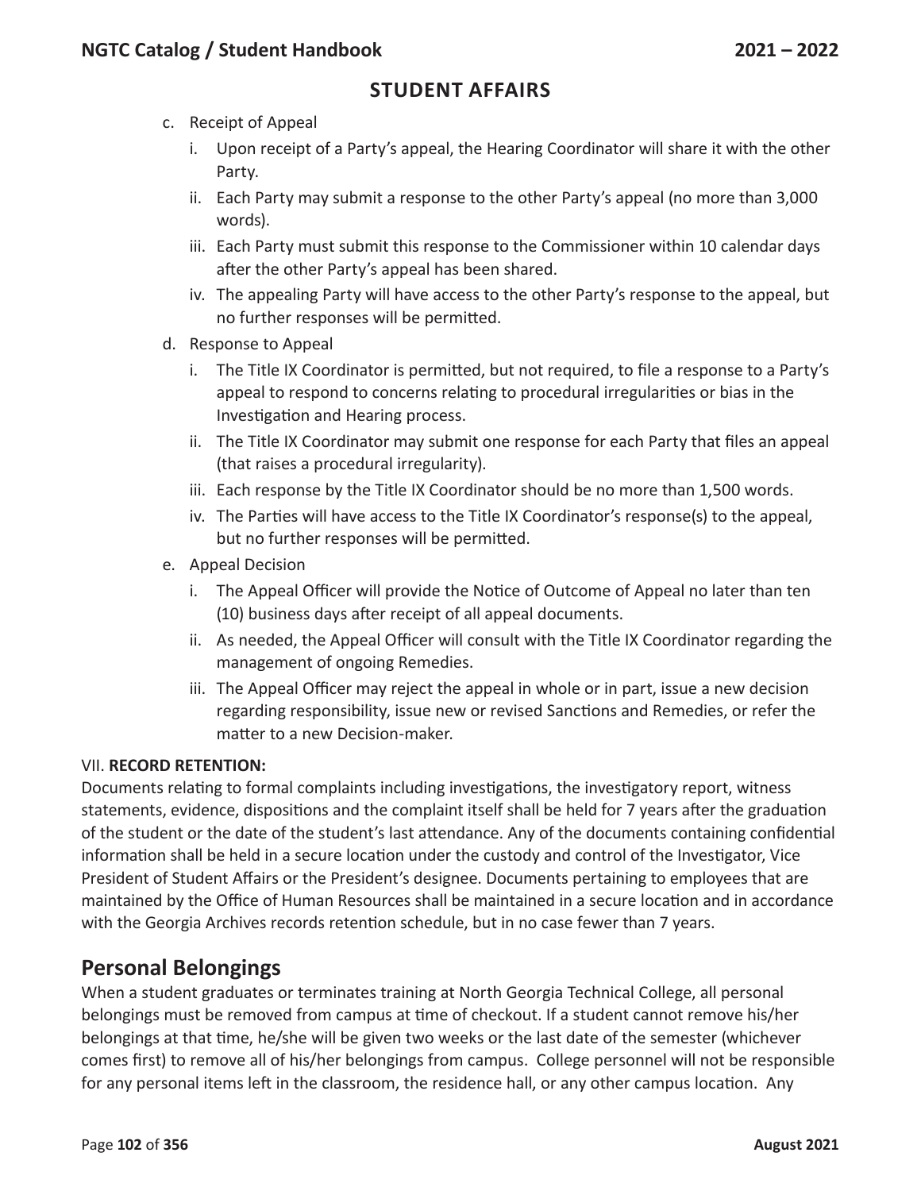## STUDENT AFFAIRS

c. Receipt of Appeal
   i. Upon receipt of a Party's appeal, the Hearing Coordinator will share it with the other Party.
   ii. Each Party may submit a response to the other Party's appeal (no more than 3,000 words).
   iii. Each Party must submit this response to the Commissioner within 10 calendar days after the other Party's appeal has been shared.
   iv. The appealing Party will have access to the other Party's response to the appeal, but no further responses will be permitted.

d. Response to Appeal
   i. The Title IX Coordinator is permitted, but not required, to file a response to a Party's appeal to respond to concerns relating to procedural irregularities or bias in the Investigation and Hearing process.
   ii. The Title IX Coordinator may submit one response for each Party that files an appeal (that raises a procedural irregularity).
   iii. Each response by the Title IX Coordinator should be no more than 1,500 words.
   iv. The Parties will have access to the Title IX Coordinator's response(s) to the appeal, but no further responses will be permitted.

e. Appeal Decision
   i. The Appeal Officer will provide the Notice of Outcome of Appeal no later than ten (10) business days after receipt of all appeal documents.
   ii. As needed, the Appeal Officer will consult with the Title IX Coordinator regarding the management of ongoing Remedies.
   iii. The Appeal Officer may reject the appeal in whole or in part, issue a new decision regarding responsibility, issue new or revised Sanctions and Remedies, or refer the matter to a new Decision-maker.

VII. **RECORD RETENTION:**

Documents relating to formal complaints including investigations, the investigatory report, witness statements, evidence, dispositions and the complaint itself shall be held for 7 years after the graduation of the student or the date of the student's last attendance. Any of the documents containing confidential information shall be held in a secure location under the custody and control of the Investigator, Vice President of Student Affairs or the President's designee. Documents pertaining to employees that are maintained by the Office of Human Resources shall be maintained in a secure location and in accordance with the Georgia Archives records retention schedule, but in no case fewer than 7 years.

## Personal Belongings

When a student graduates or terminates training at North Georgia Technical College, all personal belongings must be removed from campus at time of checkout. If a student cannot remove his/her belongings at that time, he/she will be given two weeks or the last date of the semester (whichever comes first) to remove all of his/her belongings from campus. College personnel will not be responsible for any personal items left in the classroom, the residence hall, or any other campus location. Any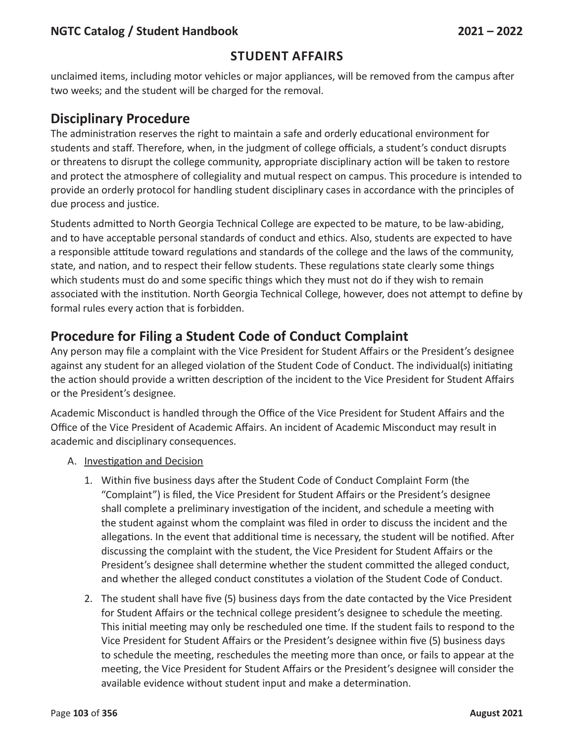## STUDENT AFFAIRS

unclaimed items, including motor vehicles or major appliances, will be removed from the campus after two weeks; and the student will be charged for the removal.

## Disciplinary Procedure

The administration reserves the right to maintain a safe and orderly educational environment for students and staff. Therefore, when, in the judgment of college officials, a student's conduct disrupts or threatens to disrupt the college community, appropriate disciplinary action will be taken to restore and protect the atmosphere of collegiality and mutual respect on campus. This procedure is intended to provide an orderly protocol for handling student disciplinary cases in accordance with the principles of due process and justice.

Students admitted to North Georgia Technical College are expected to be mature, to be law-abiding, and to have acceptable personal standards of conduct and ethics. Also, students are expected to have a responsible attitude toward regulations and standards of the college and the laws of the community, state, and nation, and to respect their fellow students. These regulations state clearly some things which students must do and some specific things which they must not do if they wish to remain associated with the institution. North Georgia Technical College, however, does not attempt to define by formal rules every action that is forbidden.

## Procedure for Filing a Student Code of Conduct Complaint

Any person may file a complaint with the Vice President for Student Affairs or the President's designee against any student for an alleged violation of the Student Code of Conduct. The individual(s) initiating the action should provide a written description of the incident to the Vice President for Student Affairs or the President's designee.

Academic Misconduct is handled through the Office of the Vice President for Student Affairs and the Office of the Vice President of Academic Affairs. An incident of Academic Misconduct may result in academic and disciplinary consequences.

A. Investigation and Decision

1. Within five business days after the Student Code of Conduct Complaint Form (the "Complaint") is filed, the Vice President for Student Affairs or the President's designee shall complete a preliminary investigation of the incident, and schedule a meeting with the student against whom the complaint was filed in order to discuss the incident and the allegations. In the event that additional time is necessary, the student will be notified. After discussing the complaint with the student, the Vice President for Student Affairs or the President's designee shall determine whether the student committed the alleged conduct, and whether the alleged conduct constitutes a violation of the Student Code of Conduct.
2. The student shall have five (5) business days from the date contacted by the Vice President for Student Affairs or the technical college president's designee to schedule the meeting. This initial meeting may only be rescheduled one time. If the student fails to respond to the Vice President for Student Affairs or the President's designee within five (5) business days to schedule the meeting, reschedules the meeting more than once, or fails to appear at the meeting, the Vice President for Student Affairs or the President's designee will consider the available evidence without student input and make a determination.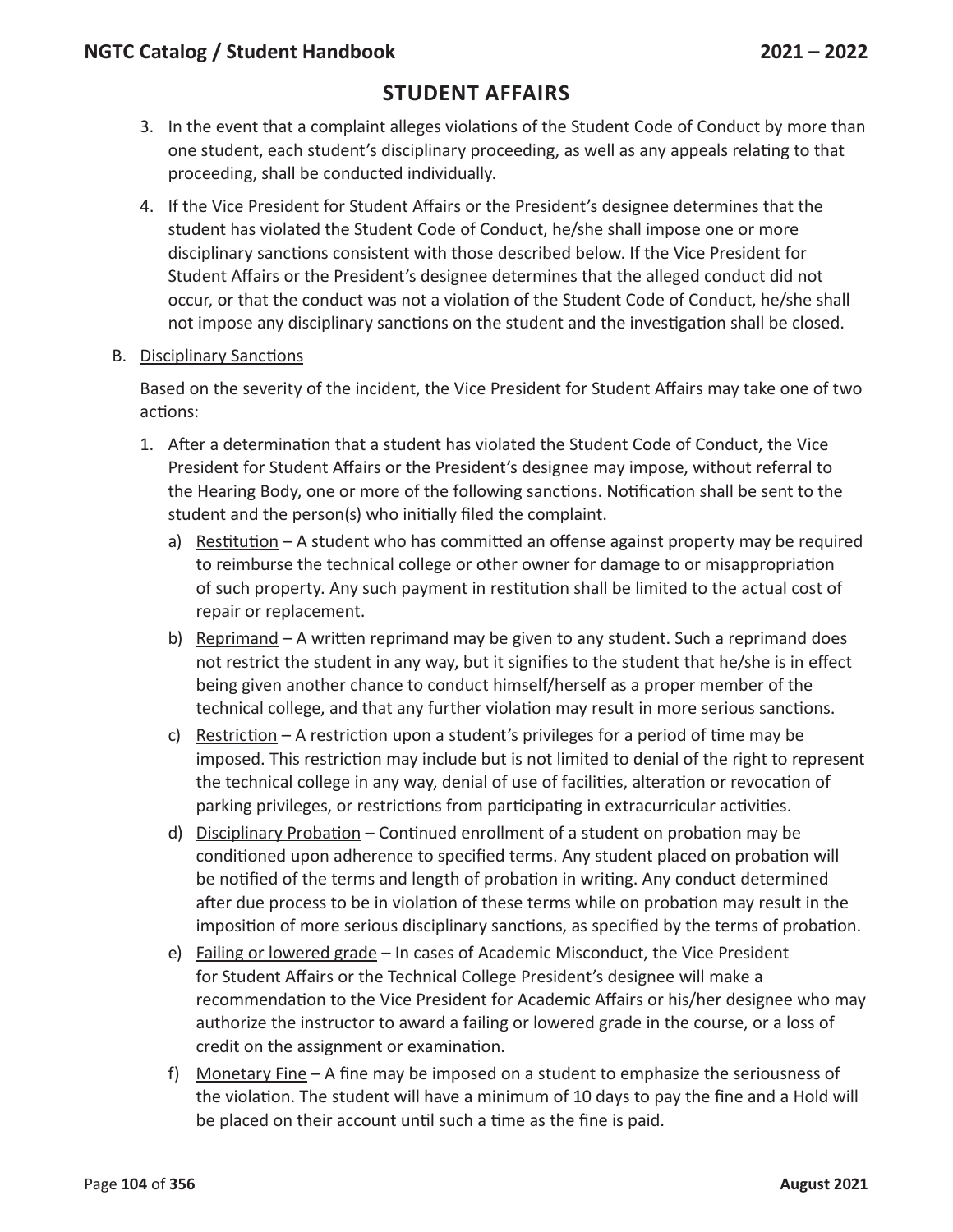## STUDENT AFFAIRS

3. In the event that a complaint alleges violations of the Student Code of Conduct by more than one student, each student's disciplinary proceeding, as well as any appeals relating to that proceeding, shall be conducted individually.

4. If the Vice President for Student Affairs or the President's designee determines that the student has violated the Student Code of Conduct, he/she shall impose one or more disciplinary sanctions consistent with those described below. If the Vice President for Student Affairs or the President's designee determines that the alleged conduct did not occur, or that the conduct was not a violation of the Student Code of Conduct, he/she shall not impose any disciplinary sanctions on the student and the investigation shall be closed.

B. Disciplinary Sanctions

Based on the severity of the incident, the Vice President for Student Affairs may take one of two actions:

1. After a determination that a student has violated the Student Code of Conduct, the Vice President for Student Affairs or the President's designee may impose, without referral to the Hearing Body, one or more of the following sanctions. Notification shall be sent to the student and the person(s) who initially filed the complaint.

   a) Restitution – A student who has committed an offense against property may be required to reimburse the technical college or other owner for damage to or misappropriation of such property. Any such payment in restitution shall be limited to the actual cost of repair or replacement.

   b) Reprimand – A written reprimand may be given to any student. Such a reprimand does not restrict the student in any way, but it signifies to the student that he/she is in effect being given another chance to conduct himself/herself as a proper member of the technical college, and that any further violation may result in more serious sanctions.

   c) Restriction – A restriction upon a student's privileges for a period of time may be imposed. This restriction may include but is not limited to denial of the right to represent the technical college in any way, denial of use of facilities, alteration or revocation of parking privileges, or restrictions from participating in extracurricular activities.

   d) Disciplinary Probation – Continued enrollment of a student on probation may be conditioned upon adherence to specified terms. Any student placed on probation will be notified of the terms and length of probation in writing. Any conduct determined after due process to be in violation of these terms while on probation may result in the imposition of more serious disciplinary sanctions, as specified by the terms of probation.

   e) Failing or lowered grade – In cases of Academic Misconduct, the Vice President for Student Affairs or the Technical College President's designee will make a recommendation to the Vice President for Academic Affairs or his/her designee who may authorize the instructor to award a failing or lowered grade in the course, or a loss of credit on the assignment or examination.

   f) Monetary Fine – A fine may be imposed on a student to emphasize the seriousness of the violation. The student will have a minimum of 10 days to pay the fine and a Hold will be placed on their account until such a time as the fine is paid.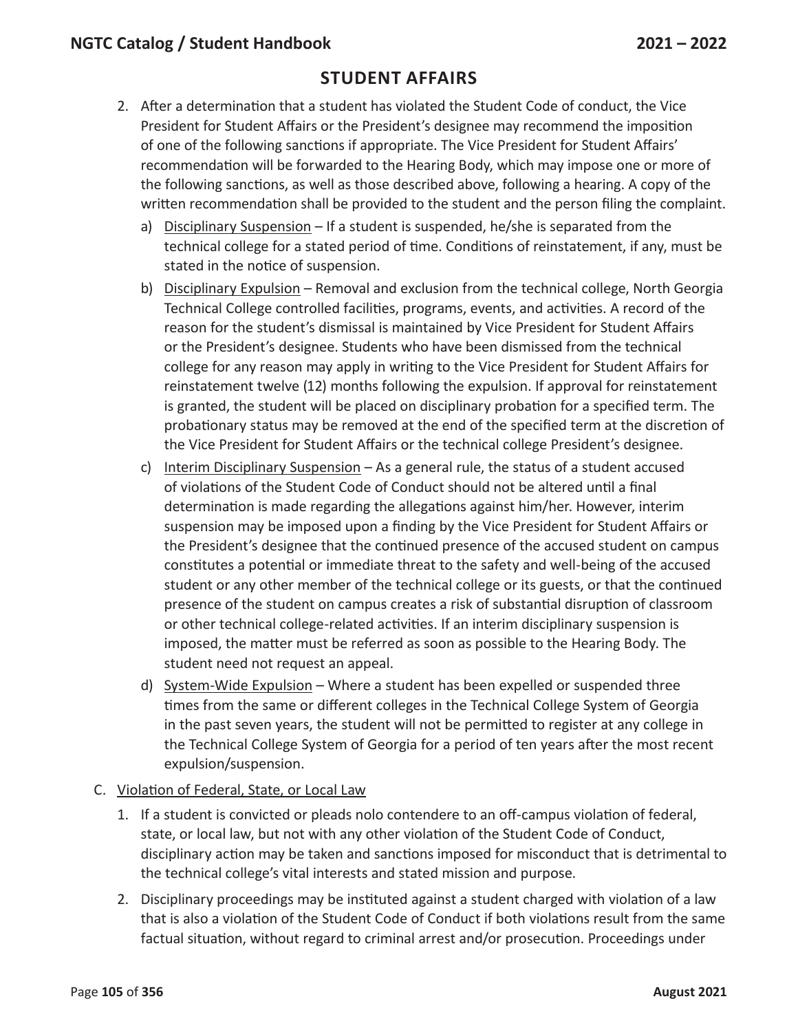## STUDENT AFFAIRS

2. After a determination that a student has violated the Student Code of conduct, the Vice President for Student Affairs or the President's designee may recommend the imposition of one of the following sanctions if appropriate. The Vice President for Student Affairs' recommendation will be forwarded to the Hearing Body, which may impose one or more of the following sanctions, as well as those described above, following a hearing. A copy of the written recommendation shall be provided to the student and the person filing the complaint.
   a) <u>Disciplinary Suspension</u> – If a student is suspended, he/she is separated from the technical college for a stated period of time. Conditions of reinstatement, if any, must be stated in the notice of suspension.
   b) <u>Disciplinary Expulsion</u> – Removal and exclusion from the technical college, North Georgia Technical College controlled facilities, programs, events, and activities. A record of the reason for the student's dismissal is maintained by Vice President for Student Affairs or the President's designee. Students who have been dismissed from the technical college for any reason may apply in writing to the Vice President for Student Affairs for reinstatement twelve (12) months following the expulsion. If approval for reinstatement is granted, the student will be placed on disciplinary probation for a specified term. The probationary status may be removed at the end of the specified term at the discretion of the Vice President for Student Affairs or the technical college President's designee.
   c) <u>Interim Disciplinary Suspension</u> – As a general rule, the status of a student accused of violations of the Student Code of Conduct should not be altered until a final determination is made regarding the allegations against him/her. However, interim suspension may be imposed upon a finding by the Vice President for Student Affairs or the President's designee that the continued presence of the accused student on campus constitutes a potential or immediate threat to the safety and well-being of the accused student or any other member of the technical college or its guests, or that the continued presence of the student on campus creates a risk of substantial disruption of classroom or other technical college-related activities. If an interim disciplinary suspension is imposed, the matter must be referred as soon as possible to the Hearing Body. The student need not request an appeal.
   d) <u>System-Wide Expulsion</u> – Where a student has been expelled or suspended three times from the same or different colleges in the Technical College System of Georgia in the past seven years, the student will not be permitted to register at any college in the Technical College System of Georgia for a period of ten years after the most recent expulsion/suspension.

C. <u>Violation of Federal, State, or Local Law</u>
   1. If a student is convicted or pleads nolo contendere to an off-campus violation of federal, state, or local law, but not with any other violation of the Student Code of Conduct, disciplinary action may be taken and sanctions imposed for misconduct that is detrimental to the technical college's vital interests and stated mission and purpose.
   2. Disciplinary proceedings may be instituted against a student charged with violation of a law that is also a violation of the Student Code of Conduct if both violations result from the same factual situation, without regard to criminal arrest and/or prosecution. Proceedings under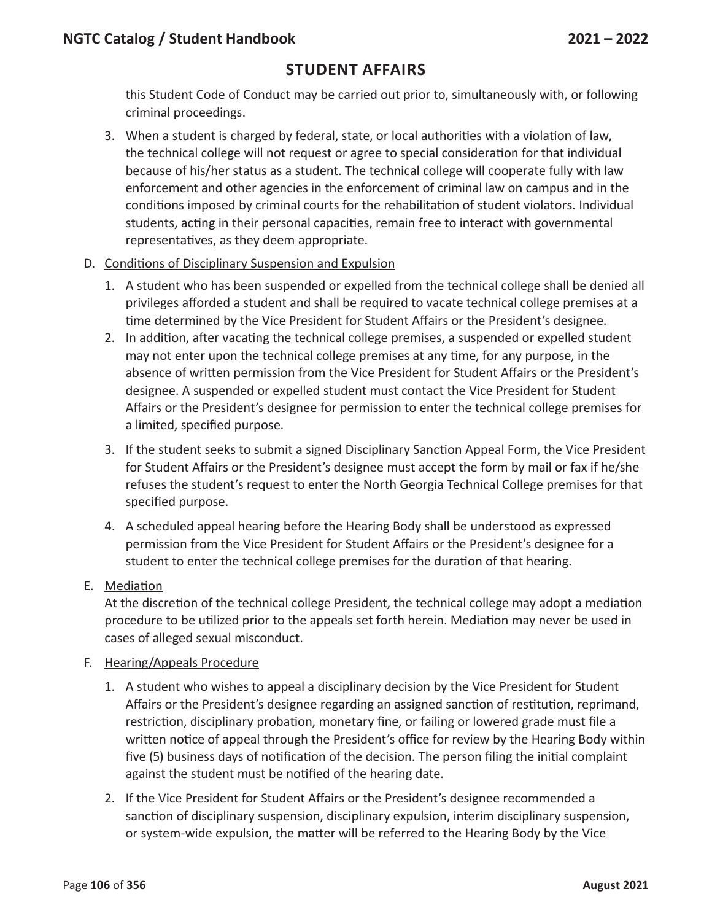## STUDENT AFFAIRS

this Student Code of Conduct may be carried out prior to, simultaneously with, or following criminal proceedings.

3. When a student is charged by federal, state, or local authorities with a violation of law, the technical college will not request or agree to special consideration for that individual because of his/her status as a student. The technical college will cooperate fully with law enforcement and other agencies in the enforcement of criminal law on campus and in the conditions imposed by criminal courts for the rehabilitation of student violators. Individual students, acting in their personal capacities, remain free to interact with governmental representatives, as they deem appropriate.

D. Conditions of Disciplinary Suspension and Expulsion

1. A student who has been suspended or expelled from the technical college shall be denied all privileges afforded a student and shall be required to vacate technical college premises at a time determined by the Vice President for Student Affairs or the President's designee.
2. In addition, after vacating the technical college premises, a suspended or expelled student may not enter upon the technical college premises at any time, for any purpose, in the absence of written permission from the Vice President for Student Affairs or the President's designee. A suspended or expelled student must contact the Vice President for Student Affairs or the President's designee for permission to enter the technical college premises for a limited, specified purpose.
3. If the student seeks to submit a signed Disciplinary Sanction Appeal Form, the Vice President for Student Affairs or the President's designee must accept the form by mail or fax if he/she refuses the student's request to enter the North Georgia Technical College premises for that specified purpose.
4. A scheduled appeal hearing before the Hearing Body shall be understood as expressed permission from the Vice President for Student Affairs or the President's designee for a student to enter the technical college premises for the duration of that hearing.

E. Mediation

At the discretion of the technical college President, the technical college may adopt a mediation procedure to be utilized prior to the appeals set forth herein. Mediation may never be used in cases of alleged sexual misconduct.

F. Hearing/Appeals Procedure

1. A student who wishes to appeal a disciplinary decision by the Vice President for Student Affairs or the President's designee regarding an assigned sanction of restitution, reprimand, restriction, disciplinary probation, monetary fine, or failing or lowered grade must file a written notice of appeal through the President's office for review by the Hearing Body within five (5) business days of notification of the decision. The person filing the initial complaint against the student must be notified of the hearing date.
2. If the Vice President for Student Affairs or the President's designee recommended a sanction of disciplinary suspension, disciplinary expulsion, interim disciplinary suspension, or system-wide expulsion, the matter will be referred to the Hearing Body by the Vice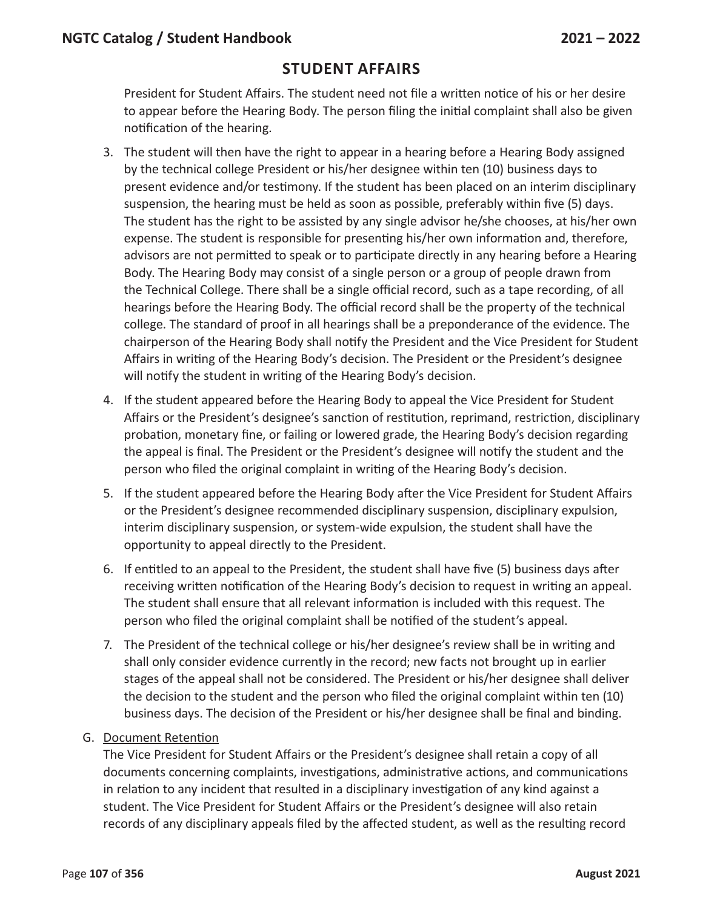## STUDENT AFFAIRS

President for Student Affairs. The student need not file a written notice of his or her desire to appear before the Hearing Body. The person filing the initial complaint shall also be given notification of the hearing.

3. The student will then have the right to appear in a hearing before a Hearing Body assigned by the technical college President or his/her designee within ten (10) business days to present evidence and/or testimony. If the student has been placed on an interim disciplinary suspension, the hearing must be held as soon as possible, preferably within five (5) days. The student has the right to be assisted by any single advisor he/she chooses, at his/her own expense. The student is responsible for presenting his/her own information and, therefore, advisors are not permitted to speak or to participate directly in any hearing before a Hearing Body. The Hearing Body may consist of a single person or a group of people drawn from the Technical College. There shall be a single official record, such as a tape recording, of all hearings before the Hearing Body. The official record shall be the property of the technical college. The standard of proof in all hearings shall be a preponderance of the evidence. The chairperson of the Hearing Body shall notify the President and the Vice President for Student Affairs in writing of the Hearing Body's decision. The President or the President's designee will notify the student in writing of the Hearing Body's decision.
4. If the student appeared before the Hearing Body to appeal the Vice President for Student Affairs or the President's designee's sanction of restitution, reprimand, restriction, disciplinary probation, monetary fine, or failing or lowered grade, the Hearing Body's decision regarding the appeal is final. The President or the President's designee will notify the student and the person who filed the original complaint in writing of the Hearing Body's decision.
5. If the student appeared before the Hearing Body after the Vice President for Student Affairs or the President's designee recommended disciplinary suspension, disciplinary expulsion, interim disciplinary suspension, or system-wide expulsion, the student shall have the opportunity to appeal directly to the President.
6. If entitled to an appeal to the President, the student shall have five (5) business days after receiving written notification of the Hearing Body's decision to request in writing an appeal. The student shall ensure that all relevant information is included with this request. The person who filed the original complaint shall be notified of the student's appeal.
7. The President of the technical college or his/her designee's review shall be in writing and shall only consider evidence currently in the record; new facts not brought up in earlier stages of the appeal shall not be considered. The President or his/her designee shall deliver the decision to the student and the person who filed the original complaint within ten (10) business days. The decision of the President or his/her designee shall be final and binding.

G. Document Retention

The Vice President for Student Affairs or the President's designee shall retain a copy of all documents concerning complaints, investigations, administrative actions, and communications in relation to any incident that resulted in a disciplinary investigation of any kind against a student. The Vice President for Student Affairs or the President's designee will also retain records of any disciplinary appeals filed by the affected student, as well as the resulting record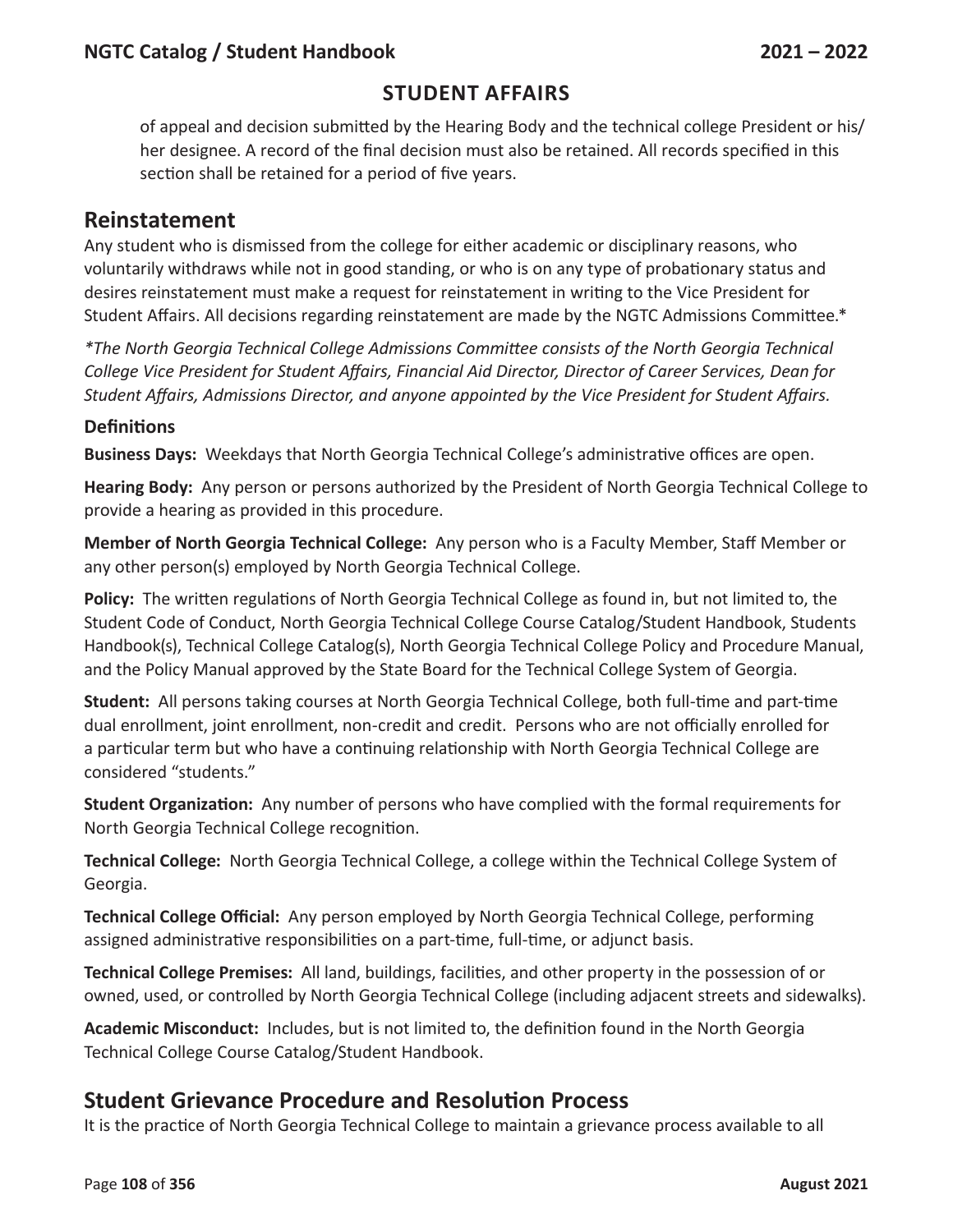of appeal and decision submitted by the Hearing Body and the technical college President or his/her designee. A record of the final decision must also be retained. All records specified in this section shall be retained for a period of five years.

## Reinstatement

Any student who is dismissed from the college for either academic or disciplinary reasons, who voluntarily withdraws while not in good standing, or who is on any type of probationary status and desires reinstatement must make a request for reinstatement in writing to the Vice President for Student Affairs. All decisions regarding reinstatement are made by the NGTC Admissions Committee.*

*\*The North Georgia Technical College Admissions Committee consists of the North Georgia Technical College Vice President for Student Affairs, Financial Aid Director, Director of Career Services, Dean for Student Affairs, Admissions Director, and anyone appointed by the Vice President for Student Affairs.*

### Definitions

**Business Days:** Weekdays that North Georgia Technical College's administrative offices are open.

**Hearing Body:** Any person or persons authorized by the President of North Georgia Technical College to provide a hearing as provided in this procedure.

**Member of North Georgia Technical College:** Any person who is a Faculty Member, Staff Member or any other person(s) employed by North Georgia Technical College.

**Policy:** The written regulations of North Georgia Technical College as found in, but not limited to, the Student Code of Conduct, North Georgia Technical College Course Catalog/Student Handbook, Students Handbook(s), Technical College Catalog(s), North Georgia Technical College Policy and Procedure Manual, and the Policy Manual approved by the State Board for the Technical College System of Georgia.

**Student:** All persons taking courses at North Georgia Technical College, both full-time and part-time dual enrollment, joint enrollment, non-credit and credit. Persons who are not officially enrolled for a particular term but who have a continuing relationship with North Georgia Technical College are considered "students."

**Student Organization:** Any number of persons who have complied with the formal requirements for North Georgia Technical College recognition.

**Technical College:** North Georgia Technical College, a college within the Technical College System of Georgia.

**Technical College Official:** Any person employed by North Georgia Technical College, performing assigned administrative responsibilities on a part-time, full-time, or adjunct basis.

**Technical College Premises:** All land, buildings, facilities, and other property in the possession of or owned, used, or controlled by North Georgia Technical College (including adjacent streets and sidewalks).

**Academic Misconduct:** Includes, but is not limited to, the definition found in the North Georgia Technical College Course Catalog/Student Handbook.

## Student Grievance Procedure and Resolution Process

It is the practice of North Georgia Technical College to maintain a grievance process available to all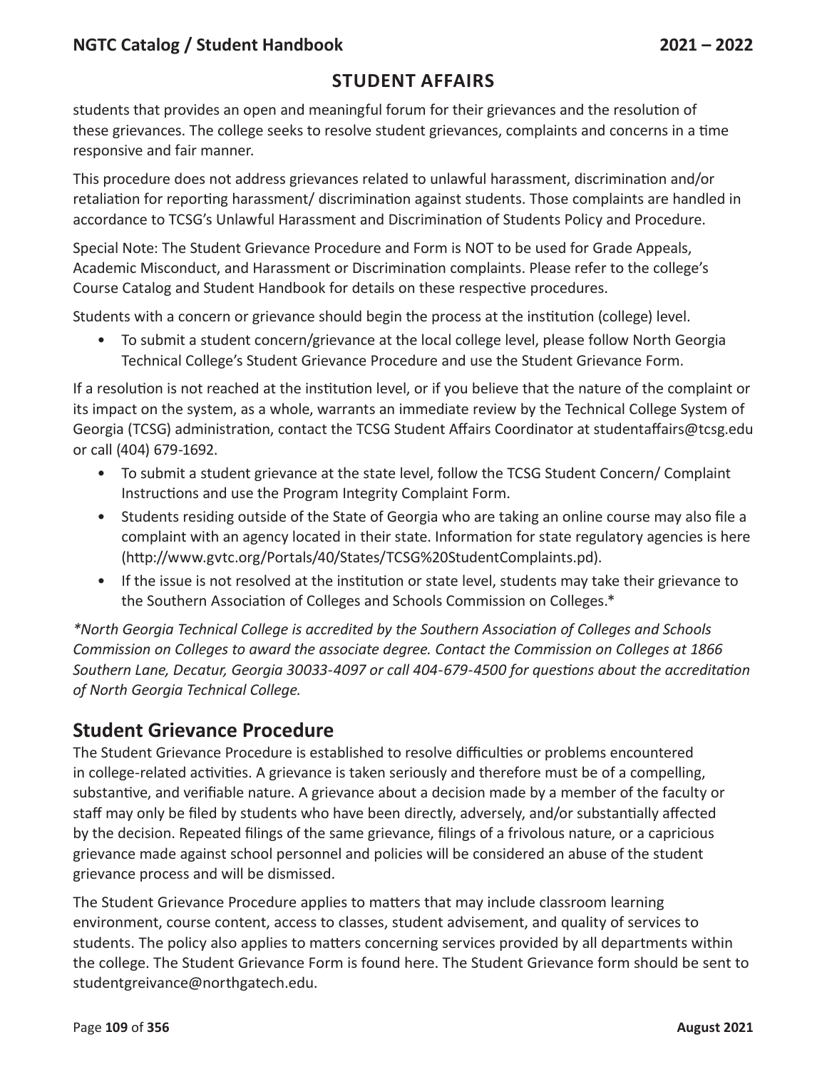## STUDENT AFFAIRS

students that provides an open and meaningful forum for their grievances and the resolution of these grievances. The college seeks to resolve student grievances, complaints and concerns in a time responsive and fair manner.

This procedure does not address grievances related to unlawful harassment, discrimination and/or retaliation for reporting harassment/ discrimination against students. Those complaints are handled in accordance to TCSG's Unlawful Harassment and Discrimination of Students Policy and Procedure.

Special Note: The Student Grievance Procedure and Form is NOT to be used for Grade Appeals, Academic Misconduct, and Harassment or Discrimination complaints. Please refer to the college's Course Catalog and Student Handbook for details on these respective procedures.

Students with a concern or grievance should begin the process at the institution (college) level.

- To submit a student concern/grievance at the local college level, please follow North Georgia Technical College's Student Grievance Procedure and use the Student Grievance Form.

If a resolution is not reached at the institution level, or if you believe that the nature of the complaint or its impact on the system, as a whole, warrants an immediate review by the Technical College System of Georgia (TCSG) administration, contact the TCSG Student Affairs Coordinator at studentaffairs@tcsg.edu or call (404) 679-1692.

- To submit a student grievance at the state level, follow the TCSG Student Concern/ Complaint Instructions and use the Program Integrity Complaint Form.
- Students residing outside of the State of Georgia who are taking an online course may also file a complaint with an agency located in their state. Information for state regulatory agencies is here (http://www.gvtc.org/Portals/40/States/TCSG%20StudentComplaints.pd).
- If the issue is not resolved at the institution or state level, students may take their grievance to the Southern Association of Colleges and Schools Commission on Colleges.*

*\*North Georgia Technical College is accredited by the Southern Association of Colleges and Schools Commission on Colleges to award the associate degree. Contact the Commission on Colleges at 1866 Southern Lane, Decatur, Georgia 30033-4097 or call 404-679-4500 for questions about the accreditation of North Georgia Technical College.*

## Student Grievance Procedure

The Student Grievance Procedure is established to resolve difficulties or problems encountered in college-related activities. A grievance is taken seriously and therefore must be of a compelling, substantive, and verifiable nature. A grievance about a decision made by a member of the faculty or staff may only be filed by students who have been directly, adversely, and/or substantially affected by the decision. Repeated filings of the same grievance, filings of a frivolous nature, or a capricious grievance made against school personnel and policies will be considered an abuse of the student grievance process and will be dismissed.

The Student Grievance Procedure applies to matters that may include classroom learning environment, course content, access to classes, student advisement, and quality of services to students. The policy also applies to matters concerning services provided by all departments within the college. The Student Grievance Form is found here. The Student Grievance form should be sent to studentgreivance@northgatech.edu.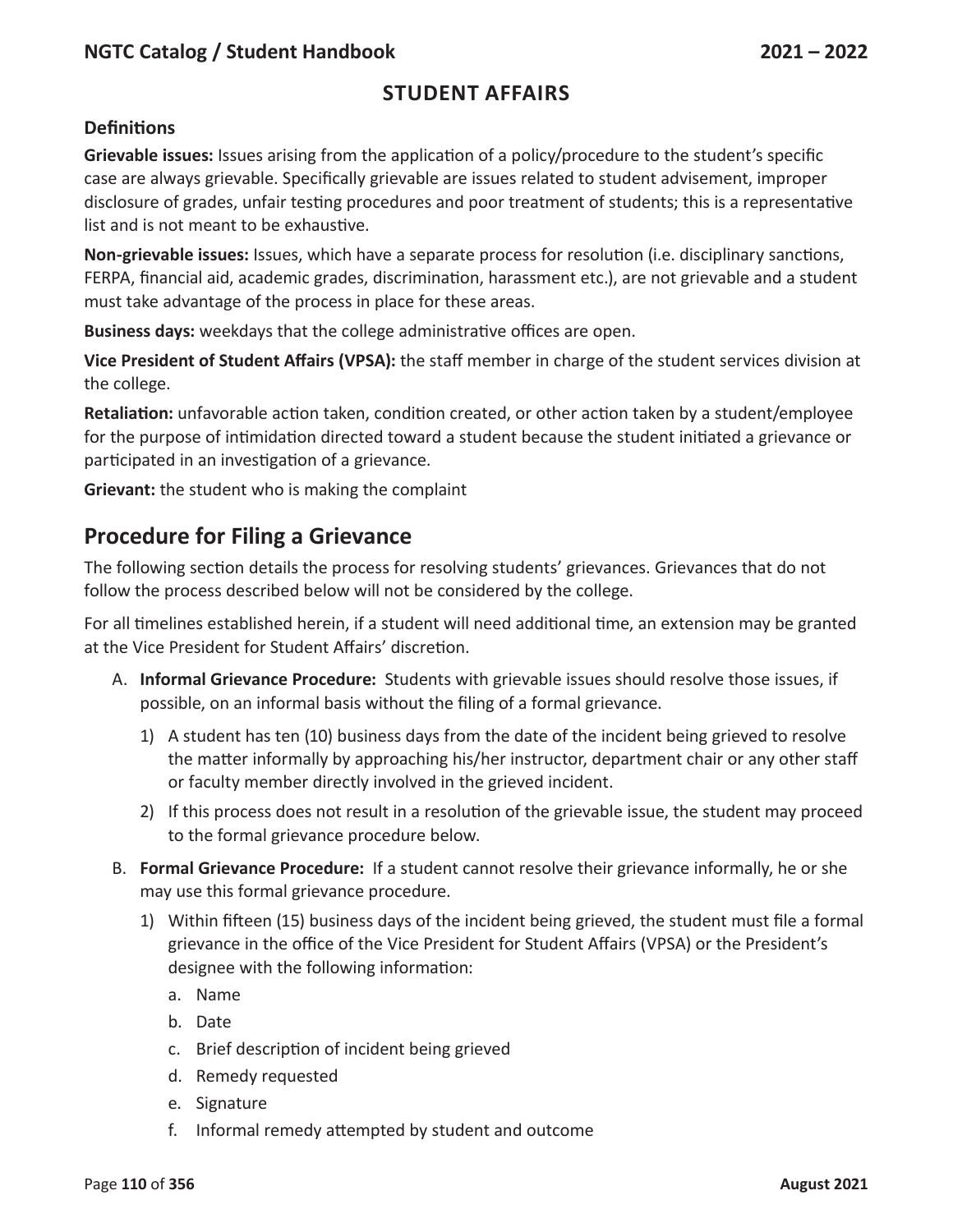## STUDENT AFFAIRS

### Definitions

**Grievable issues:** Issues arising from the application of a policy/procedure to the student's specific case are always grievable. Specifically grievable are issues related to student advisement, improper disclosure of grades, unfair testing procedures and poor treatment of students; this is a representative list and is not meant to be exhaustive.

**Non-grievable issues:** Issues, which have a separate process for resolution (i.e. disciplinary sanctions, FERPA, financial aid, academic grades, discrimination, harassment etc.), are not grievable and a student must take advantage of the process in place for these areas.

**Business days:** weekdays that the college administrative offices are open.

**Vice President of Student Affairs (VPSA):** the staff member in charge of the student services division at the college.

**Retaliation:** unfavorable action taken, condition created, or other action taken by a student/employee for the purpose of intimidation directed toward a student because the student initiated a grievance or participated in an investigation of a grievance.

**Grievant:** the student who is making the complaint

## Procedure for Filing a Grievance

The following section details the process for resolving students' grievances. Grievances that do not follow the process described below will not be considered by the college.

For all timelines established herein, if a student will need additional time, an extension may be granted at the Vice President for Student Affairs' discretion.

A. **Informal Grievance Procedure:** Students with grievable issues should resolve those issues, if possible, on an informal basis without the filing of a formal grievance.
   1) A student has ten (10) business days from the date of the incident being grieved to resolve the matter informally by approaching his/her instructor, department chair or any other staff or faculty member directly involved in the grieved incident.
   2) If this process does not result in a resolution of the grievable issue, the student may proceed to the formal grievance procedure below.

B. **Formal Grievance Procedure:** If a student cannot resolve their grievance informally, he or she may use this formal grievance procedure.
   1) Within fifteen (15) business days of the incident being grieved, the student must file a formal grievance in the office of the Vice President for Student Affairs (VPSA) or the President's designee with the following information:
      a. Name
      b. Date
      c. Brief description of incident being grieved
      d. Remedy requested
      e. Signature
      f. Informal remedy attempted by student and outcome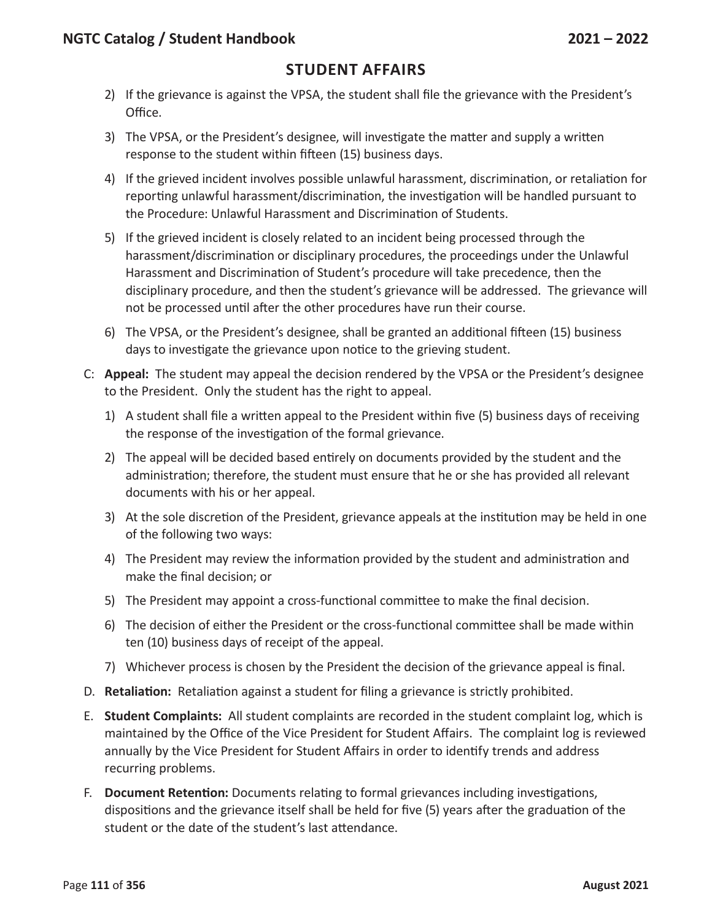## STUDENT AFFAIRS

2) If the grievance is against the VPSA, the student shall file the grievance with the President's Office.

3) The VPSA, or the President's designee, will investigate the matter and supply a written response to the student within fifteen (15) business days.

4) If the grieved incident involves possible unlawful harassment, discrimination, or retaliation for reporting unlawful harassment/discrimination, the investigation will be handled pursuant to the Procedure: Unlawful Harassment and Discrimination of Students.

5) If the grieved incident is closely related to an incident being processed through the harassment/discrimination or disciplinary procedures, the proceedings under the Unlawful Harassment and Discrimination of Student's procedure will take precedence, then the disciplinary procedure, and then the student's grievance will be addressed. The grievance will not be processed until after the other procedures have run their course.

6) The VPSA, or the President's designee, shall be granted an additional fifteen (15) business days to investigate the grievance upon notice to the grieving student.

C: **Appeal:** The student may appeal the decision rendered by the VPSA or the President's designee to the President. Only the student has the right to appeal.

1) A student shall file a written appeal to the President within five (5) business days of receiving the response of the investigation of the formal grievance.

2) The appeal will be decided based entirely on documents provided by the student and the administration; therefore, the student must ensure that he or she has provided all relevant documents with his or her appeal.

3) At the sole discretion of the President, grievance appeals at the institution may be held in one of the following two ways:

4) The President may review the information provided by the student and administration and make the final decision; or

5) The President may appoint a cross-functional committee to make the final decision.

6) The decision of either the President or the cross-functional committee shall be made within ten (10) business days of receipt of the appeal.

7) Whichever process is chosen by the President the decision of the grievance appeal is final.

D. **Retaliation:** Retaliation against a student for filing a grievance is strictly prohibited.

E. **Student Complaints:** All student complaints are recorded in the student complaint log, which is maintained by the Office of the Vice President for Student Affairs. The complaint log is reviewed annually by the Vice President for Student Affairs in order to identify trends and address recurring problems.

F. **Document Retention:** Documents relating to formal grievances including investigations, dispositions and the grievance itself shall be held for five (5) years after the graduation of the student or the date of the student's last attendance.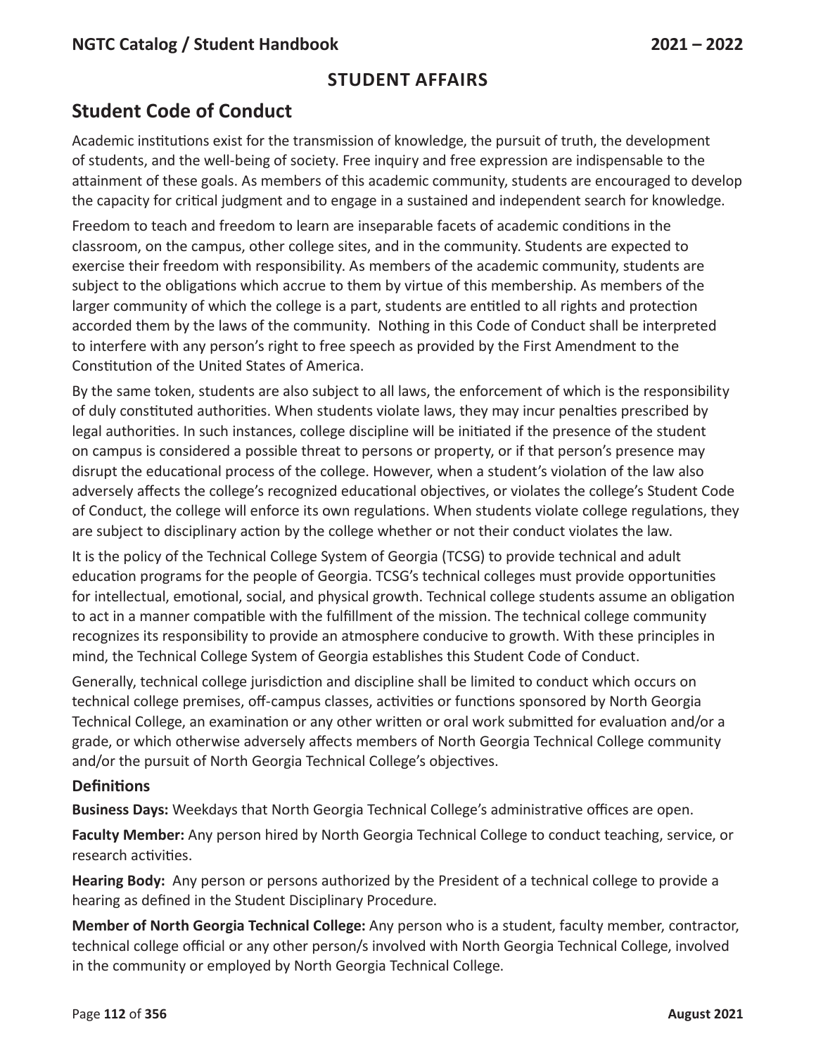## STUDENT AFFAIRS

# Student Code of Conduct

Academic institutions exist for the transmission of knowledge, the pursuit of truth, the development of students, and the well-being of society. Free inquiry and free expression are indispensable to the attainment of these goals. As members of this academic community, students are encouraged to develop the capacity for critical judgment and to engage in a sustained and independent search for knowledge.

Freedom to teach and freedom to learn are inseparable facets of academic conditions in the classroom, on the campus, other college sites, and in the community. Students are expected to exercise their freedom with responsibility. As members of the academic community, students are subject to the obligations which accrue to them by virtue of this membership. As members of the larger community of which the college is a part, students are entitled to all rights and protection accorded them by the laws of the community. Nothing in this Code of Conduct shall be interpreted to interfere with any person's right to free speech as provided by the First Amendment to the Constitution of the United States of America.

By the same token, students are also subject to all laws, the enforcement of which is the responsibility of duly constituted authorities. When students violate laws, they may incur penalties prescribed by legal authorities. In such instances, college discipline will be initiated if the presence of the student on campus is considered a possible threat to persons or property, or if that person's presence may disrupt the educational process of the college. However, when a student's violation of the law also adversely affects the college's recognized educational objectives, or violates the college's Student Code of Conduct, the college will enforce its own regulations. When students violate college regulations, they are subject to disciplinary action by the college whether or not their conduct violates the law.

It is the policy of the Technical College System of Georgia (TCSG) to provide technical and adult education programs for the people of Georgia. TCSG's technical colleges must provide opportunities for intellectual, emotional, social, and physical growth. Technical college students assume an obligation to act in a manner compatible with the fulfillment of the mission. The technical college community recognizes its responsibility to provide an atmosphere conducive to growth. With these principles in mind, the Technical College System of Georgia establishes this Student Code of Conduct.

Generally, technical college jurisdiction and discipline shall be limited to conduct which occurs on technical college premises, off-campus classes, activities or functions sponsored by North Georgia Technical College, an examination or any other written or oral work submitted for evaluation and/or a grade, or which otherwise adversely affects members of North Georgia Technical College community and/or the pursuit of North Georgia Technical College's objectives.

### Definitions

**Business Days:** Weekdays that North Georgia Technical College's administrative offices are open.

**Faculty Member:** Any person hired by North Georgia Technical College to conduct teaching, service, or research activities.

**Hearing Body:** Any person or persons authorized by the President of a technical college to provide a hearing as defined in the Student Disciplinary Procedure.

**Member of North Georgia Technical College:** Any person who is a student, faculty member, contractor, technical college official or any other person/s involved with North Georgia Technical College, involved in the community or employed by North Georgia Technical College.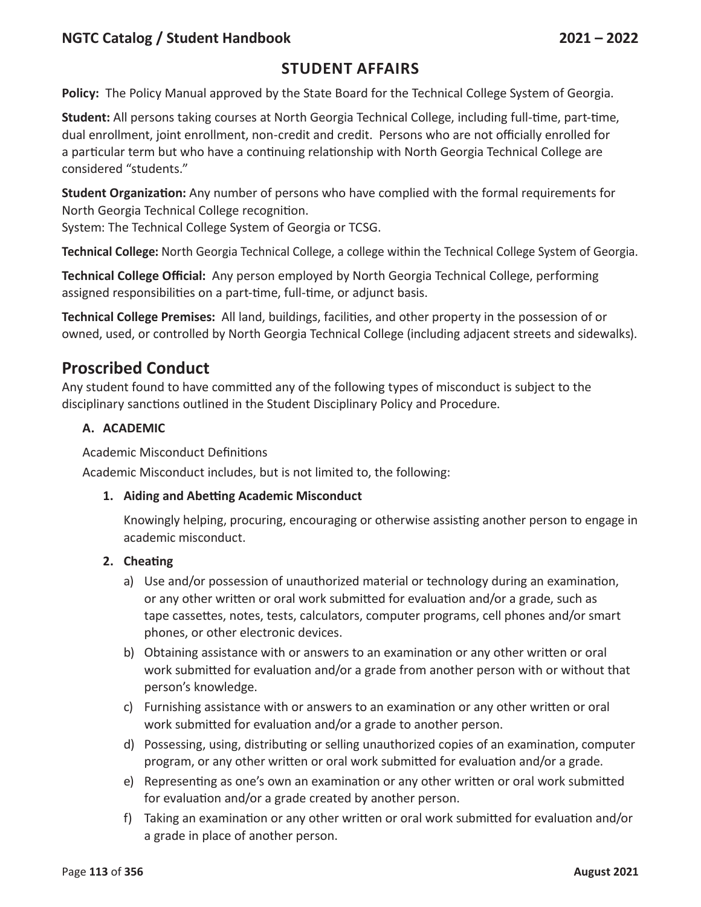## STUDENT AFFAIRS

**Policy:** The Policy Manual approved by the State Board for the Technical College System of Georgia.

**Student:** All persons taking courses at North Georgia Technical College, including full-time, part-time, dual enrollment, joint enrollment, non-credit and credit. Persons who are not officially enrolled for a particular term but who have a continuing relationship with North Georgia Technical College are considered "students."

**Student Organization:** Any number of persons who have complied with the formal requirements for North Georgia Technical College recognition.
System: The Technical College System of Georgia or TCSG.

**Technical College:** North Georgia Technical College, a college within the Technical College System of Georgia.

**Technical College Official:** Any person employed by North Georgia Technical College, performing assigned responsibilities on a part-time, full-time, or adjunct basis.

**Technical College Premises:** All land, buildings, facilities, and other property in the possession of or owned, used, or controlled by North Georgia Technical College (including adjacent streets and sidewalks).

## Proscribed Conduct

Any student found to have committed any of the following types of misconduct is subject to the disciplinary sanctions outlined in the Student Disciplinary Policy and Procedure.

**A. ACADEMIC**

Academic Misconduct Definitions

Academic Misconduct includes, but is not limited to, the following:

**1. Aiding and Abetting Academic Misconduct**

Knowingly helping, procuring, encouraging or otherwise assisting another person to engage in academic misconduct.

**2. Cheating**

a) Use and/or possession of unauthorized material or technology during an examination, or any other written or oral work submitted for evaluation and/or a grade, such as tape cassettes, notes, tests, calculators, computer programs, cell phones and/or smart phones, or other electronic devices.

b) Obtaining assistance with or answers to an examination or any other written or oral work submitted for evaluation and/or a grade from another person with or without that person's knowledge.

c) Furnishing assistance with or answers to an examination or any other written or oral work submitted for evaluation and/or a grade to another person.

d) Possessing, using, distributing or selling unauthorized copies of an examination, computer program, or any other written or oral work submitted for evaluation and/or a grade.

e) Representing as one's own an examination or any other written or oral work submitted for evaluation and/or a grade created by another person.

f) Taking an examination or any other written or oral work submitted for evaluation and/or a grade in place of another person.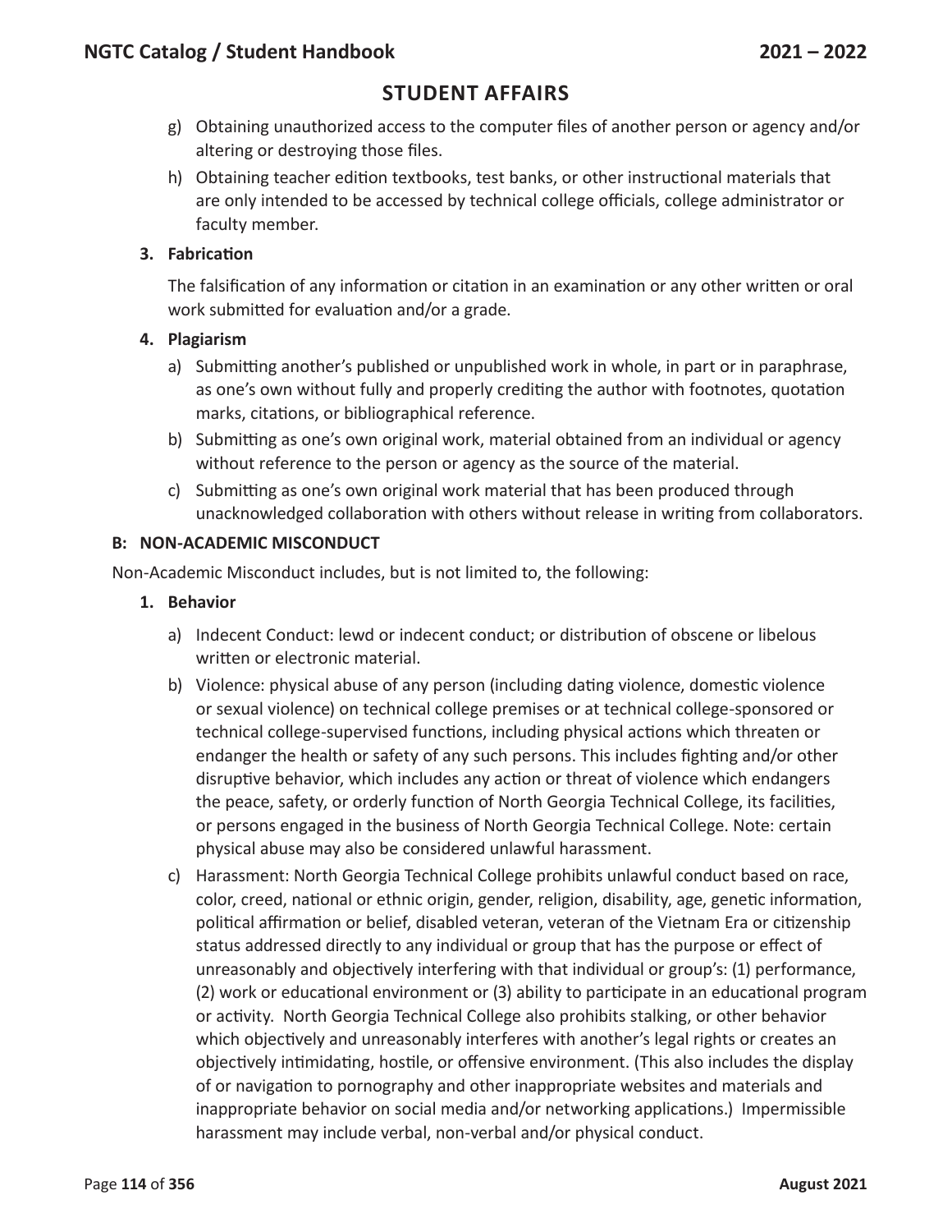## STUDENT AFFAIRS

g) Obtaining unauthorized access to the computer files of another person or agency and/or altering or destroying those files.

h) Obtaining teacher edition textbooks, test banks, or other instructional materials that are only intended to be accessed by technical college officials, college administrator or faculty member.

**3. Fabrication**

The falsification of any information or citation in an examination or any other written or oral work submitted for evaluation and/or a grade.

**4. Plagiarism**

a) Submitting another's published or unpublished work in whole, in part or in paraphrase, as one's own without fully and properly crediting the author with footnotes, quotation marks, citations, or bibliographical reference.

b) Submitting as one's own original work, material obtained from an individual or agency without reference to the person or agency as the source of the material.

c) Submitting as one's own original work material that has been produced through unacknowledged collaboration with others without release in writing from collaborators.

**B: NON-ACADEMIC MISCONDUCT**

Non-Academic Misconduct includes, but is not limited to, the following:

**1. Behavior**

a) Indecent Conduct: lewd or indecent conduct; or distribution of obscene or libelous written or electronic material.

b) Violence: physical abuse of any person (including dating violence, domestic violence or sexual violence) on technical college premises or at technical college-sponsored or technical college-supervised functions, including physical actions which threaten or endanger the health or safety of any such persons. This includes fighting and/or other disruptive behavior, which includes any action or threat of violence which endangers the peace, safety, or orderly function of North Georgia Technical College, its facilities, or persons engaged in the business of North Georgia Technical College. Note: certain physical abuse may also be considered unlawful harassment.

c) Harassment: North Georgia Technical College prohibits unlawful conduct based on race, color, creed, national or ethnic origin, gender, religion, disability, age, genetic information, political affirmation or belief, disabled veteran, veteran of the Vietnam Era or citizenship status addressed directly to any individual or group that has the purpose or effect of unreasonably and objectively interfering with that individual or group's: (1) performance, (2) work or educational environment or (3) ability to participate in an educational program or activity. North Georgia Technical College also prohibits stalking, or other behavior which objectively and unreasonably interferes with another's legal rights or creates an objectively intimidating, hostile, or offensive environment. (This also includes the display of or navigation to pornography and other inappropriate websites and materials and inappropriate behavior on social media and/or networking applications.) Impermissible harassment may include verbal, non-verbal and/or physical conduct.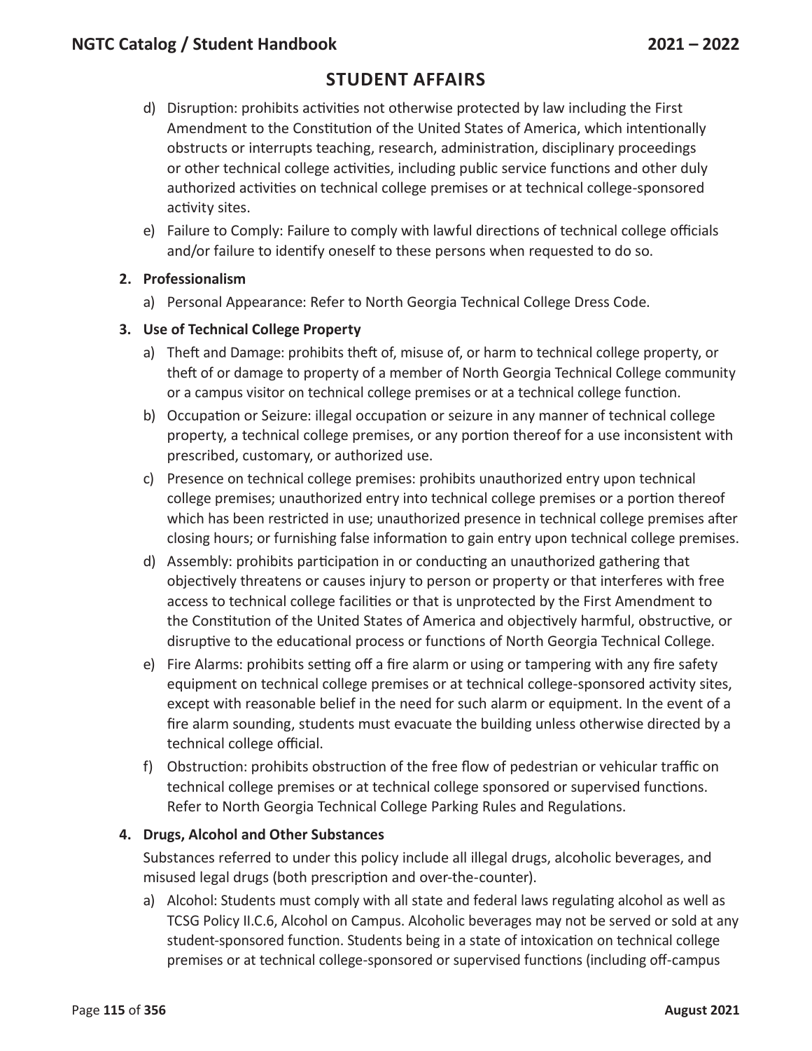## STUDENT AFFAIRS

d) Disruption: prohibits activities not otherwise protected by law including the First Amendment to the Constitution of the United States of America, which intentionally obstructs or interrupts teaching, research, administration, disciplinary proceedings or other technical college activities, including public service functions and other duly authorized activities on technical college premises or at technical college-sponsored activity sites.

e) Failure to Comply: Failure to comply with lawful directions of technical college officials and/or failure to identify oneself to these persons when requested to do so.

**2. Professionalism**

a) Personal Appearance: Refer to North Georgia Technical College Dress Code.

**3. Use of Technical College Property**

a) Theft and Damage: prohibits theft of, misuse of, or harm to technical college property, or theft of or damage to property of a member of North Georgia Technical College community or a campus visitor on technical college premises or at a technical college function.

b) Occupation or Seizure: illegal occupation or seizure in any manner of technical college property, a technical college premises, or any portion thereof for a use inconsistent with prescribed, customary, or authorized use.

c) Presence on technical college premises: prohibits unauthorized entry upon technical college premises; unauthorized entry into technical college premises or a portion thereof which has been restricted in use; unauthorized presence in technical college premises after closing hours; or furnishing false information to gain entry upon technical college premises.

d) Assembly: prohibits participation in or conducting an unauthorized gathering that objectively threatens or causes injury to person or property or that interferes with free access to technical college facilities or that is unprotected by the First Amendment to the Constitution of the United States of America and objectively harmful, obstructive, or disruptive to the educational process or functions of North Georgia Technical College.

e) Fire Alarms: prohibits setting off a fire alarm or using or tampering with any fire safety equipment on technical college premises or at technical college-sponsored activity sites, except with reasonable belief in the need for such alarm or equipment. In the event of a fire alarm sounding, students must evacuate the building unless otherwise directed by a technical college official.

f) Obstruction: prohibits obstruction of the free flow of pedestrian or vehicular traffic on technical college premises or at technical college sponsored or supervised functions. Refer to North Georgia Technical College Parking Rules and Regulations.

**4. Drugs, Alcohol and Other Substances**

Substances referred to under this policy include all illegal drugs, alcoholic beverages, and misused legal drugs (both prescription and over-the-counter).

a) Alcohol: Students must comply with all state and federal laws regulating alcohol as well as TCSG Policy II.C.6, Alcohol on Campus. Alcoholic beverages may not be served or sold at any student-sponsored function. Students being in a state of intoxication on technical college premises or at technical college-sponsored or supervised functions (including off-campus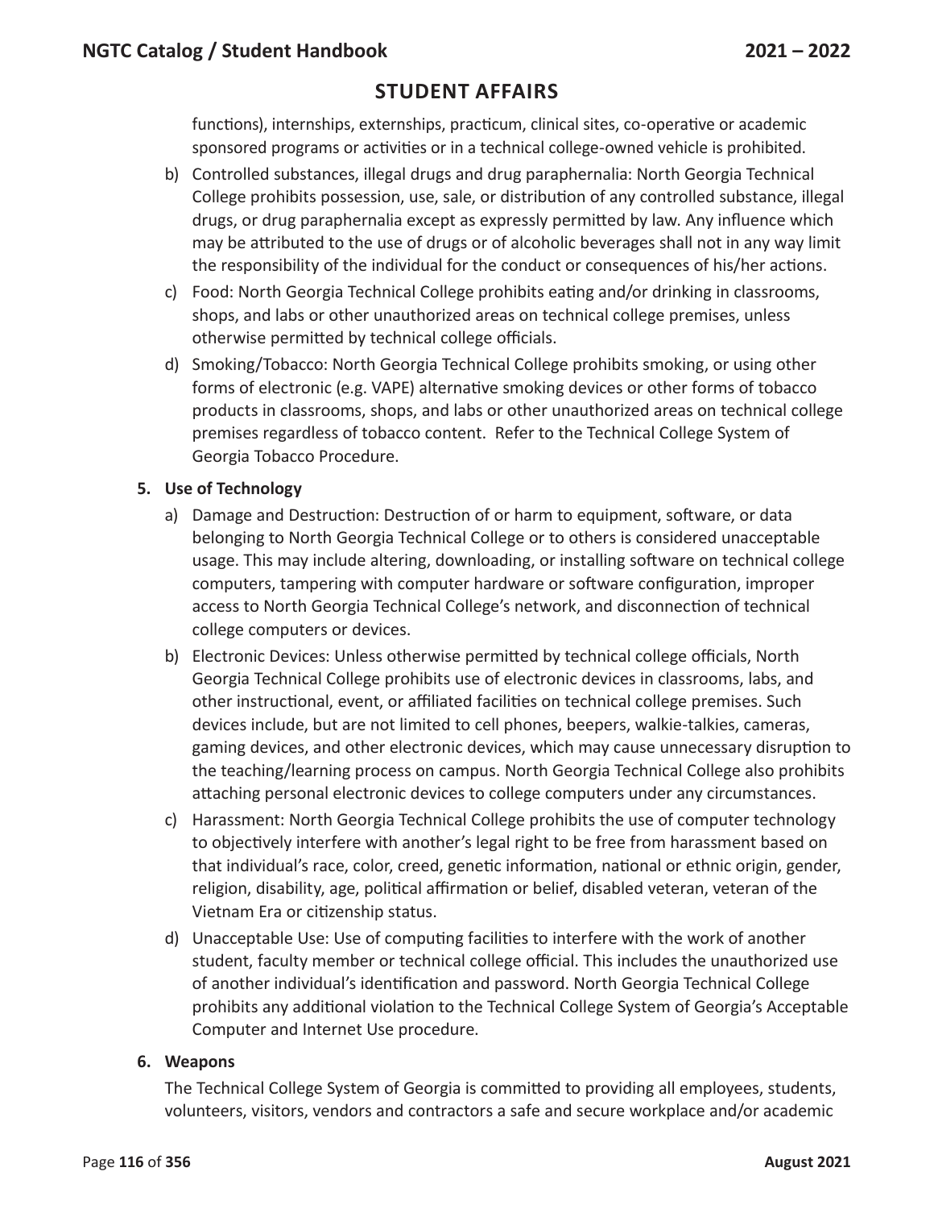## STUDENT AFFAIRS

functions), internships, externships, practicum, clinical sites, co-operative or academic sponsored programs or activities or in a technical college-owned vehicle is prohibited.

b) Controlled substances, illegal drugs and drug paraphernalia: North Georgia Technical College prohibits possession, use, sale, or distribution of any controlled substance, illegal drugs, or drug paraphernalia except as expressly permitted by law. Any influence which may be attributed to the use of drugs or of alcoholic beverages shall not in any way limit the responsibility of the individual for the conduct or consequences of his/her actions.

c) Food: North Georgia Technical College prohibits eating and/or drinking in classrooms, shops, and labs or other unauthorized areas on technical college premises, unless otherwise permitted by technical college officials.

d) Smoking/Tobacco: North Georgia Technical College prohibits smoking, or using other forms of electronic (e.g. VAPE) alternative smoking devices or other forms of tobacco products in classrooms, shops, and labs or other unauthorized areas on technical college premises regardless of tobacco content. Refer to the Technical College System of Georgia Tobacco Procedure.

**5. Use of Technology**

a) Damage and Destruction: Destruction of or harm to equipment, software, or data belonging to North Georgia Technical College or to others is considered unacceptable usage. This may include altering, downloading, or installing software on technical college computers, tampering with computer hardware or software configuration, improper access to North Georgia Technical College's network, and disconnection of technical college computers or devices.

b) Electronic Devices: Unless otherwise permitted by technical college officials, North Georgia Technical College prohibits use of electronic devices in classrooms, labs, and other instructional, event, or affiliated facilities on technical college premises. Such devices include, but are not limited to cell phones, beepers, walkie-talkies, cameras, gaming devices, and other electronic devices, which may cause unnecessary disruption to the teaching/learning process on campus. North Georgia Technical College also prohibits attaching personal electronic devices to college computers under any circumstances.

c) Harassment: North Georgia Technical College prohibits the use of computer technology to objectively interfere with another's legal right to be free from harassment based on that individual's race, color, creed, genetic information, national or ethnic origin, gender, religion, disability, age, political affirmation or belief, disabled veteran, veteran of the Vietnam Era or citizenship status.

d) Unacceptable Use: Use of computing facilities to interfere with the work of another student, faculty member or technical college official. This includes the unauthorized use of another individual's identification and password. North Georgia Technical College prohibits any additional violation to the Technical College System of Georgia's Acceptable Computer and Internet Use procedure.

**6. Weapons**

The Technical College System of Georgia is committed to providing all employees, students, volunteers, visitors, vendors and contractors a safe and secure workplace and/or academic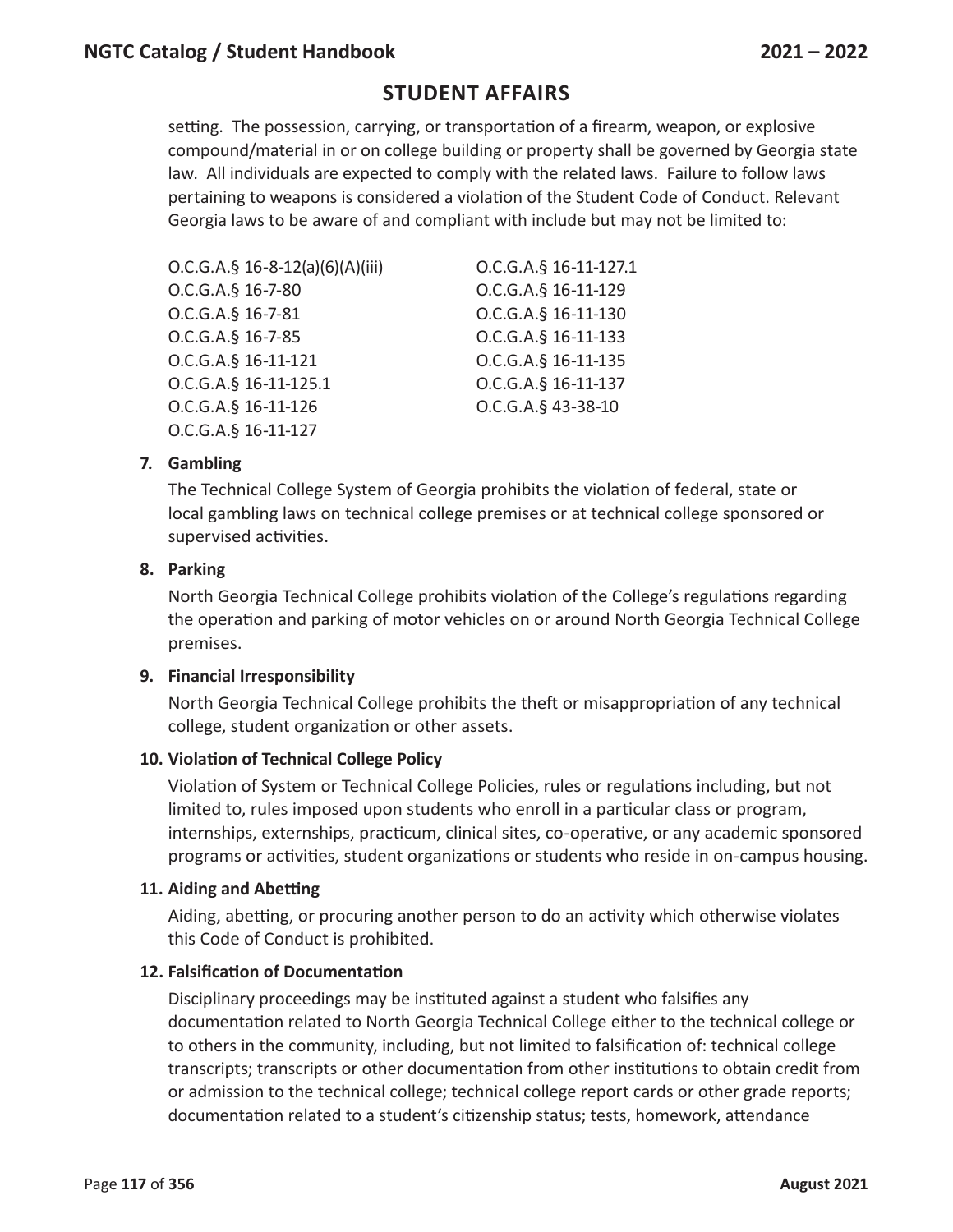## STUDENT AFFAIRS

setting. The possession, carrying, or transportation of a firearm, weapon, or explosive compound/material in or on college building or property shall be governed by Georgia state law. All individuals are expected to comply with the related laws. Failure to follow laws pertaining to weapons is considered a violation of the Student Code of Conduct. Relevant Georgia laws to be aware of and compliant with include but may not be limited to:

- O.C.G.A.§ 16-8-12(a)(6)(A)(iii)
- O.C.G.A.§ 16-7-80
- O.C.G.A.§ 16-7-81
- O.C.G.A.§ 16-7-85
- O.C.G.A.§ 16-11-121
- O.C.G.A.§ 16-11-125.1
- O.C.G.A.§ 16-11-126
- O.C.G.A.§ 16-11-127
- O.C.G.A.§ 16-11-127.1
- O.C.G.A.§ 16-11-129
- O.C.G.A.§ 16-11-130
- O.C.G.A.§ 16-11-133
- O.C.G.A.§ 16-11-135
- O.C.G.A.§ 16-11-137
- O.C.G.A.§ 43-38-10

**7. Gambling**

The Technical College System of Georgia prohibits the violation of federal, state or local gambling laws on technical college premises or at technical college sponsored or supervised activities.

**8. Parking**

North Georgia Technical College prohibits violation of the College's regulations regarding the operation and parking of motor vehicles on or around North Georgia Technical College premises.

**9. Financial Irresponsibility**

North Georgia Technical College prohibits the theft or misappropriation of any technical college, student organization or other assets.

**10. Violation of Technical College Policy**

Violation of System or Technical College Policies, rules or regulations including, but not limited to, rules imposed upon students who enroll in a particular class or program, internships, externships, practicum, clinical sites, co-operative, or any academic sponsored programs or activities, student organizations or students who reside in on-campus housing.

**11. Aiding and Abetting**

Aiding, abetting, or procuring another person to do an activity which otherwise violates this Code of Conduct is prohibited.

**12. Falsification of Documentation**

Disciplinary proceedings may be instituted against a student who falsifies any documentation related to North Georgia Technical College either to the technical college or to others in the community, including, but not limited to falsification of: technical college transcripts; transcripts or other documentation from other institutions to obtain credit from or admission to the technical college; technical college report cards or other grade reports; documentation related to a student's citizenship status; tests, homework, attendance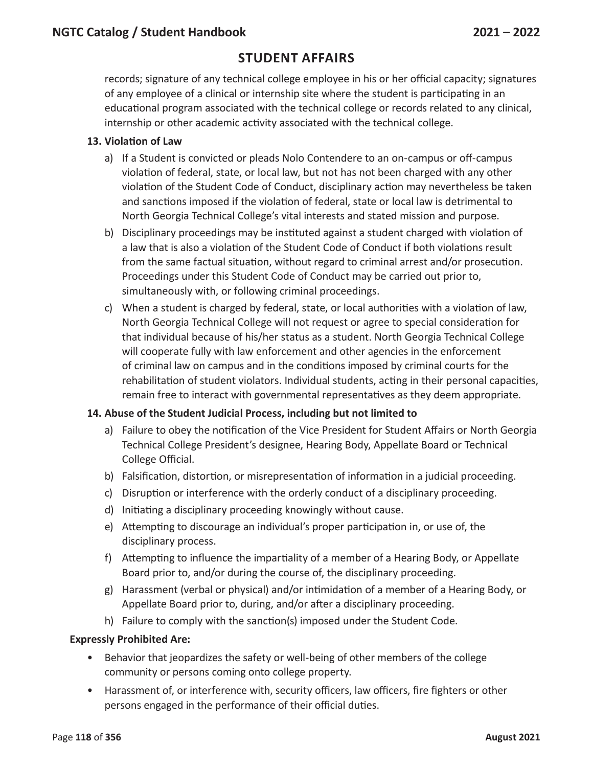## STUDENT AFFAIRS

records; signature of any technical college employee in his or her official capacity; signatures of any employee of a clinical or internship site where the student is participating in an educational program associated with the technical college or records related to any clinical, internship or other academic activity associated with the technical college.

**13. Violation of Law**

a) If a Student is convicted or pleads Nolo Contendere to an on-campus or off-campus violation of federal, state, or local law, but not has not been charged with any other violation of the Student Code of Conduct, disciplinary action may nevertheless be taken and sanctions imposed if the violation of federal, state or local law is detrimental to North Georgia Technical College's vital interests and stated mission and purpose.

b) Disciplinary proceedings may be instituted against a student charged with violation of a law that is also a violation of the Student Code of Conduct if both violations result from the same factual situation, without regard to criminal arrest and/or prosecution. Proceedings under this Student Code of Conduct may be carried out prior to, simultaneously with, or following criminal proceedings.

c) When a student is charged by federal, state, or local authorities with a violation of law, North Georgia Technical College will not request or agree to special consideration for that individual because of his/her status as a student. North Georgia Technical College will cooperate fully with law enforcement and other agencies in the enforcement of criminal law on campus and in the conditions imposed by criminal courts for the rehabilitation of student violators. Individual students, acting in their personal capacities, remain free to interact with governmental representatives as they deem appropriate.

**14. Abuse of the Student Judicial Process, including but not limited to**

a) Failure to obey the notification of the Vice President for Student Affairs or North Georgia Technical College President's designee, Hearing Body, Appellate Board or Technical College Official.

b) Falsification, distortion, or misrepresentation of information in a judicial proceeding.

c) Disruption or interference with the orderly conduct of a disciplinary proceeding.

d) Initiating a disciplinary proceeding knowingly without cause.

e) Attempting to discourage an individual's proper participation in, or use of, the disciplinary process.

f) Attempting to influence the impartiality of a member of a Hearing Body, or Appellate Board prior to, and/or during the course of, the disciplinary proceeding.

g) Harassment (verbal or physical) and/or intimidation of a member of a Hearing Body, or Appellate Board prior to, during, and/or after a disciplinary proceeding.

h) Failure to comply with the sanction(s) imposed under the Student Code.

**Expressly Prohibited Are:**

- Behavior that jeopardizes the safety or well-being of other members of the college community or persons coming onto college property.
- Harassment of, or interference with, security officers, law officers, fire fighters or other persons engaged in the performance of their official duties.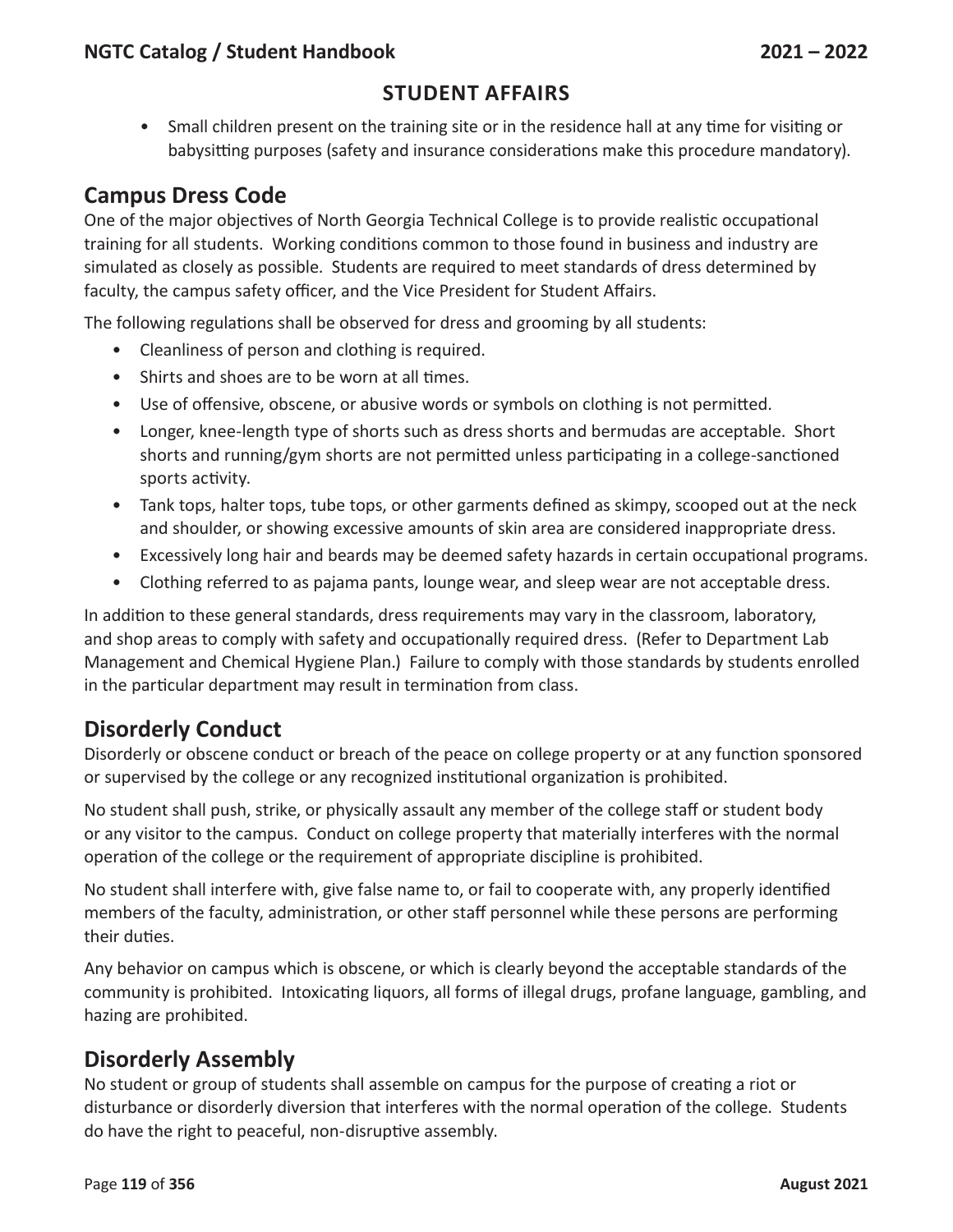## STUDENT AFFAIRS

- Small children present on the training site or in the residence hall at any time for visiting or babysitting purposes (safety and insurance considerations make this procedure mandatory).

## Campus Dress Code

One of the major objectives of North Georgia Technical College is to provide realistic occupational training for all students. Working conditions common to those found in business and industry are simulated as closely as possible. Students are required to meet standards of dress determined by faculty, the campus safety officer, and the Vice President for Student Affairs.

The following regulations shall be observed for dress and grooming by all students:

- Cleanliness of person and clothing is required.
- Shirts and shoes are to be worn at all times.
- Use of offensive, obscene, or abusive words or symbols on clothing is not permitted.
- Longer, knee-length type of shorts such as dress shorts and bermudas are acceptable. Short shorts and running/gym shorts are not permitted unless participating in a college-sanctioned sports activity.
- Tank tops, halter tops, tube tops, or other garments defined as skimpy, scooped out at the neck and shoulder, or showing excessive amounts of skin area are considered inappropriate dress.
- Excessively long hair and beards may be deemed safety hazards in certain occupational programs.
- Clothing referred to as pajama pants, lounge wear, and sleep wear are not acceptable dress.

In addition to these general standards, dress requirements may vary in the classroom, laboratory, and shop areas to comply with safety and occupationally required dress. (Refer to Department Lab Management and Chemical Hygiene Plan.) Failure to comply with those standards by students enrolled in the particular department may result in termination from class.

## Disorderly Conduct

Disorderly or obscene conduct or breach of the peace on college property or at any function sponsored or supervised by the college or any recognized institutional organization is prohibited.

No student shall push, strike, or physically assault any member of the college staff or student body or any visitor to the campus. Conduct on college property that materially interferes with the normal operation of the college or the requirement of appropriate discipline is prohibited.

No student shall interfere with, give false name to, or fail to cooperate with, any properly identified members of the faculty, administration, or other staff personnel while these persons are performing their duties.

Any behavior on campus which is obscene, or which is clearly beyond the acceptable standards of the community is prohibited. Intoxicating liquors, all forms of illegal drugs, profane language, gambling, and hazing are prohibited.

## Disorderly Assembly

No student or group of students shall assemble on campus for the purpose of creating a riot or disturbance or disorderly diversion that interferes with the normal operation of the college. Students do have the right to peaceful, non-disruptive assembly.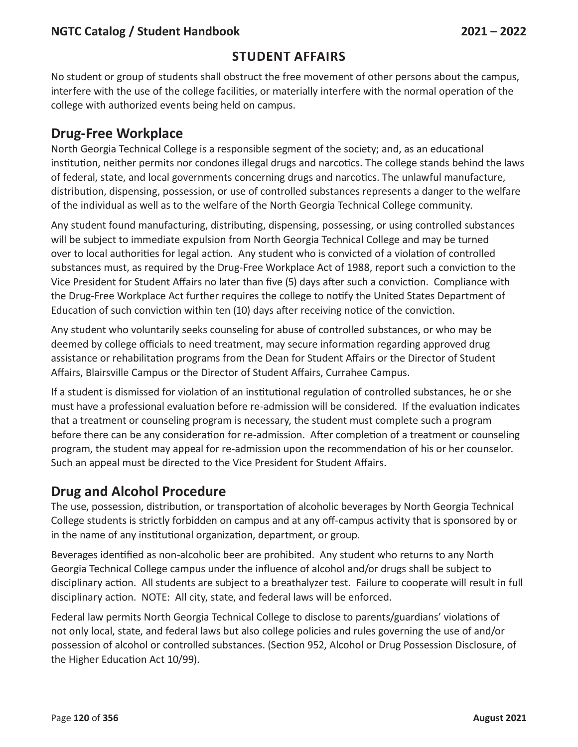## STUDENT AFFAIRS

No student or group of students shall obstruct the free movement of other persons about the campus, interfere with the use of the college facilities, or materially interfere with the normal operation of the college with authorized events being held on campus.

## Drug-Free Workplace

North Georgia Technical College is a responsible segment of the society; and, as an educational institution, neither permits nor condones illegal drugs and narcotics. The college stands behind the laws of federal, state, and local governments concerning drugs and narcotics. The unlawful manufacture, distribution, dispensing, possession, or use of controlled substances represents a danger to the welfare of the individual as well as to the welfare of the North Georgia Technical College community.

Any student found manufacturing, distributing, dispensing, possessing, or using controlled substances will be subject to immediate expulsion from North Georgia Technical College and may be turned over to local authorities for legal action. Any student who is convicted of a violation of controlled substances must, as required by the Drug-Free Workplace Act of 1988, report such a conviction to the Vice President for Student Affairs no later than five (5) days after such a conviction. Compliance with the Drug-Free Workplace Act further requires the college to notify the United States Department of Education of such conviction within ten (10) days after receiving notice of the conviction.

Any student who voluntarily seeks counseling for abuse of controlled substances, or who may be deemed by college officials to need treatment, may secure information regarding approved drug assistance or rehabilitation programs from the Dean for Student Affairs or the Director of Student Affairs, Blairsville Campus or the Director of Student Affairs, Currahee Campus.

If a student is dismissed for violation of an institutional regulation of controlled substances, he or she must have a professional evaluation before re-admission will be considered. If the evaluation indicates that a treatment or counseling program is necessary, the student must complete such a program before there can be any consideration for re-admission. After completion of a treatment or counseling program, the student may appeal for re-admission upon the recommendation of his or her counselor. Such an appeal must be directed to the Vice President for Student Affairs.

## Drug and Alcohol Procedure

The use, possession, distribution, or transportation of alcoholic beverages by North Georgia Technical College students is strictly forbidden on campus and at any off-campus activity that is sponsored by or in the name of any institutional organization, department, or group.

Beverages identified as non-alcoholic beer are prohibited. Any student who returns to any North Georgia Technical College campus under the influence of alcohol and/or drugs shall be subject to disciplinary action. All students are subject to a breathalyzer test. Failure to cooperate will result in full disciplinary action. NOTE: All city, state, and federal laws will be enforced.

Federal law permits North Georgia Technical College to disclose to parents/guardians' violations of not only local, state, and federal laws but also college policies and rules governing the use of and/or possession of alcohol or controlled substances. (Section 952, Alcohol or Drug Possession Disclosure, of the Higher Education Act 10/99).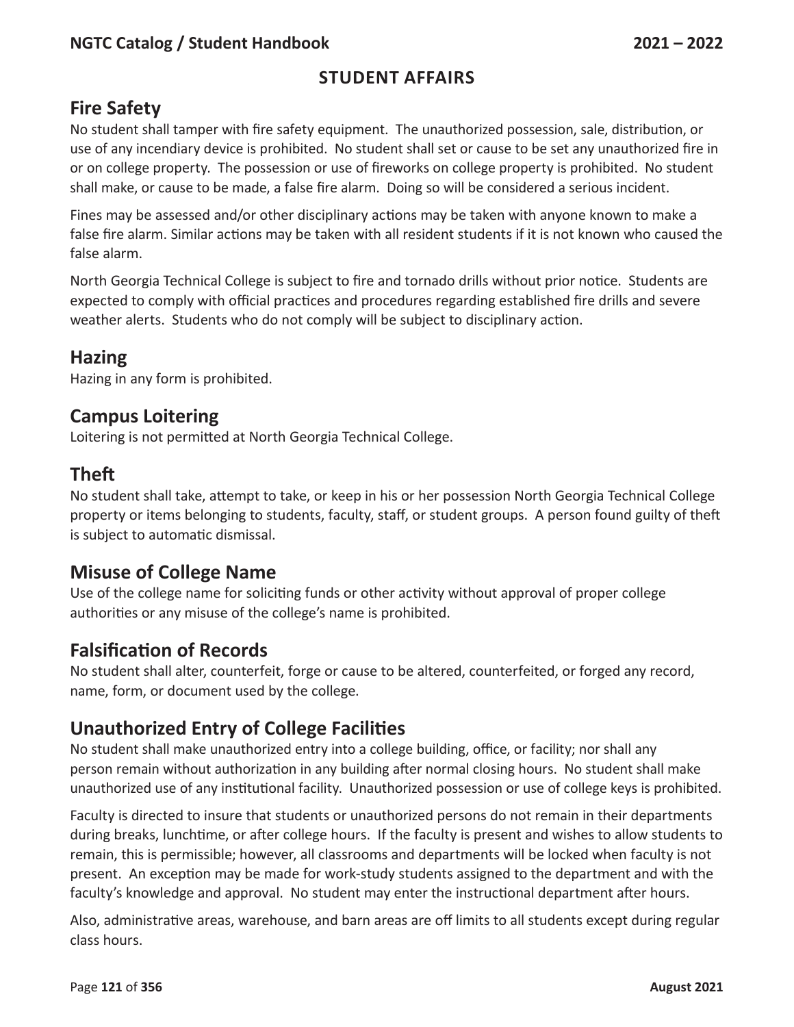## STUDENT AFFAIRS

### Fire Safety

No student shall tamper with fire safety equipment. The unauthorized possession, sale, distribution, or use of any incendiary device is prohibited. No student shall set or cause to be set any unauthorized fire in or on college property. The possession or use of fireworks on college property is prohibited. No student shall make, or cause to be made, a false fire alarm. Doing so will be considered a serious incident.

Fines may be assessed and/or other disciplinary actions may be taken with anyone known to make a false fire alarm. Similar actions may be taken with all resident students if it is not known who caused the false alarm.

North Georgia Technical College is subject to fire and tornado drills without prior notice. Students are expected to comply with official practices and procedures regarding established fire drills and severe weather alerts. Students who do not comply will be subject to disciplinary action.

### Hazing

Hazing in any form is prohibited.

### Campus Loitering

Loitering is not permitted at North Georgia Technical College.

### Theft

No student shall take, attempt to take, or keep in his or her possession North Georgia Technical College property or items belonging to students, faculty, staff, or student groups. A person found guilty of theft is subject to automatic dismissal.

### Misuse of College Name

Use of the college name for soliciting funds or other activity without approval of proper college authorities or any misuse of the college's name is prohibited.

### Falsification of Records

No student shall alter, counterfeit, forge or cause to be altered, counterfeited, or forged any record, name, form, or document used by the college.

### Unauthorized Entry of College Facilities

No student shall make unauthorized entry into a college building, office, or facility; nor shall any person remain without authorization in any building after normal closing hours. No student shall make unauthorized use of any institutional facility. Unauthorized possession or use of college keys is prohibited.

Faculty is directed to insure that students or unauthorized persons do not remain in their departments during breaks, lunchtime, or after college hours. If the faculty is present and wishes to allow students to remain, this is permissible; however, all classrooms and departments will be locked when faculty is not present. An exception may be made for work-study students assigned to the department and with the faculty's knowledge and approval. No student may enter the instructional department after hours.

Also, administrative areas, warehouse, and barn areas are off limits to all students except during regular class hours.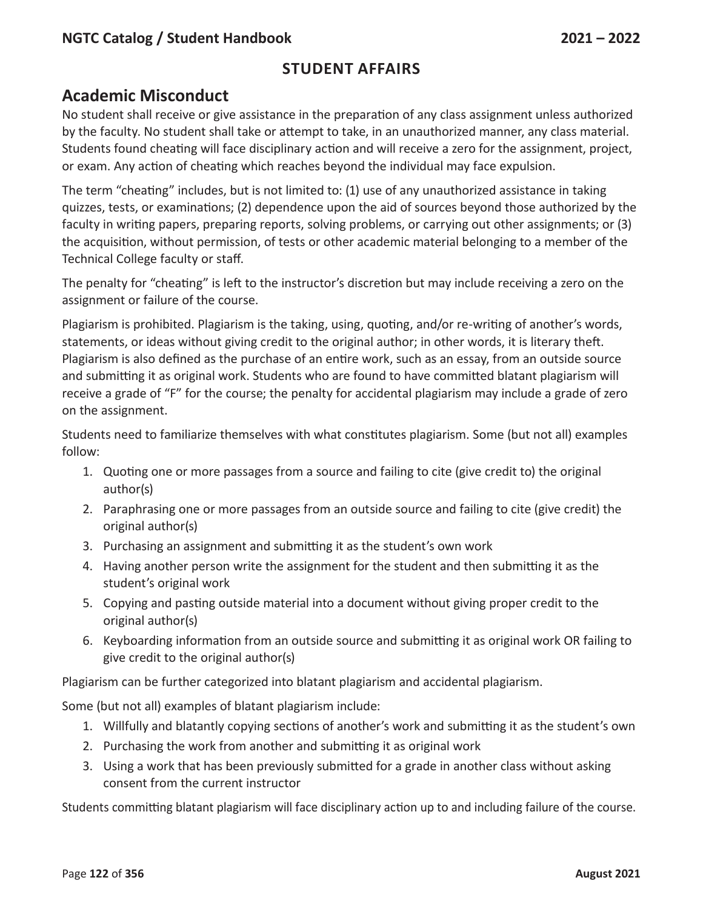## STUDENT AFFAIRS

### Academic Misconduct

No student shall receive or give assistance in the preparation of any class assignment unless authorized by the faculty. No student shall take or attempt to take, in an unauthorized manner, any class material. Students found cheating will face disciplinary action and will receive a zero for the assignment, project, or exam. Any action of cheating which reaches beyond the individual may face expulsion.

The term "cheating" includes, but is not limited to: (1) use of any unauthorized assistance in taking quizzes, tests, or examinations; (2) dependence upon the aid of sources beyond those authorized by the faculty in writing papers, preparing reports, solving problems, or carrying out other assignments; or (3) the acquisition, without permission, of tests or other academic material belonging to a member of the Technical College faculty or staff.

The penalty for "cheating" is left to the instructor's discretion but may include receiving a zero on the assignment or failure of the course.

Plagiarism is prohibited. Plagiarism is the taking, using, quoting, and/or re-writing of another's words, statements, or ideas without giving credit to the original author; in other words, it is literary theft. Plagiarism is also defined as the purchase of an entire work, such as an essay, from an outside source and submitting it as original work. Students who are found to have committed blatant plagiarism will receive a grade of "F" for the course; the penalty for accidental plagiarism may include a grade of zero on the assignment.

Students need to familiarize themselves with what constitutes plagiarism. Some (but not all) examples follow:

1. Quoting one or more passages from a source and failing to cite (give credit to) the original author(s)
2. Paraphrasing one or more passages from an outside source and failing to cite (give credit) the original author(s)
3. Purchasing an assignment and submitting it as the student's own work
4. Having another person write the assignment for the student and then submitting it as the student's original work
5. Copying and pasting outside material into a document without giving proper credit to the original author(s)
6. Keyboarding information from an outside source and submitting it as original work OR failing to give credit to the original author(s)

Plagiarism can be further categorized into blatant plagiarism and accidental plagiarism.

Some (but not all) examples of blatant plagiarism include:

1. Willfully and blatantly copying sections of another's work and submitting it as the student's own
2. Purchasing the work from another and submitting it as original work
3. Using a work that has been previously submitted for a grade in another class without asking consent from the current instructor

Students committing blatant plagiarism will face disciplinary action up to and including failure of the course.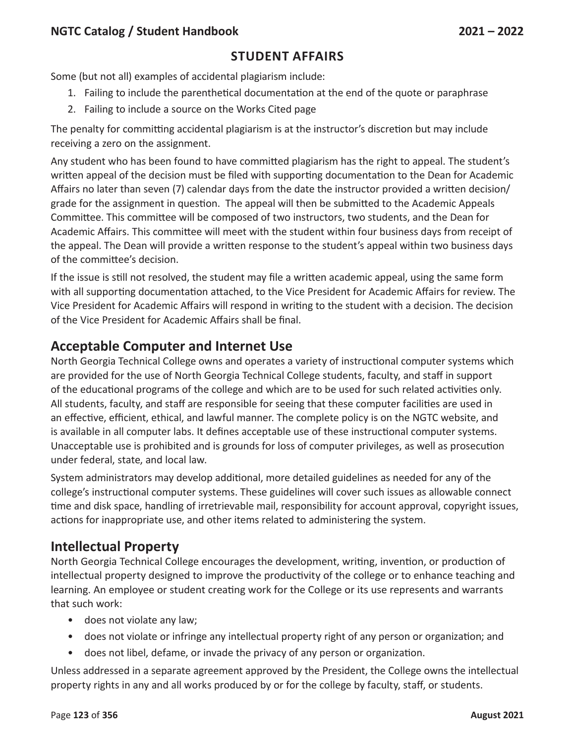## STUDENT AFFAIRS

Some (but not all) examples of accidental plagiarism include:

1. Failing to include the parenthetical documentation at the end of the quote or paraphrase
2. Failing to include a source on the Works Cited page

The penalty for committing accidental plagiarism is at the instructor's discretion but may include receiving a zero on the assignment.

Any student who has been found to have committed plagiarism has the right to appeal. The student's written appeal of the decision must be filed with supporting documentation to the Dean for Academic Affairs no later than seven (7) calendar days from the date the instructor provided a written decision/grade for the assignment in question. The appeal will then be submitted to the Academic Appeals Committee. This committee will be composed of two instructors, two students, and the Dean for Academic Affairs. This committee will meet with the student within four business days from receipt of the appeal. The Dean will provide a written response to the student's appeal within two business days of the committee's decision.

If the issue is still not resolved, the student may file a written academic appeal, using the same form with all supporting documentation attached, to the Vice President for Academic Affairs for review. The Vice President for Academic Affairs will respond in writing to the student with a decision. The decision of the Vice President for Academic Affairs shall be final.

## Acceptable Computer and Internet Use

North Georgia Technical College owns and operates a variety of instructional computer systems which are provided for the use of North Georgia Technical College students, faculty, and staff in support of the educational programs of the college and which are to be used for such related activities only. All students, faculty, and staff are responsible for seeing that these computer facilities are used in an effective, efficient, ethical, and lawful manner. The complete policy is on the NGTC website, and is available in all computer labs. It defines acceptable use of these instructional computer systems. Unacceptable use is prohibited and is grounds for loss of computer privileges, as well as prosecution under federal, state, and local law.

System administrators may develop additional, more detailed guidelines as needed for any of the college's instructional computer systems. These guidelines will cover such issues as allowable connect time and disk space, handling of irretrievable mail, responsibility for account approval, copyright issues, actions for inappropriate use, and other items related to administering the system.

## Intellectual Property

North Georgia Technical College encourages the development, writing, invention, or production of intellectual property designed to improve the productivity of the college or to enhance teaching and learning. An employee or student creating work for the College or its use represents and warrants that such work:

- does not violate any law;
- does not violate or infringe any intellectual property right of any person or organization; and
- does not libel, defame, or invade the privacy of any person or organization.

Unless addressed in a separate agreement approved by the President, the College owns the intellectual property rights in any and all works produced by or for the college by faculty, staff, or students.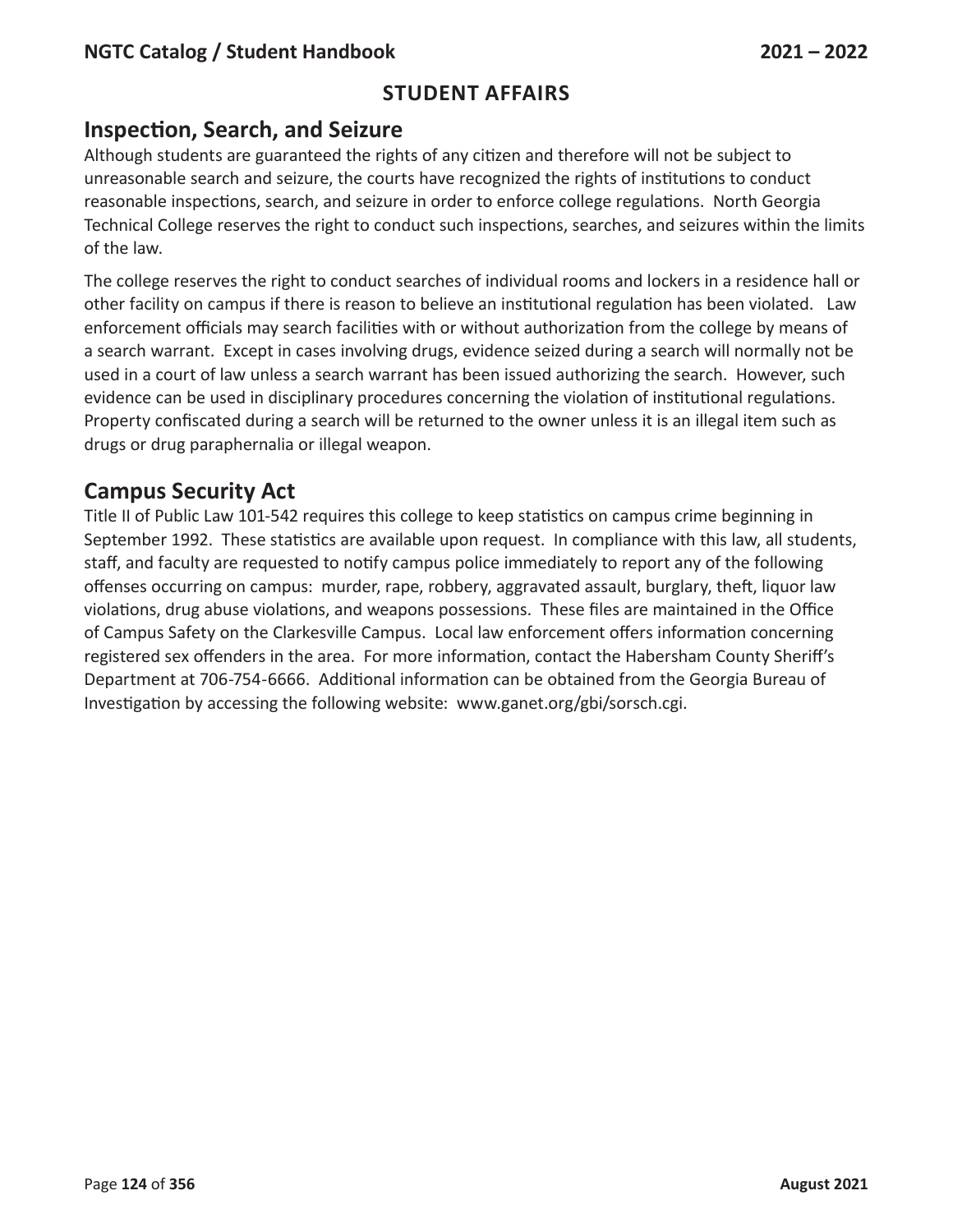## STUDENT AFFAIRS

## Inspection, Search, and Seizure

Although students are guaranteed the rights of any citizen and therefore will not be subject to unreasonable search and seizure, the courts have recognized the rights of institutions to conduct reasonable inspections, search, and seizure in order to enforce college regulations. North Georgia Technical College reserves the right to conduct such inspections, searches, and seizures within the limits of the law.

The college reserves the right to conduct searches of individual rooms and lockers in a residence hall or other facility on campus if there is reason to believe an institutional regulation has been violated. Law enforcement officials may search facilities with or without authorization from the college by means of a search warrant. Except in cases involving drugs, evidence seized during a search will normally not be used in a court of law unless a search warrant has been issued authorizing the search. However, such evidence can be used in disciplinary procedures concerning the violation of institutional regulations. Property confiscated during a search will be returned to the owner unless it is an illegal item such as drugs or drug paraphernalia or illegal weapon.

## Campus Security Act

Title II of Public Law 101-542 requires this college to keep statistics on campus crime beginning in September 1992. These statistics are available upon request. In compliance with this law, all students, staff, and faculty are requested to notify campus police immediately to report any of the following offenses occurring on campus: murder, rape, robbery, aggravated assault, burglary, theft, liquor law violations, drug abuse violations, and weapons possessions. These files are maintained in the Office of Campus Safety on the Clarkesville Campus. Local law enforcement offers information concerning registered sex offenders in the area. For more information, contact the Habersham County Sheriff's Department at 706-754-6666. Additional information can be obtained from the Georgia Bureau of Investigation by accessing the following website: www.ganet.org/gbi/sorsch.cgi.